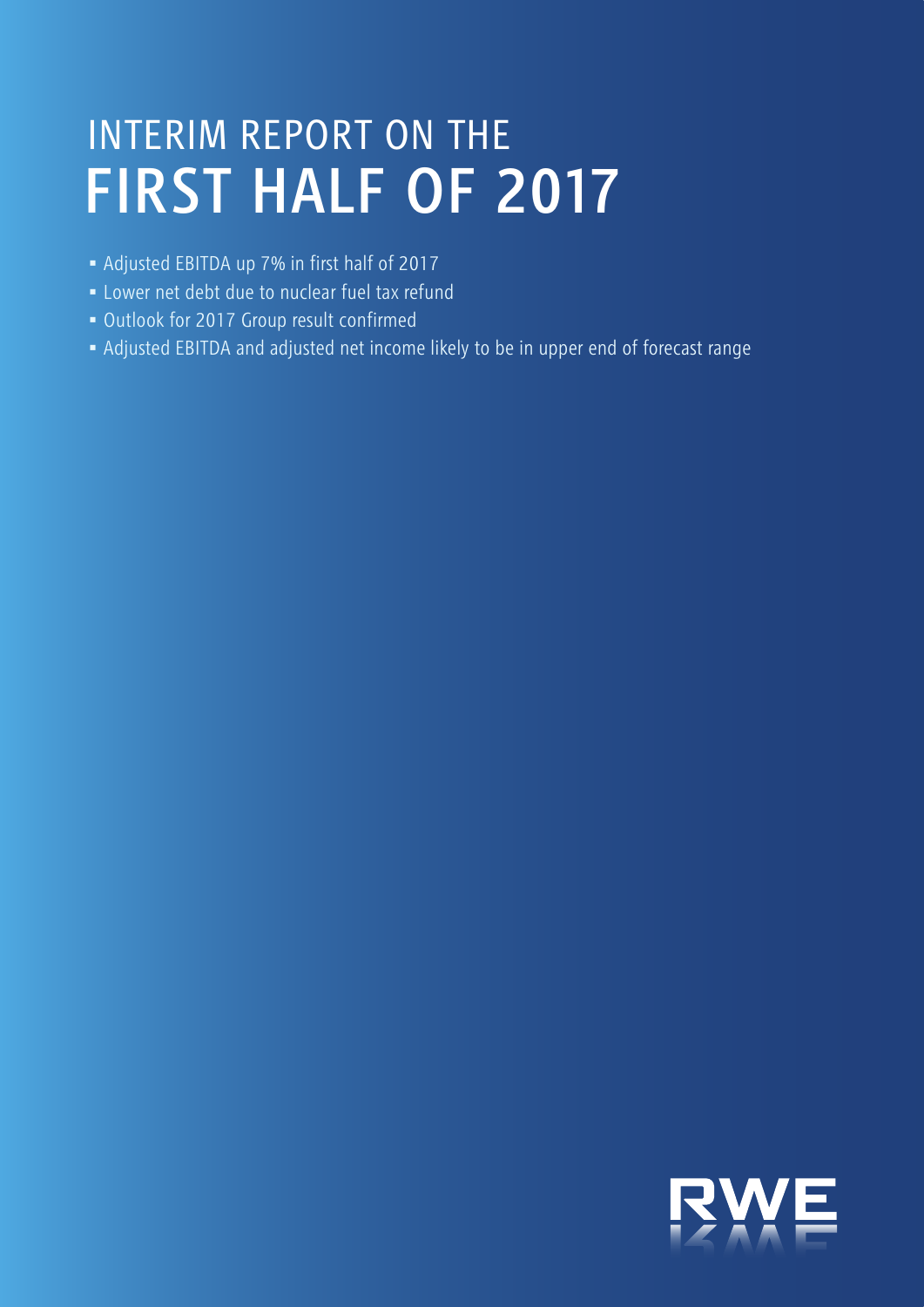# INTERIM REPORT ON THE FIRST HALF OF 2017

- Adjusted EBITDA up 7% in first half of 2017
- Lower net debt due to nuclear fuel tax refund
- Outlook for 2017 Group result confirmed
- Adjusted EBITDA and adjusted net income likely to be in upper end of forecast range

RWE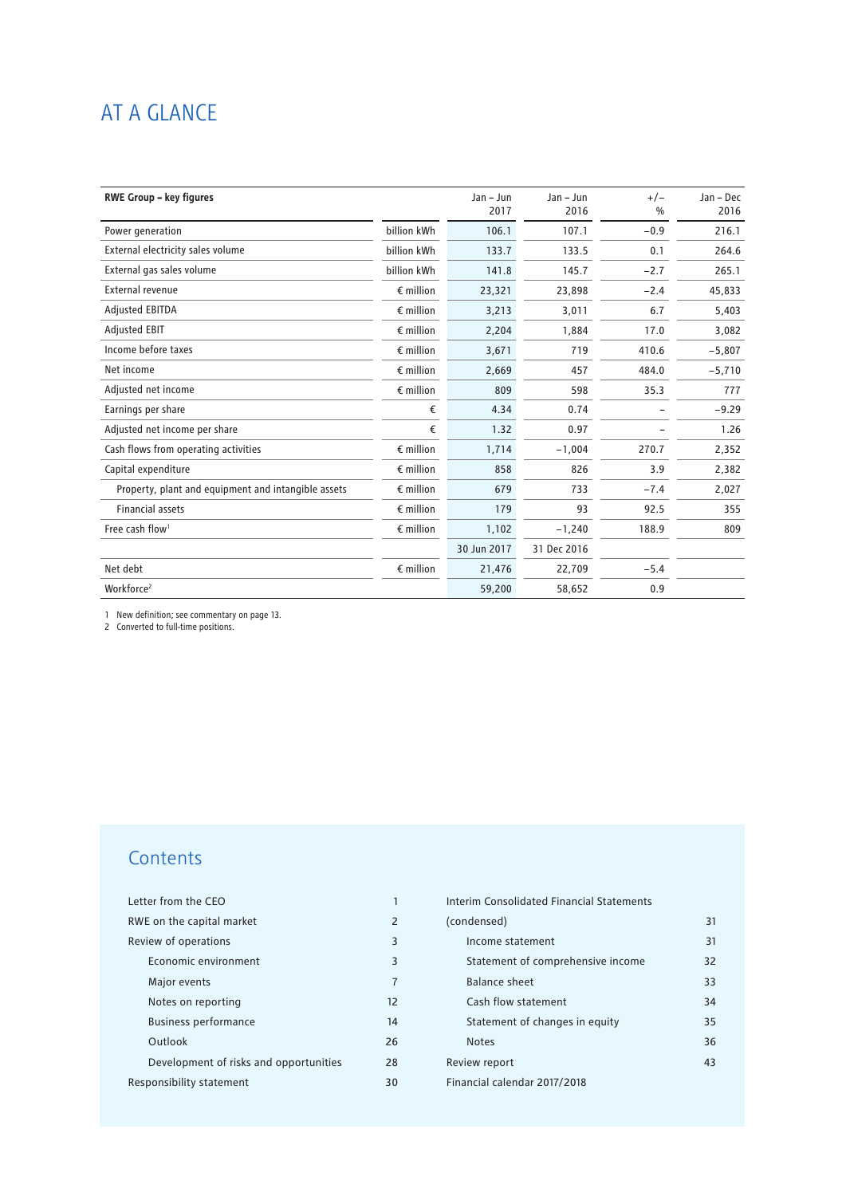# AT A GLANCE

| RWE Group – key figures | | Jan – Jun 2017 | Jan – Jun 2016 | +/– % | Jan – Dec 2016 |
|---|---|---|---|---|---|
| Power generation | billion kWh | 106.1 | 107.1 | −0.9 | 216.1 |
| External electricity sales volume | billion kWh | 133.7 | 133.5 | 0.1 | 264.6 |
| External gas sales volume | billion kWh | 141.8 | 145.7 | −2.7 | 265.1 |
| External revenue | € million | 23,321 | 23,898 | −2.4 | 45,833 |
| Adjusted EBITDA | € million | 3,213 | 3,011 | 6.7 | 5,403 |
| Adjusted EBIT | € million | 2,204 | 1,884 | 17.0 | 3,082 |
| Income before taxes | € million | 3,671 | 719 | 410.6 | −5,807 |
| Net income | € million | 2,669 | 457 | 484.0 | −5,710 |
| Adjusted net income | € million | 809 | 598 | 35.3 | 777 |
| Earnings per share | € | 4.34 | 0.74 | – | −9.29 |
| Adjusted net income per share | € | 1.32 | 0.97 | – | 1.26 |
| Cash flows from operating activities | € million | 1,714 | −1,004 | 270.7 | 2,352 |
| Capital expenditure | € million | 858 | 826 | 3.9 | 2,382 |
| Property, plant and equipment and intangible assets | € million | 679 | 733 | −7.4 | 2,027 |
| Financial assets | € million | 179 | 93 | 92.5 | 355 |
| Free cash flow[1] | € million | 1,102 | −1,240 | 188.9 | 809 |
| | | 30 Jun 2017 | 31 Dec 2016 | | |
| Net debt | € million | 21,476 | 22,709 | −5.4 | |
| Workforce[2] | | 59,200 | 58,652 | 0.9 | |

1 New definition; see commentary on page 13.
2 Converted to full-time positions.

## Contents

- Letter from the CEO 1
- RWE on the capital market 2
- Review of operations 3
  - Economic environment 3
  - Major events 7
  - Notes on reporting 12
  - Business performance 14
  - Outlook 26
  - Development of risks and opportunities 28
- Responsibility statement 30
- Interim Consolidated Financial Statements (condensed) 31
  - Income statement 31
  - Statement of comprehensive income 32
  - Balance sheet 33
  - Cash flow statement 34
  - Statement of changes in equity 35
  - Notes 36
- Review report 43
- Financial calendar 2017/2018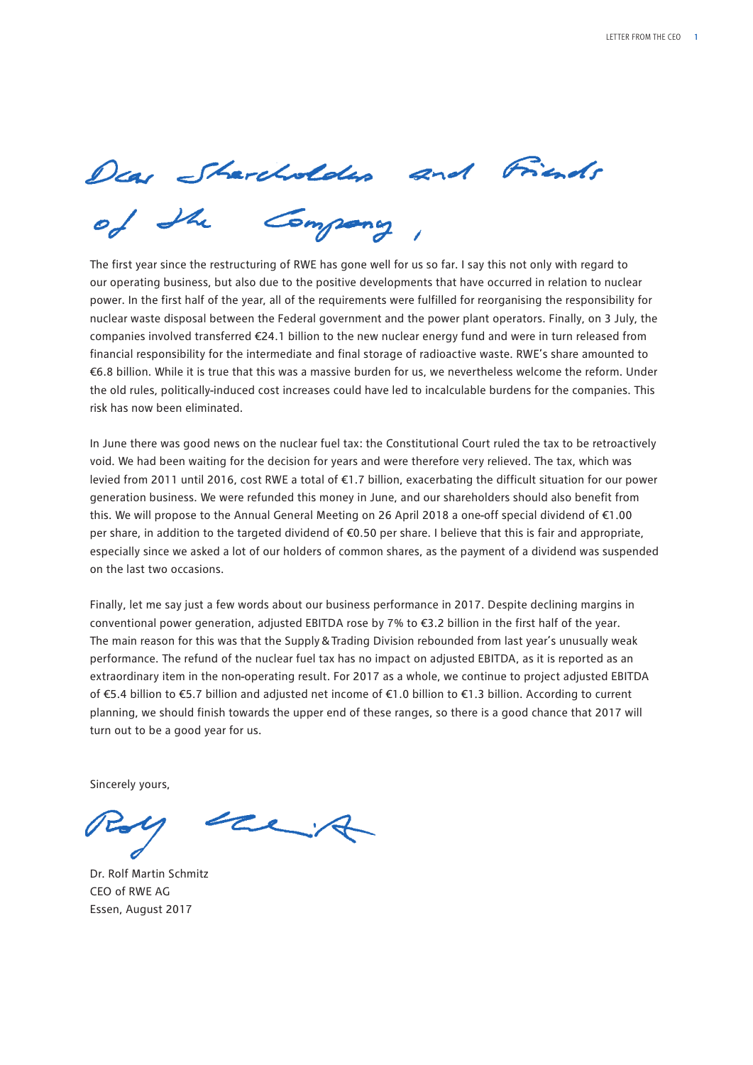Dear Shareholders and Friends of the Company,

The first year since the restructuring of RWE has gone well for us so far. I say this not only with regard to our operating business, but also due to the positive developments that have occurred in relation to nuclear power. In the first half of the year, all of the requirements were fulfilled for reorganising the responsibility for nuclear waste disposal between the Federal government and the power plant operators. Finally, on 3 July, the companies involved transferred €24.1 billion to the new nuclear energy fund and were in turn released from financial responsibility for the intermediate and final storage of radioactive waste. RWE's share amounted to €6.8 billion. While it is true that this was a massive burden for us, we nevertheless welcome the reform. Under the old rules, politically-induced cost increases could have led to incalculable burdens for the companies. This risk has now been eliminated.

In June there was good news on the nuclear fuel tax: the Constitutional Court ruled the tax to be retroactively void. We had been waiting for the decision for years and were therefore very relieved. The tax, which was levied from 2011 until 2016, cost RWE a total of €1.7 billion, exacerbating the difficult situation for our power generation business. We were refunded this money in June, and our shareholders should also benefit from this. We will propose to the Annual General Meeting on 26 April 2018 a one-off special dividend of €1.00 per share, in addition to the targeted dividend of €0.50 per share. I believe that this is fair and appropriate, especially since we asked a lot of our holders of common shares, as the payment of a dividend was suspended on the last two occasions.

Finally, let me say just a few words about our business performance in 2017. Despite declining margins in conventional power generation, adjusted EBITDA rose by 7% to €3.2 billion in the first half of the year. The main reason for this was that the Supply & Trading Division rebounded from last year's unusually weak performance. The refund of the nuclear fuel tax has no impact on adjusted EBITDA, as it is reported as an extraordinary item in the non-operating result. For 2017 as a whole, we continue to project adjusted EBITDA of €5.4 billion to €5.7 billion and adjusted net income of €1.0 billion to €1.3 billion. According to current planning, we should finish towards the upper end of these ranges, so there is a good chance that 2017 will turn out to be a good year for us.

Sincerely yours,

Dr. Rolf Martin Schmitz
CEO of RWE AG
Essen, August 2017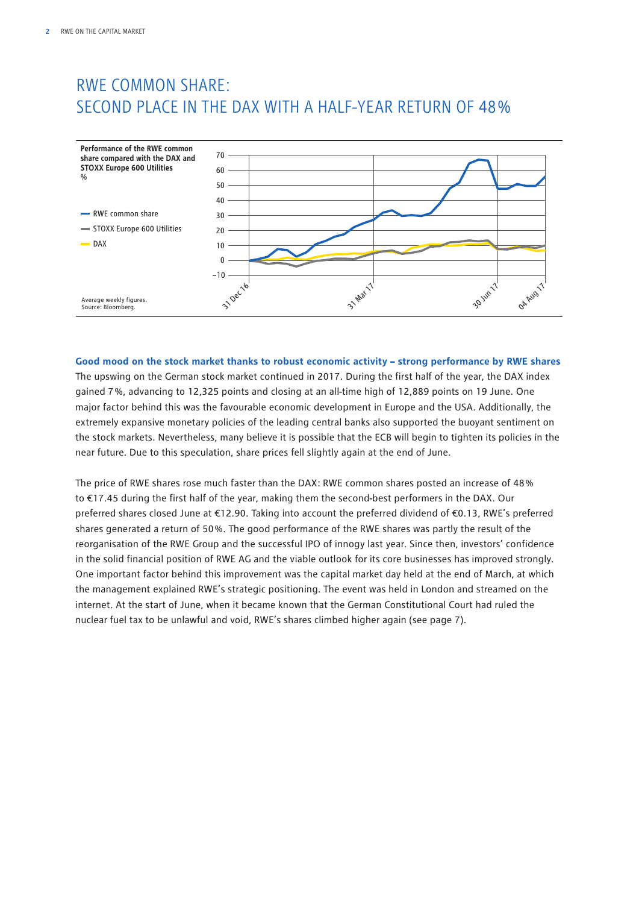# RWE COMMON SHARE: SECOND PLACE IN THE DAX WITH A HALF-YEAR RETURN OF 48 %

**Performance of the RWE common share compared with the DAX and STOXX Europe 600 Utilities**
%

- RWE common share
- STOXX Europe 600 Utilities
- DAX

Average weekly figures.
Source: Bloomberg.

**Good mood on the stock market thanks to robust economic activity – strong performance by RWE shares**
The upswing on the German stock market continued in 2017. During the first half of the year, the DAX index gained 7 %, advancing to 12,325 points and closing at an all-time high of 12,889 points on 19 June. One major factor behind this was the favourable economic development in Europe and the USA. Additionally, the extremely expansive monetary policies of the leading central banks also supported the buoyant sentiment on the stock markets. Nevertheless, many believe it is possible that the ECB will begin to tighten its policies in the near future. Due to this speculation, share prices fell slightly again at the end of June.

The price of RWE shares rose much faster than the DAX: RWE common shares posted an increase of 48 % to €17.45 during the first half of the year, making them the second-best performers in the DAX. Our preferred shares closed June at €12.90. Taking into account the preferred dividend of €0.13, RWE's preferred shares generated a return of 50 %. The good performance of the RWE shares was partly the result of the reorganisation of the RWE Group and the successful IPO of innogy last year. Since then, investors' confidence in the solid financial position of RWE AG and the viable outlook for its core businesses has improved strongly. One important factor behind this improvement was the capital market day held at the end of March, at which the management explained RWE's strategic positioning. The event was held in London and streamed on the internet. At the start of June, when it became known that the German Constitutional Court had ruled the nuclear fuel tax to be unlawful and void, RWE's shares climbed higher again (see page 7).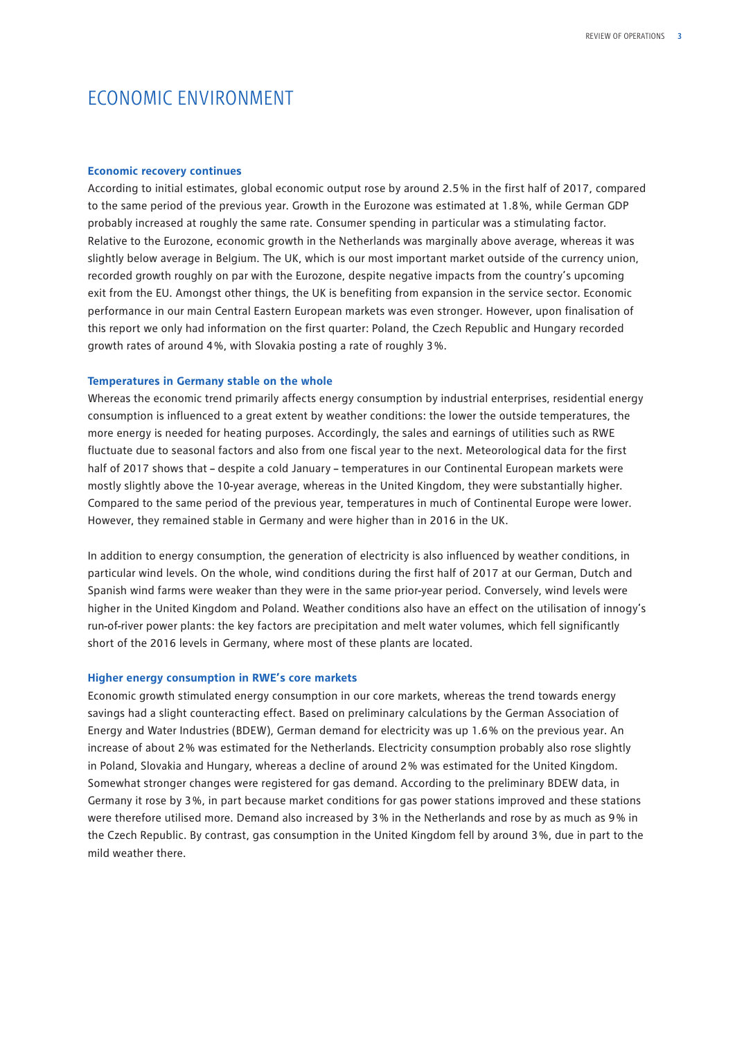# ECONOMIC ENVIRONMENT

**Economic recovery continues**

According to initial estimates, global economic output rose by around 2.5% in the first half of 2017, compared to the same period of the previous year. Growth in the Eurozone was estimated at 1.8%, while German GDP probably increased at roughly the same rate. Consumer spending in particular was a stimulating factor. Relative to the Eurozone, economic growth in the Netherlands was marginally above average, whereas it was slightly below average in Belgium. The UK, which is our most important market outside of the currency union, recorded growth roughly on par with the Eurozone, despite negative impacts from the country's upcoming exit from the EU. Amongst other things, the UK is benefiting from expansion in the service sector. Economic performance in our main Central Eastern European markets was even stronger. However, upon finalisation of this report we only had information on the first quarter: Poland, the Czech Republic and Hungary recorded growth rates of around 4%, with Slovakia posting a rate of roughly 3%.

**Temperatures in Germany stable on the whole**

Whereas the economic trend primarily affects energy consumption by industrial enterprises, residential energy consumption is influenced to a great extent by weather conditions: the lower the outside temperatures, the more energy is needed for heating purposes. Accordingly, the sales and earnings of utilities such as RWE fluctuate due to seasonal factors and also from one fiscal year to the next. Meteorological data for the first half of 2017 shows that – despite a cold January – temperatures in our Continental European markets were mostly slightly above the 10-year average, whereas in the United Kingdom, they were substantially higher. Compared to the same period of the previous year, temperatures in much of Continental Europe were lower. However, they remained stable in Germany and were higher than in 2016 in the UK.

In addition to energy consumption, the generation of electricity is also influenced by weather conditions, in particular wind levels. On the whole, wind conditions during the first half of 2017 at our German, Dutch and Spanish wind farms were weaker than they were in the same prior-year period. Conversely, wind levels were higher in the United Kingdom and Poland. Weather conditions also have an effect on the utilisation of innogy's run-of-river power plants: the key factors are precipitation and melt water volumes, which fell significantly short of the 2016 levels in Germany, where most of these plants are located.

**Higher energy consumption in RWE's core markets**

Economic growth stimulated energy consumption in our core markets, whereas the trend towards energy savings had a slight counteracting effect. Based on preliminary calculations by the German Association of Energy and Water Industries (BDEW), German demand for electricity was up 1.6% on the previous year. An increase of about 2% was estimated for the Netherlands. Electricity consumption probably also rose slightly in Poland, Slovakia and Hungary, whereas a decline of around 2% was estimated for the United Kingdom. Somewhat stronger changes were registered for gas demand. According to the preliminary BDEW data, in Germany it rose by 3%, in part because market conditions for gas power stations improved and these stations were therefore utilised more. Demand also increased by 3% in the Netherlands and rose by as much as 9% in the Czech Republic. By contrast, gas consumption in the United Kingdom fell by around 3%, due in part to the mild weather there.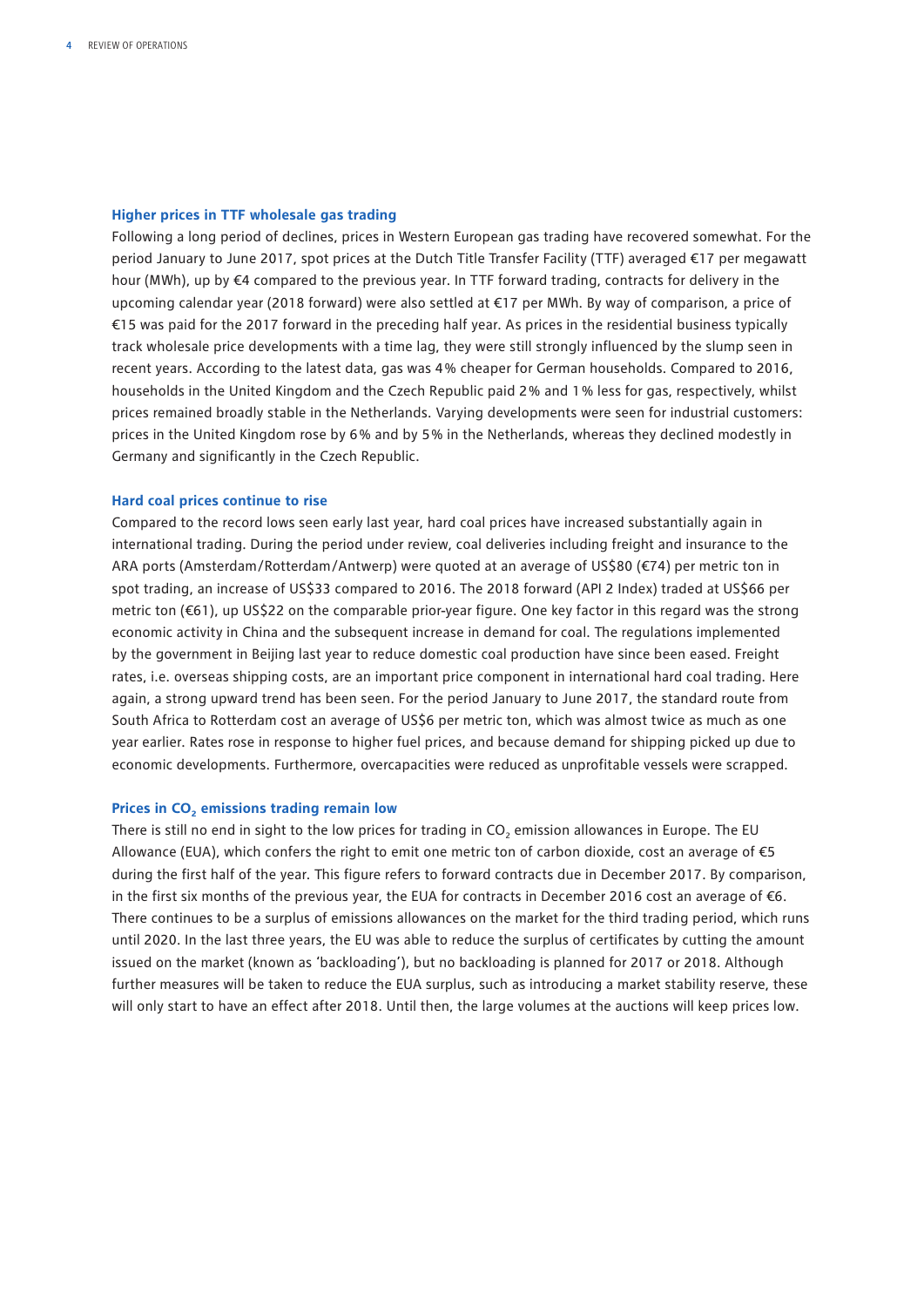### Higher prices in TTF wholesale gas trading

Following a long period of declines, prices in Western European gas trading have recovered somewhat. For the period January to June 2017, spot prices at the Dutch Title Transfer Facility (TTF) averaged €17 per megawatt hour (MWh), up by €4 compared to the previous year. In TTF forward trading, contracts for delivery in the upcoming calendar year (2018 forward) were also settled at €17 per MWh. By way of comparison, a price of €15 was paid for the 2017 forward in the preceding half year. As prices in the residential business typically track wholesale price developments with a time lag, they were still strongly influenced by the slump seen in recent years. According to the latest data, gas was 4% cheaper for German households. Compared to 2016, households in the United Kingdom and the Czech Republic paid 2% and 1% less for gas, respectively, whilst prices remained broadly stable in the Netherlands. Varying developments were seen for industrial customers: prices in the United Kingdom rose by 6% and by 5% in the Netherlands, whereas they declined modestly in Germany and significantly in the Czech Republic.

### Hard coal prices continue to rise

Compared to the record lows seen early last year, hard coal prices have increased substantially again in international trading. During the period under review, coal deliveries including freight and insurance to the ARA ports (Amsterdam/Rotterdam/Antwerp) were quoted at an average of US$80 (€74) per metric ton in spot trading, an increase of US$33 compared to 2016. The 2018 forward (API 2 Index) traded at US$66 per metric ton (€61), up US$22 on the comparable prior-year figure. One key factor in this regard was the strong economic activity in China and the subsequent increase in demand for coal. The regulations implemented by the government in Beijing last year to reduce domestic coal production have since been eased. Freight rates, i.e. overseas shipping costs, are an important price component in international hard coal trading. Here again, a strong upward trend has been seen. For the period January to June 2017, the standard route from South Africa to Rotterdam cost an average of US$6 per metric ton, which was almost twice as much as one year earlier. Rates rose in response to higher fuel prices, and because demand for shipping picked up due to economic developments. Furthermore, overcapacities were reduced as unprofitable vessels were scrapped.

### Prices in $CO_2$ emissions trading remain low

There is still no end in sight to the low prices for trading in $CO_2$ emission allowances in Europe. The EU Allowance (EUA), which confers the right to emit one metric ton of carbon dioxide, cost an average of €5 during the first half of the year. This figure refers to forward contracts due in December 2017. By comparison, in the first six months of the previous year, the EUA for contracts in December 2016 cost an average of €6. There continues to be a surplus of emissions allowances on the market for the third trading period, which runs until 2020. In the last three years, the EU was able to reduce the surplus of certificates by cutting the amount issued on the market (known as 'backloading'), but no backloading is planned for 2017 or 2018. Although further measures will be taken to reduce the EUA surplus, such as introducing a market stability reserve, these will only start to have an effect after 2018. Until then, the large volumes at the auctions will keep prices low.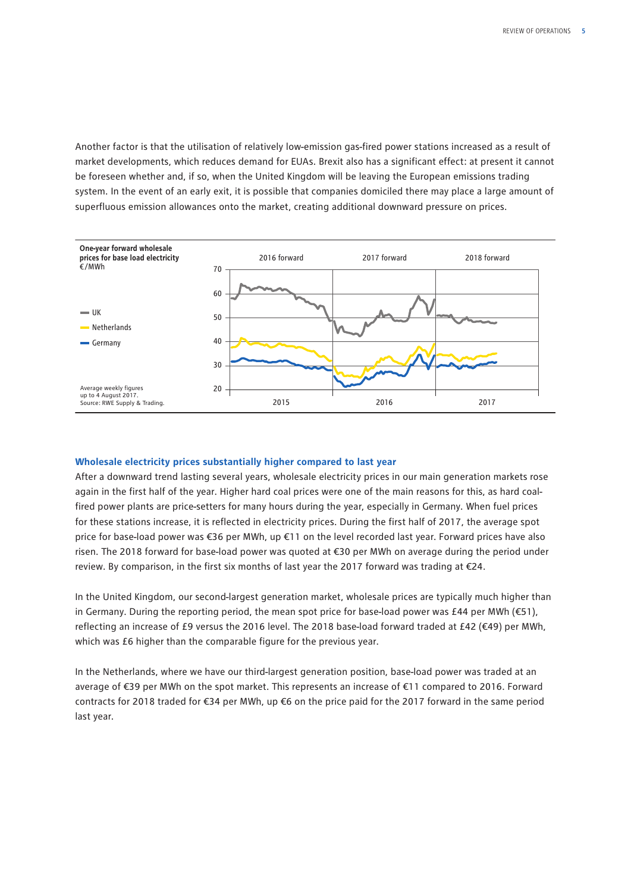Another factor is that the utilisation of relatively low-emission gas-fired power stations increased as a result of market developments, which reduces demand for EUAs. Brexit also has a significant effect: at present it cannot be foreseen whether and, if so, when the United Kingdom will be leaving the European emissions trading system. In the event of an early exit, it is possible that companies domiciled there may place a large amount of superfluous emission allowances onto the market, creating additional downward pressure on prices.

**One-year forward wholesale prices for base load electricity**
€/MWh

UK, Netherlands, Germany

2016 forward, 2017 forward, 2018 forward

2015, 2016, 2017

Average weekly figures up to 4 August 2017.
Source: RWE Supply & Trading.

### Wholesale electricity prices substantially higher compared to last year

After a downward trend lasting several years, wholesale electricity prices in our main generation markets rose again in the first half of the year. Higher hard coal prices were one of the main reasons for this, as hard coal-fired power plants are price-setters for many hours during the year, especially in Germany. When fuel prices for these stations increase, it is reflected in electricity prices. During the first half of 2017, the average spot price for base-load power was €36 per MWh, up €11 on the level recorded last year. Forward prices have also risen. The 2018 forward for base-load power was quoted at €30 per MWh on average during the period under review. By comparison, in the first six months of last year the 2017 forward was trading at €24.

In the United Kingdom, our second-largest generation market, wholesale prices are typically much higher than in Germany. During the reporting period, the mean spot price for base-load power was £44 per MWh (€51), reflecting an increase of £9 versus the 2016 level. The 2018 base-load forward traded at £42 (€49) per MWh, which was £6 higher than the comparable figure for the previous year.

In the Netherlands, where we have our third-largest generation position, base-load power was traded at an average of €39 per MWh on the spot market. This represents an increase of €11 compared to 2016. Forward contracts for 2018 traded for €34 per MWh, up €6 on the price paid for the 2017 forward in the same period last year.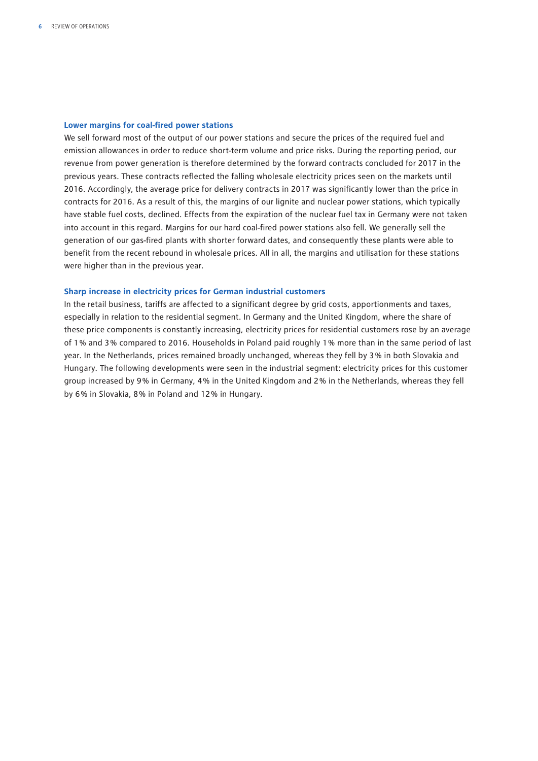### Lower margins for coal-fired power stations

We sell forward most of the output of our power stations and secure the prices of the required fuel and emission allowances in order to reduce short-term volume and price risks. During the reporting period, our revenue from power generation is therefore determined by the forward contracts concluded for 2017 in the previous years. These contracts reflected the falling wholesale electricity prices seen on the markets until 2016. Accordingly, the average price for delivery contracts in 2017 was significantly lower than the price in contracts for 2016. As a result of this, the margins of our lignite and nuclear power stations, which typically have stable fuel costs, declined. Effects from the expiration of the nuclear fuel tax in Germany were not taken into account in this regard. Margins for our hard coal-fired power stations also fell. We generally sell the generation of our gas-fired plants with shorter forward dates, and consequently these plants were able to benefit from the recent rebound in wholesale prices. All in all, the margins and utilisation for these stations were higher than in the previous year.

### Sharp increase in electricity prices for German industrial customers

In the retail business, tariffs are affected to a significant degree by grid costs, apportionments and taxes, especially in relation to the residential segment. In Germany and the United Kingdom, where the share of these price components is constantly increasing, electricity prices for residential customers rose by an average of 1% and 3% compared to 2016. Households in Poland paid roughly 1% more than in the same period of last year. In the Netherlands, prices remained broadly unchanged, whereas they fell by 3% in both Slovakia and Hungary. The following developments were seen in the industrial segment: electricity prices for this customer group increased by 9% in Germany, 4% in the United Kingdom and 2% in the Netherlands, whereas they fell by 6% in Slovakia, 8% in Poland and 12% in Hungary.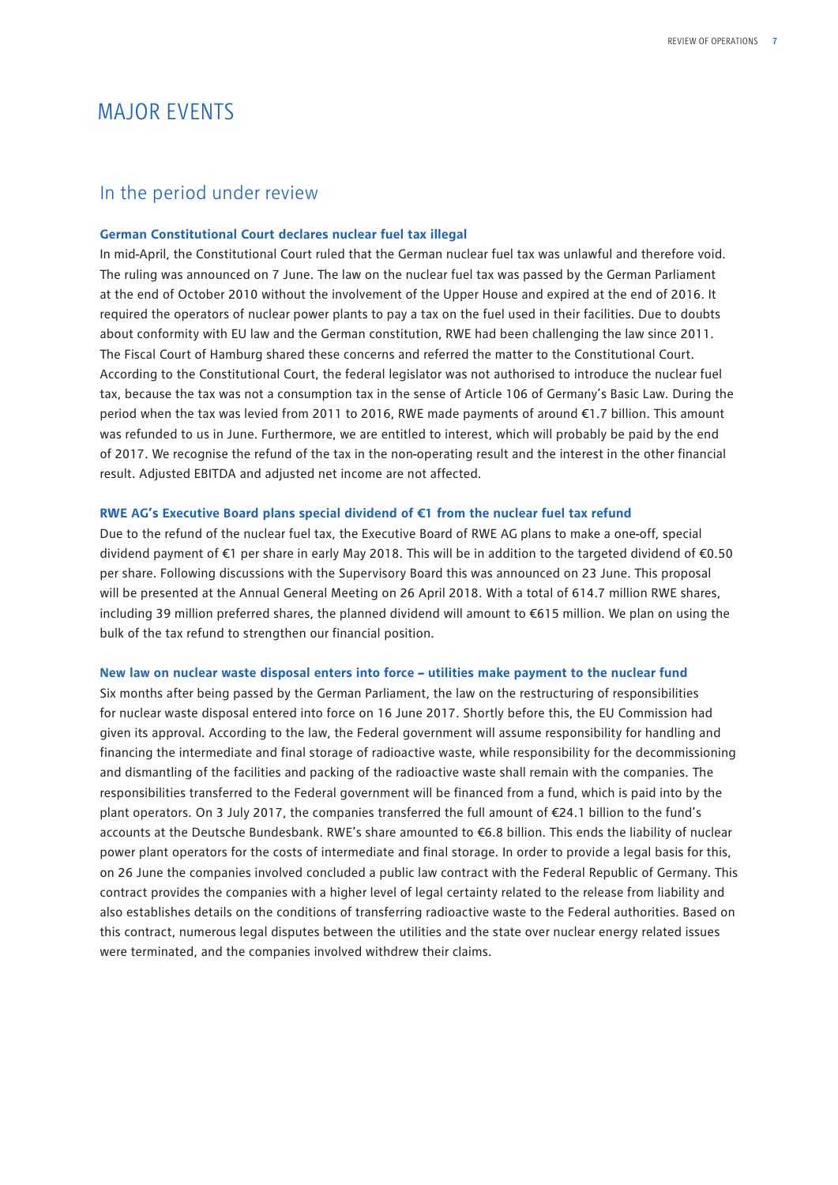# MAJOR EVENTS

## In the period under review

### German Constitutional Court declares nuclear fuel tax illegal

In mid-April, the Constitutional Court ruled that the German nuclear fuel tax was unlawful and therefore void. The ruling was announced on 7 June. The law on the nuclear fuel tax was passed by the German Parliament at the end of October 2010 without the involvement of the Upper House and expired at the end of 2016. It required the operators of nuclear power plants to pay a tax on the fuel used in their facilities. Due to doubts about conformity with EU law and the German constitution, RWE had been challenging the law since 2011. The Fiscal Court of Hamburg shared these concerns and referred the matter to the Constitutional Court. According to the Constitutional Court, the federal legislator was not authorised to introduce the nuclear fuel tax, because the tax was not a consumption tax in the sense of Article 106 of Germany's Basic Law. During the period when the tax was levied from 2011 to 2016, RWE made payments of around €1.7 billion. This amount was refunded to us in June. Furthermore, we are entitled to interest, which will probably be paid by the end of 2017. We recognise the refund of the tax in the non-operating result and the interest in the other financial result. Adjusted EBITDA and adjusted net income are not affected.

### RWE AG's Executive Board plans special dividend of €1 from the nuclear fuel tax refund

Due to the refund of the nuclear fuel tax, the Executive Board of RWE AG plans to make a one-off, special dividend payment of €1 per share in early May 2018. This will be in addition to the targeted dividend of €0.50 per share. Following discussions with the Supervisory Board this was announced on 23 June. This proposal will be presented at the Annual General Meeting on 26 April 2018. With a total of 614.7 million RWE shares, including 39 million preferred shares, the planned dividend will amount to €615 million. We plan on using the bulk of the tax refund to strengthen our financial position.

### New law on nuclear waste disposal enters into force – utilities make payment to the nuclear fund

Six months after being passed by the German Parliament, the law on the restructuring of responsibilities for nuclear waste disposal entered into force on 16 June 2017. Shortly before this, the EU Commission had given its approval. According to the law, the Federal government will assume responsibility for handling and financing the intermediate and final storage of radioactive waste, while responsibility for the decommissioning and dismantling of the facilities and packing of the radioactive waste shall remain with the companies. The responsibilities transferred to the Federal government will be financed from a fund, which is paid into by the plant operators. On 3 July 2017, the companies transferred the full amount of €24.1 billion to the fund's accounts at the Deutsche Bundesbank. RWE's share amounted to €6.8 billion. This ends the liability of nuclear power plant operators for the costs of intermediate and final storage. In order to provide a legal basis for this, on 26 June the companies involved concluded a public law contract with the Federal Republic of Germany. This contract provides the companies with a higher level of legal certainty related to the release from liability and also establishes details on the conditions of transferring radioactive waste to the Federal authorities. Based on this contract, numerous legal disputes between the utilities and the state over nuclear energy related issues were terminated, and the companies involved withdrew their claims.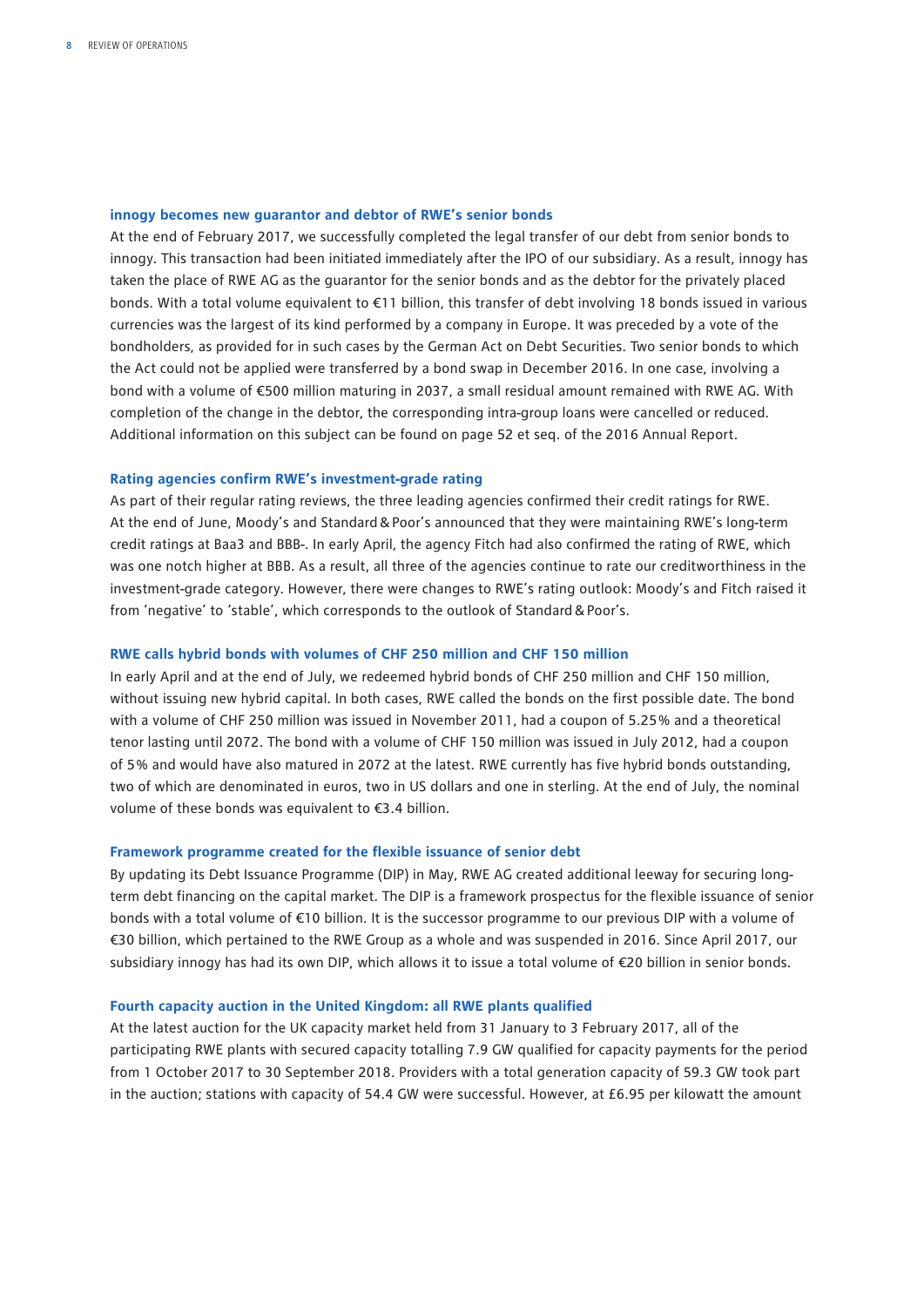### innogy becomes new guarantor and debtor of RWE's senior bonds

At the end of February 2017, we successfully completed the legal transfer of our debt from senior bonds to innogy. This transaction had been initiated immediately after the IPO of our subsidiary. As a result, innogy has taken the place of RWE AG as the guarantor for the senior bonds and as the debtor for the privately placed bonds. With a total volume equivalent to €11 billion, this transfer of debt involving 18 bonds issued in various currencies was the largest of its kind performed by a company in Europe. It was preceded by a vote of the bondholders, as provided for in such cases by the German Act on Debt Securities. Two senior bonds to which the Act could not be applied were transferred by a bond swap in December 2016. In one case, involving a bond with a volume of €500 million maturing in 2037, a small residual amount remained with RWE AG. With completion of the change in the debtor, the corresponding intra-group loans were cancelled or reduced. Additional information on this subject can be found on page 52 et seq. of the 2016 Annual Report.

### Rating agencies confirm RWE's investment-grade rating

As part of their regular rating reviews, the three leading agencies confirmed their credit ratings for RWE. At the end of June, Moody's and Standard & Poor's announced that they were maintaining RWE's long-term credit ratings at Baa3 and BBB-. In early April, the agency Fitch had also confirmed the rating of RWE, which was one notch higher at BBB. As a result, all three of the agencies continue to rate our creditworthiness in the investment-grade category. However, there were changes to RWE's rating outlook: Moody's and Fitch raised it from 'negative' to 'stable', which corresponds to the outlook of Standard & Poor's.

### RWE calls hybrid bonds with volumes of CHF 250 million and CHF 150 million

In early April and at the end of July, we redeemed hybrid bonds of CHF 250 million and CHF 150 million, without issuing new hybrid capital. In both cases, RWE called the bonds on the first possible date. The bond with a volume of CHF 250 million was issued in November 2011, had a coupon of 5.25% and a theoretical tenor lasting until 2072. The bond with a volume of CHF 150 million was issued in July 2012, had a coupon of 5% and would have also matured in 2072 at the latest. RWE currently has five hybrid bonds outstanding, two of which are denominated in euros, two in US dollars and one in sterling. At the end of July, the nominal volume of these bonds was equivalent to €3.4 billion.

### Framework programme created for the flexible issuance of senior debt

By updating its Debt Issuance Programme (DIP) in May, RWE AG created additional leeway for securing long-term debt financing on the capital market. The DIP is a framework prospectus for the flexible issuance of senior bonds with a total volume of €10 billion. It is the successor programme to our previous DIP with a volume of €30 billion, which pertained to the RWE Group as a whole and was suspended in 2016. Since April 2017, our subsidiary innogy has had its own DIP, which allows it to issue a total volume of €20 billion in senior bonds.

### Fourth capacity auction in the United Kingdom: all RWE plants qualified

At the latest auction for the UK capacity market held from 31 January to 3 February 2017, all of the participating RWE plants with secured capacity totalling 7.9 GW qualified for capacity payments for the period from 1 October 2017 to 30 September 2018. Providers with a total generation capacity of 59.3 GW took part in the auction; stations with capacity of 54.4 GW were successful. However, at £6.95 per kilowatt the amount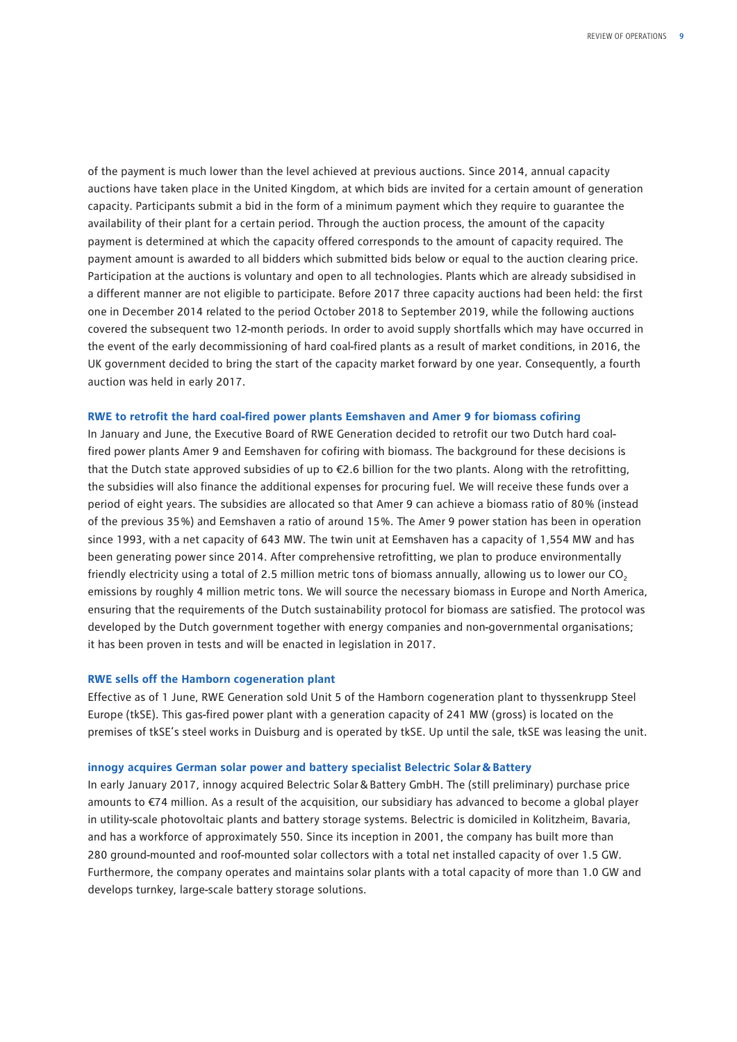of the payment is much lower than the level achieved at previous auctions. Since 2014, annual capacity auctions have taken place in the United Kingdom, at which bids are invited for a certain amount of generation capacity. Participants submit a bid in the form of a minimum payment which they require to guarantee the availability of their plant for a certain period. Through the auction process, the amount of the capacity payment is determined at which the capacity offered corresponds to the amount of capacity required. The payment amount is awarded to all bidders which submitted bids below or equal to the auction clearing price. Participation at the auctions is voluntary and open to all technologies. Plants which are already subsidised in a different manner are not eligible to participate. Before 2017 three capacity auctions had been held: the first one in December 2014 related to the period October 2018 to September 2019, while the following auctions covered the subsequent two 12-month periods. In order to avoid supply shortfalls which may have occurred in the event of the early decommissioning of hard coal-fired plants as a result of market conditions, in 2016, the UK government decided to bring the start of the capacity market forward by one year. Consequently, a fourth auction was held in early 2017.

### RWE to retrofit the hard coal-fired power plants Eemshaven and Amer 9 for biomass cofiring

In January and June, the Executive Board of RWE Generation decided to retrofit our two Dutch hard coal-fired power plants Amer 9 and Eemshaven for cofiring with biomass. The background for these decisions is that the Dutch state approved subsidies of up to €2.6 billion for the two plants. Along with the retrofitting, the subsidies will also finance the additional expenses for procuring fuel. We will receive these funds over a period of eight years. The subsidies are allocated so that Amer 9 can achieve a biomass ratio of 80% (instead of the previous 35%) and Eemshaven a ratio of around 15%. The Amer 9 power station has been in operation since 1993, with a net capacity of 643 MW. The twin unit at Eemshaven has a capacity of 1,554 MW and has been generating power since 2014. After comprehensive retrofitting, we plan to produce environmentally friendly electricity using a total of 2.5 million metric tons of biomass annually, allowing us to lower our $CO_2$ emissions by roughly 4 million metric tons. We will source the necessary biomass in Europe and North America, ensuring that the requirements of the Dutch sustainability protocol for biomass are satisfied. The protocol was developed by the Dutch government together with energy companies and non-governmental organisations; it has been proven in tests and will be enacted in legislation in 2017.

### RWE sells off the Hamborn cogeneration plant

Effective as of 1 June, RWE Generation sold Unit 5 of the Hamborn cogeneration plant to thyssenkrupp Steel Europe (tkSE). This gas-fired power plant with a generation capacity of 241 MW (gross) is located on the premises of tkSE's steel works in Duisburg and is operated by tkSE. Up until the sale, tkSE was leasing the unit.

### innogy acquires German solar power and battery specialist Belectric Solar & Battery

In early January 2017, innogy acquired Belectric Solar & Battery GmbH. The (still preliminary) purchase price amounts to €74 million. As a result of the acquisition, our subsidiary has advanced to become a global player in utility-scale photovoltaic plants and battery storage systems. Belectric is domiciled in Kolitzheim, Bavaria, and has a workforce of approximately 550. Since its inception in 2001, the company has built more than 280 ground-mounted and roof-mounted solar collectors with a total net installed capacity of over 1.5 GW. Furthermore, the company operates and maintains solar plants with a total capacity of more than 1.0 GW and develops turnkey, large-scale battery storage solutions.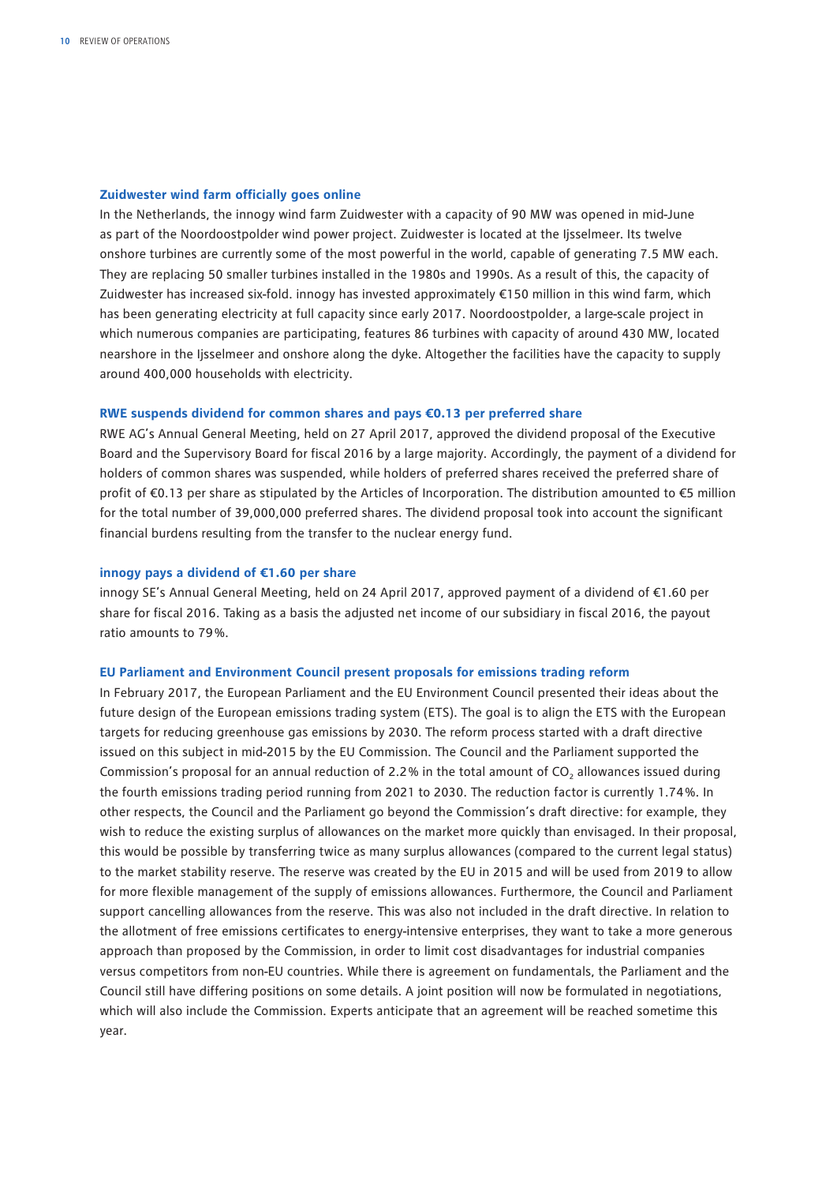### Zuidwester wind farm officially goes online

In the Netherlands, the innogy wind farm Zuidwester with a capacity of 90 MW was opened in mid-June as part of the Noordoostpolder wind power project. Zuidwester is located at the Ijsselmeer. Its twelve onshore turbines are currently some of the most powerful in the world, capable of generating 7.5 MW each. They are replacing 50 smaller turbines installed in the 1980s and 1990s. As a result of this, the capacity of Zuidwester has increased six-fold. innogy has invested approximately €150 million in this wind farm, which has been generating electricity at full capacity since early 2017. Noordoostpolder, a large-scale project in which numerous companies are participating, features 86 turbines with capacity of around 430 MW, located nearshore in the Ijsselmeer and onshore along the dyke. Altogether the facilities have the capacity to supply around 400,000 households with electricity.

### RWE suspends dividend for common shares and pays €0.13 per preferred share

RWE AG's Annual General Meeting, held on 27 April 2017, approved the dividend proposal of the Executive Board and the Supervisory Board for fiscal 2016 by a large majority. Accordingly, the payment of a dividend for holders of common shares was suspended, while holders of preferred shares received the preferred share of profit of €0.13 per share as stipulated by the Articles of Incorporation. The distribution amounted to €5 million for the total number of 39,000,000 preferred shares. The dividend proposal took into account the significant financial burdens resulting from the transfer to the nuclear energy fund.

### innogy pays a dividend of €1.60 per share

innogy SE's Annual General Meeting, held on 24 April 2017, approved payment of a dividend of €1.60 per share for fiscal 2016. Taking as a basis the adjusted net income of our subsidiary in fiscal 2016, the payout ratio amounts to 79%.

### EU Parliament and Environment Council present proposals for emissions trading reform

In February 2017, the European Parliament and the EU Environment Council presented their ideas about the future design of the European emissions trading system (ETS). The goal is to align the ETS with the European targets for reducing greenhouse gas emissions by 2030. The reform process started with a draft directive issued on this subject in mid-2015 by the EU Commission. The Council and the Parliament supported the Commission's proposal for an annual reduction of 2.2% in the total amount of $CO_2$ allowances issued during the fourth emissions trading period running from 2021 to 2030. The reduction factor is currently 1.74%. In other respects, the Council and the Parliament go beyond the Commission's draft directive: for example, they wish to reduce the existing surplus of allowances on the market more quickly than envisaged. In their proposal, this would be possible by transferring twice as many surplus allowances (compared to the current legal status) to the market stability reserve. The reserve was created by the EU in 2015 and will be used from 2019 to allow for more flexible management of the supply of emissions allowances. Furthermore, the Council and Parliament support cancelling allowances from the reserve. This was also not included in the draft directive. In relation to the allotment of free emissions certificates to energy-intensive enterprises, they want to take a more generous approach than proposed by the Commission, in order to limit cost disadvantages for industrial companies versus competitors from non-EU countries. While there is agreement on fundamentals, the Parliament and the Council still have differing positions on some details. A joint position will now be formulated in negotiations, which will also include the Commission. Experts anticipate that an agreement will be reached sometime this year.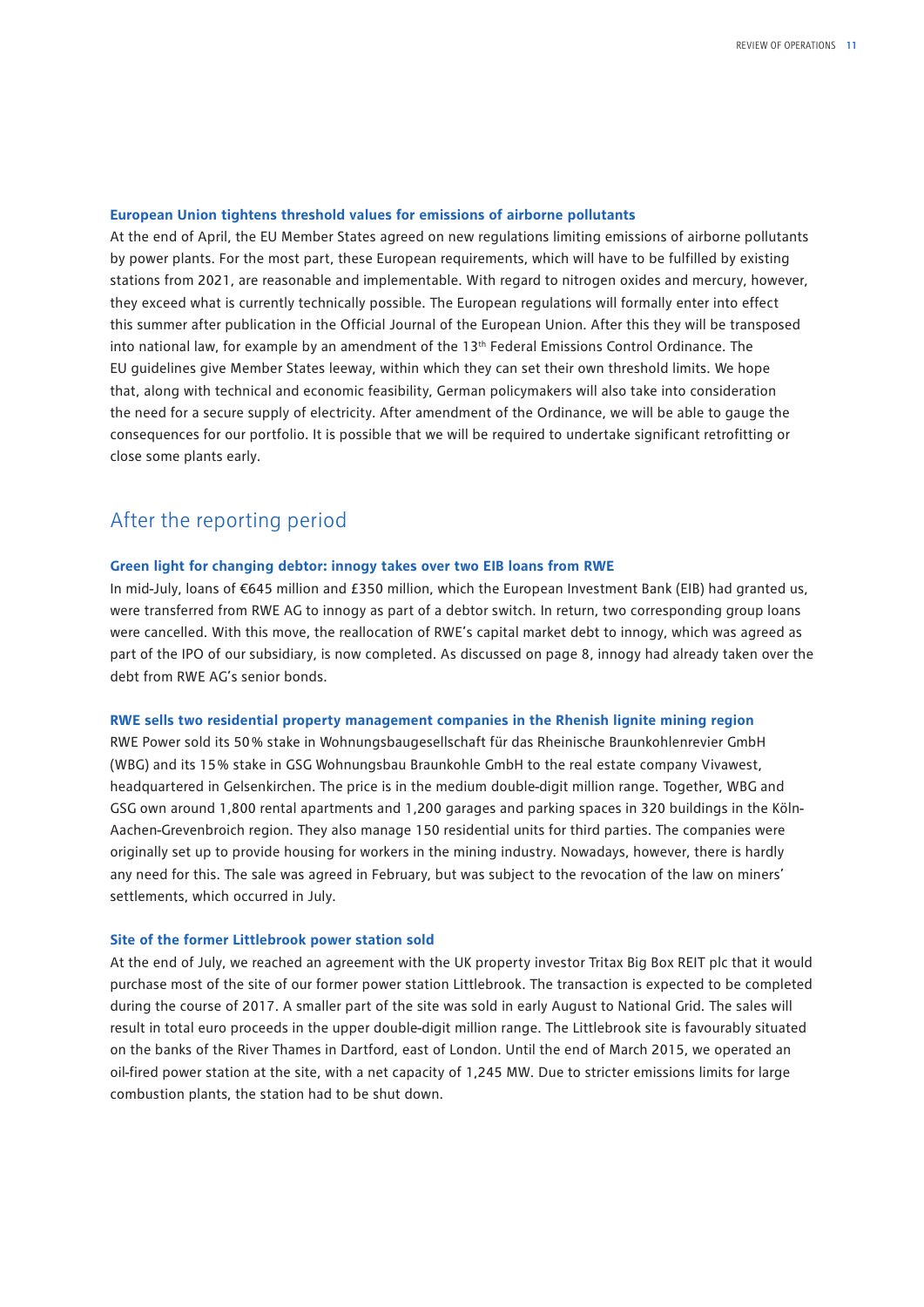### European Union tightens threshold values for emissions of airborne pollutants

At the end of April, the EU Member States agreed on new regulations limiting emissions of airborne pollutants by power plants. For the most part, these European requirements, which will have to be fulfilled by existing stations from 2021, are reasonable and implementable. With regard to nitrogen oxides and mercury, however, they exceed what is currently technically possible. The European regulations will formally enter into effect this summer after publication in the Official Journal of the European Union. After this they will be transposed into national law, for example by an amendment of the 13th Federal Emissions Control Ordinance. The EU guidelines give Member States leeway, within which they can set their own threshold limits. We hope that, along with technical and economic feasibility, German policymakers will also take into consideration the need for a secure supply of electricity. After amendment of the Ordinance, we will be able to gauge the consequences for our portfolio. It is possible that we will be required to undertake significant retrofitting or close some plants early.

## After the reporting period

### Green light for changing debtor: innogy takes over two EIB loans from RWE

In mid-July, loans of €645 million and £350 million, which the European Investment Bank (EIB) had granted us, were transferred from RWE AG to innogy as part of a debtor switch. In return, two corresponding group loans were cancelled. With this move, the reallocation of RWE's capital market debt to innogy, which was agreed as part of the IPO of our subsidiary, is now completed. As discussed on page 8, innogy had already taken over the debt from RWE AG's senior bonds.

### RWE sells two residential property management companies in the Rhenish lignite mining region

RWE Power sold its 50% stake in Wohnungsbaugesellschaft für das Rheinische Braunkohlenrevier GmbH (WBG) and its 15% stake in GSG Wohnungsbau Braunkohle GmbH to the real estate company Vivawest, headquartered in Gelsenkirchen. The price is in the medium double-digit million range. Together, WBG and GSG own around 1,800 rental apartments and 1,200 garages and parking spaces in 320 buildings in the Köln-Aachen-Grevenbroich region. They also manage 150 residential units for third parties. The companies were originally set up to provide housing for workers in the mining industry. Nowadays, however, there is hardly any need for this. The sale was agreed in February, but was subject to the revocation of the law on miners' settlements, which occurred in July.

### Site of the former Littlebrook power station sold

At the end of July, we reached an agreement with the UK property investor Tritax Big Box REIT plc that it would purchase most of the site of our former power station Littlebrook. The transaction is expected to be completed during the course of 2017. A smaller part of the site was sold in early August to National Grid. The sales will result in total euro proceeds in the upper double-digit million range. The Littlebrook site is favourably situated on the banks of the River Thames in Dartford, east of London. Until the end of March 2015, we operated an oil-fired power station at the site, with a net capacity of 1,245 MW. Due to stricter emissions limits for large combustion plants, the station had to be shut down.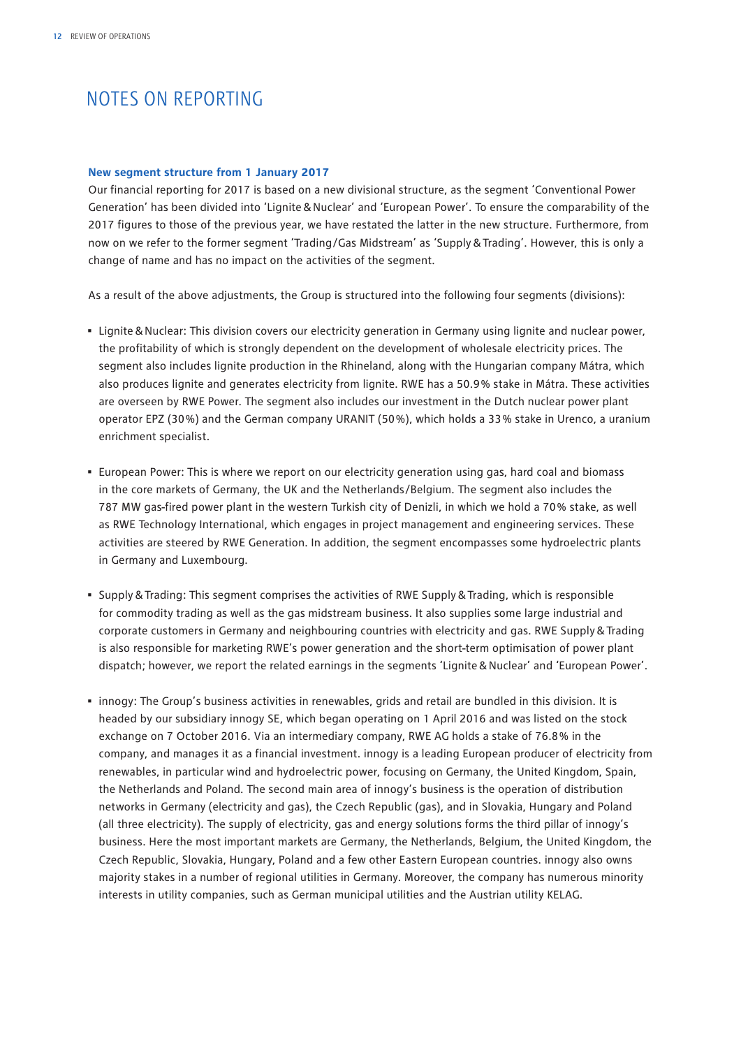# NOTES ON REPORTING

**New segment structure from 1 January 2017**

Our financial reporting for 2017 is based on a new divisional structure, as the segment 'Conventional Power Generation' has been divided into 'Lignite & Nuclear' and 'European Power'. To ensure the comparability of the 2017 figures to those of the previous year, we have restated the latter in the new structure. Furthermore, from now on we refer to the former segment 'Trading/Gas Midstream' as 'Supply & Trading'. However, this is only a change of name and has no impact on the activities of the segment.

As a result of the above adjustments, the Group is structured into the following four segments (divisions):

- Lignite & Nuclear: This division covers our electricity generation in Germany using lignite and nuclear power, the profitability of which is strongly dependent on the development of wholesale electricity prices. The segment also includes lignite production in the Rhineland, along with the Hungarian company Mátra, which also produces lignite and generates electricity from lignite. RWE has a 50.9% stake in Mátra. These activities are overseen by RWE Power. The segment also includes our investment in the Dutch nuclear power plant operator EPZ (30%) and the German company URANIT (50%), which holds a 33% stake in Urenco, a uranium enrichment specialist.

- European Power: This is where we report on our electricity generation using gas, hard coal and biomass in the core markets of Germany, the UK and the Netherlands/Belgium. The segment also includes the 787 MW gas-fired power plant in the western Turkish city of Denizli, in which we hold a 70% stake, as well as RWE Technology International, which engages in project management and engineering services. These activities are steered by RWE Generation. In addition, the segment encompasses some hydroelectric plants in Germany and Luxembourg.

- Supply & Trading: This segment comprises the activities of RWE Supply & Trading, which is responsible for commodity trading as well as the gas midstream business. It also supplies some large industrial and corporate customers in Germany and neighbouring countries with electricity and gas. RWE Supply & Trading is also responsible for marketing RWE's power generation and the short-term optimisation of power plant dispatch; however, we report the related earnings in the segments 'Lignite & Nuclear' and 'European Power'.

- innogy: The Group's business activities in renewables, grids and retail are bundled in this division. It is headed by our subsidiary innogy SE, which began operating on 1 April 2016 and was listed on the stock exchange on 7 October 2016. Via an intermediary company, RWE AG holds a stake of 76.8% in the company, and manages it as a financial investment. innogy is a leading European producer of electricity from renewables, in particular wind and hydroelectric power, focusing on Germany, the United Kingdom, Spain, the Netherlands and Poland. The second main area of innogy's business is the operation of distribution networks in Germany (electricity and gas), the Czech Republic (gas), and in Slovakia, Hungary and Poland (all three electricity). The supply of electricity, gas and energy solutions forms the third pillar of innogy's business. Here the most important markets are Germany, the Netherlands, Belgium, the United Kingdom, the Czech Republic, Slovakia, Hungary, Poland and a few other Eastern European countries. innogy also owns majority stakes in a number of regional utilities in Germany. Moreover, the company has numerous minority interests in utility companies, such as German municipal utilities and the Austrian utility KELAG.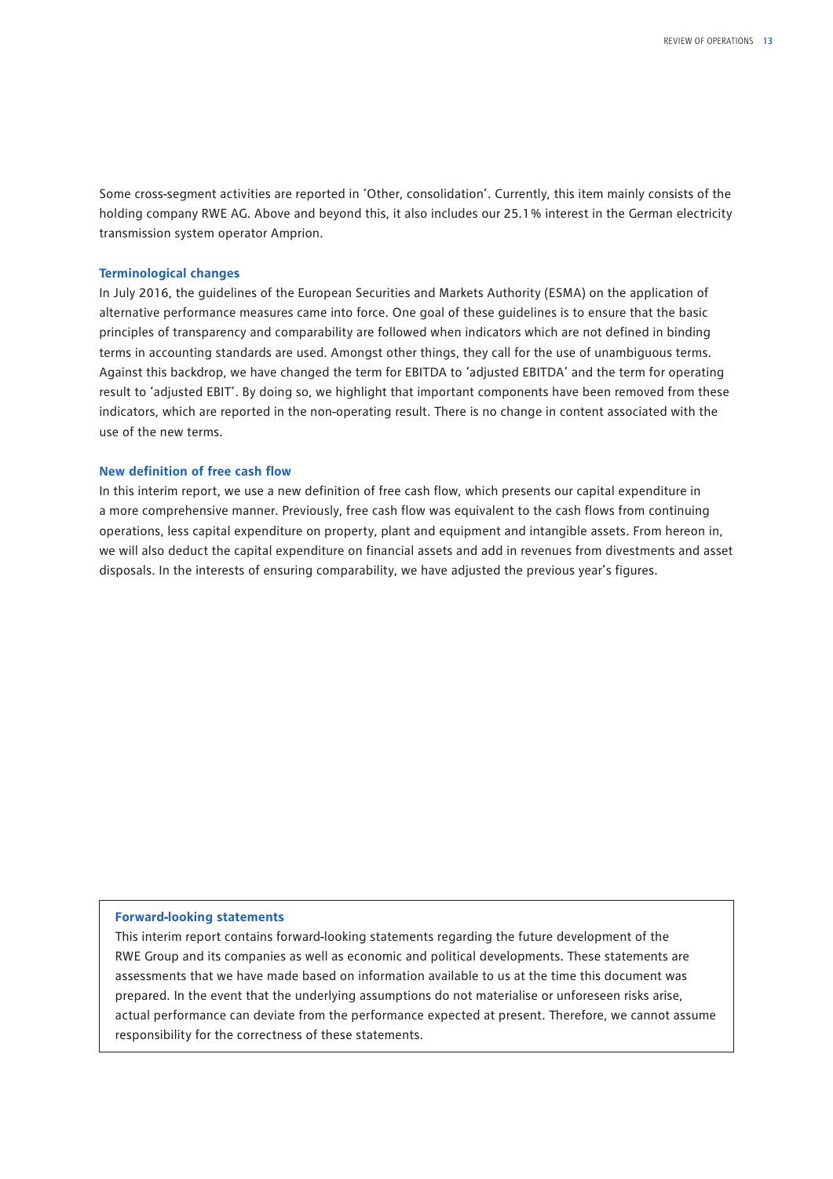Some cross-segment activities are reported in 'Other, consolidation'. Currently, this item mainly consists of the holding company RWE AG. Above and beyond this, it also includes our 25.1% interest in the German electricity transmission system operator Amprion.

### Terminological changes

In July 2016, the guidelines of the European Securities and Markets Authority (ESMA) on the application of alternative performance measures came into force. One goal of these guidelines is to ensure that the basic principles of transparency and comparability are followed when indicators which are not defined in binding terms in accounting standards are used. Amongst other things, they call for the use of unambiguous terms. Against this backdrop, we have changed the term for EBITDA to 'adjusted EBITDA' and the term for operating result to 'adjusted EBIT'. By doing so, we highlight that important components have been removed from these indicators, which are reported in the non-operating result. There is no change in content associated with the use of the new terms.

### New definition of free cash flow

In this interim report, we use a new definition of free cash flow, which presents our capital expenditure in a more comprehensive manner. Previously, free cash flow was equivalent to the cash flows from continuing operations, less capital expenditure on property, plant and equipment and intangible assets. From hereon in, we will also deduct the capital expenditure on financial assets and add in revenues from divestments and asset disposals. In the interests of ensuring comparability, we have adjusted the previous year's figures.

### Forward-looking statements

This interim report contains forward-looking statements regarding the future development of the RWE Group and its companies as well as economic and political developments. These statements are assessments that we have made based on information available to us at the time this document was prepared. In the event that the underlying assumptions do not materialise or unforeseen risks arise, actual performance can deviate from the performance expected at present. Therefore, we cannot assume responsibility for the correctness of these statements.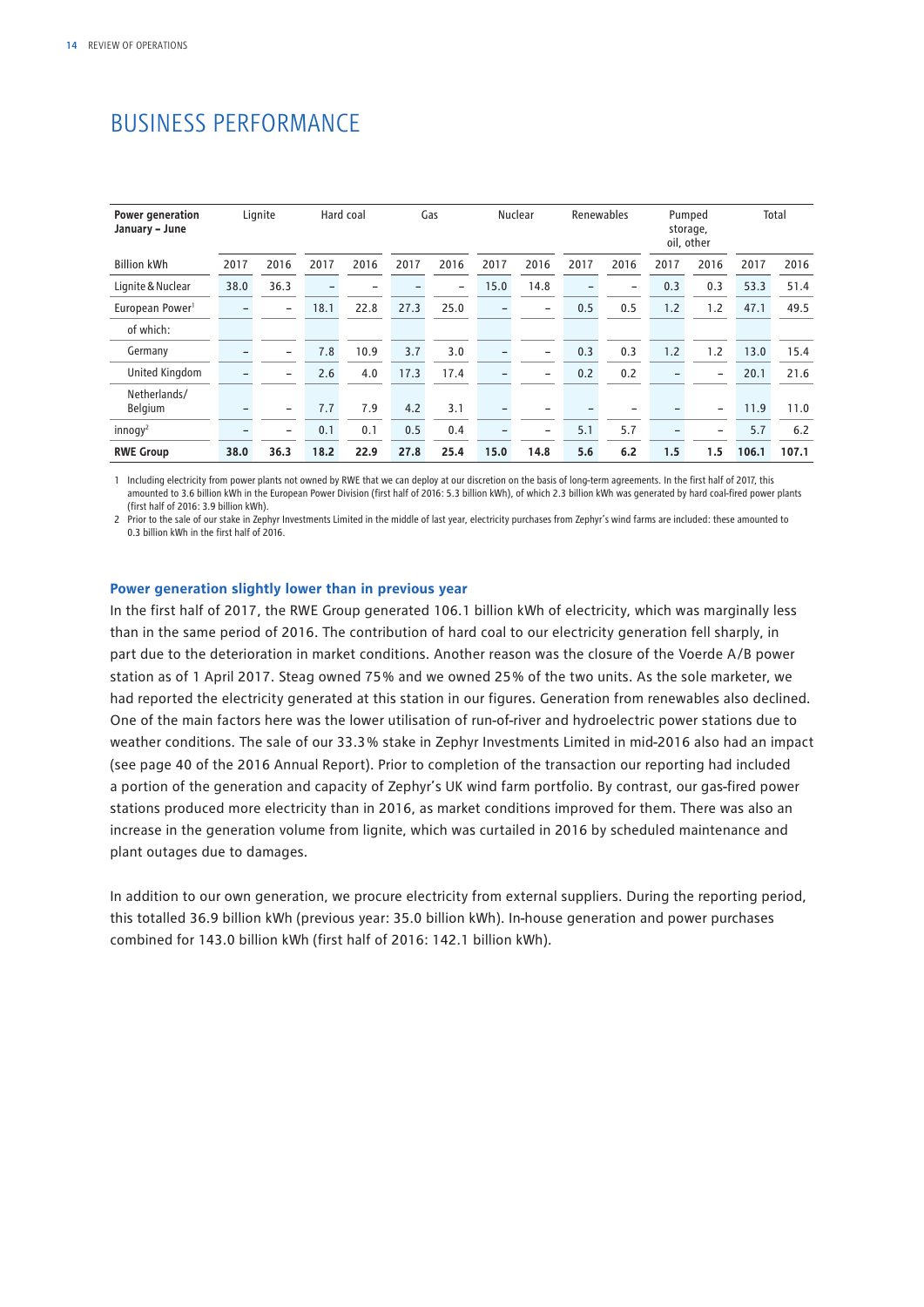# BUSINESS PERFORMANCE

| Power generation January – June | Lignite | | Hard coal | | Gas | | Nuclear | | Renewables | | Pumped storage, oil, other | | Total | |
|---|---|---|---|---|---|---|---|---|---|---|---|---|---|---|
| Billion kWh | 2017 | 2016 | 2017 | 2016 | 2017 | 2016 | 2017 | 2016 | 2017 | 2016 | 2017 | 2016 | 2017 | 2016 |
| Lignite & Nuclear | 38.0 | 36.3 | – | – | – | – | 15.0 | 14.8 | – | – | 0.3 | 0.3 | 53.3 | 51.4 |
| European Power[1] | – | – | 18.1 | 22.8 | 27.3 | 25.0 | – | – | 0.5 | 0.5 | 1.2 | 1.2 | 47.1 | 49.5 |
| of which: | | | | | | | | | | | | | | |
| Germany | – | – | 7.8 | 10.9 | 3.7 | 3.0 | – | – | 0.3 | 0.3 | 1.2 | 1.2 | 13.0 | 15.4 |
| United Kingdom | – | – | 2.6 | 4.0 | 17.3 | 17.4 | – | – | 0.2 | 0.2 | – | – | 20.1 | 21.6 |
| Netherlands/ Belgium | – | – | 7.7 | 7.9 | 4.2 | 3.1 | – | – | – | – | – | – | 11.9 | 11.0 |
| innogy[2] | – | – | 0.1 | 0.1 | 0.5 | 0.4 | – | – | 5.1 | 5.7 | – | – | 5.7 | 6.2 |
| **RWE Group** | **38.0** | **36.3** | **18.2** | **22.9** | **27.8** | **25.4** | **15.0** | **14.8** | **5.6** | **6.2** | **1.5** | **1.5** | **106.1** | **107.1** |

1 Including electricity from power plants not owned by RWE that we can deploy at our discretion on the basis of long-term agreements. In the first half of 2017, this amounted to 3.6 billion kWh in the European Power Division (first half of 2016: 5.3 billion kWh), of which 2.3 billion kWh was generated by hard coal-fired power plants (first half of 2016: 3.9 billion kWh).

2 Prior to the sale of our stake in Zephyr Investments Limited in the middle of last year, electricity purchases from Zephyr's wind farms are included: these amounted to 0.3 billion kWh in the first half of 2016.

### Power generation slightly lower than in previous year

In the first half of 2017, the RWE Group generated 106.1 billion kWh of electricity, which was marginally less than in the same period of 2016. The contribution of hard coal to our electricity generation fell sharply, in part due to the deterioration in market conditions. Another reason was the closure of the Voerde A/B power station as of 1 April 2017. Steag owned 75% and we owned 25% of the two units. As the sole marketer, we had reported the electricity generated at this station in our figures. Generation from renewables also declined. One of the main factors here was the lower utilisation of run-of-river and hydroelectric power stations due to weather conditions. The sale of our 33.3% stake in Zephyr Investments Limited in mid-2016 also had an impact (see page 40 of the 2016 Annual Report). Prior to completion of the transaction our reporting had included a portion of the generation and capacity of Zephyr's UK wind farm portfolio. By contrast, our gas-fired power stations produced more electricity than in 2016, as market conditions improved for them. There was also an increase in the generation volume from lignite, which was curtailed in 2016 by scheduled maintenance and plant outages due to damages.

In addition to our own generation, we procure electricity from external suppliers. During the reporting period, this totalled 36.9 billion kWh (previous year: 35.0 billion kWh). In-house generation and power purchases combined for 143.0 billion kWh (first half of 2016: 142.1 billion kWh).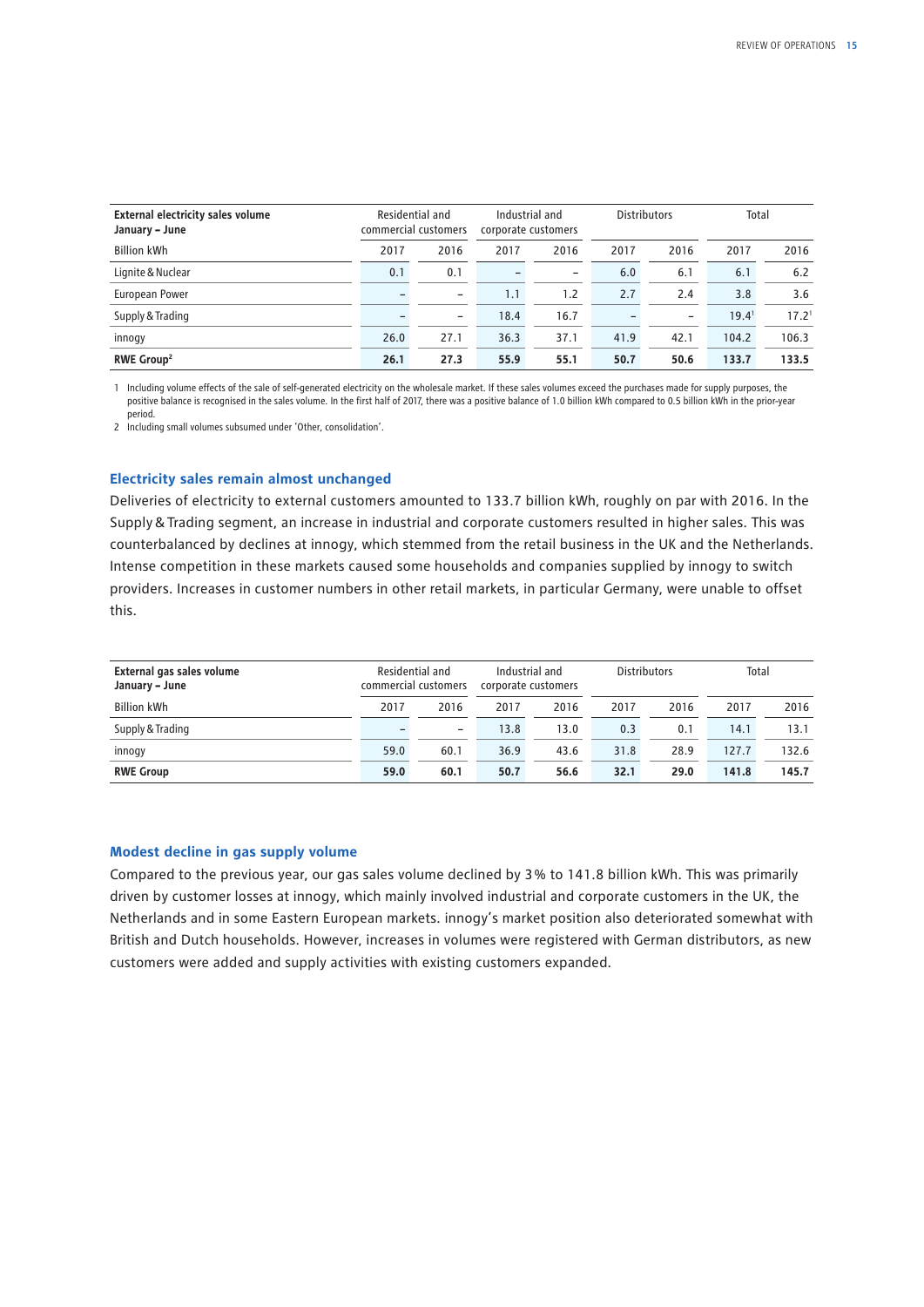| External electricity sales volume January – June | Residential and commercial customers | | Industrial and corporate customers | | Distributors | | Total | |
|---|---|---|---|---|---|---|---|---|
| Billion kWh | 2017 | 2016 | 2017 | 2016 | 2017 | 2016 | 2017 | 2016 |
| Lignite & Nuclear | 0.1 | 0.1 | – | – | 6.0 | 6.1 | 6.1 | 6.2 |
| European Power | – | – | 1.1 | 1.2 | 2.7 | 2.4 | 3.8 | 3.6 |
| Supply & Trading | – | – | 18.4 | 16.7 | – | – | 19.4[1] | 17.2[1] |
| innogy | 26.0 | 27.1 | 36.3 | 37.1 | 41.9 | 42.1 | 104.2 | 106.3 |
| **RWE Group[2]** | **26.1** | **27.3** | **55.9** | **55.1** | **50.7** | **50.6** | **133.7** | **133.5** |

1 Including volume effects of the sale of self-generated electricity on the wholesale market. If these sales volumes exceed the purchases made for supply purposes, the positive balance is recognised in the sales volume. In the first half of 2017, there was a positive balance of 1.0 billion kWh compared to 0.5 billion kWh in the prior-year period.

2 Including small volumes subsumed under 'Other, consolidation'.

## Electricity sales remain almost unchanged

Deliveries of electricity to external customers amounted to 133.7 billion kWh, roughly on par with 2016. In the Supply & Trading segment, an increase in industrial and corporate customers resulted in higher sales. This was counterbalanced by declines at innogy, which stemmed from the retail business in the UK and the Netherlands. Intense competition in these markets caused some households and companies supplied by innogy to switch providers. Increases in customer numbers in other retail markets, in particular Germany, were unable to offset this.

| External gas sales volume January – June | Residential and commercial customers | | Industrial and corporate customers | | Distributors | | Total | |
|---|---|---|---|---|---|---|---|---|
| Billion kWh | 2017 | 2016 | 2017 | 2016 | 2017 | 2016 | 2017 | 2016 |
| Supply & Trading | – | – | 13.8 | 13.0 | 0.3 | 0.1 | 14.1 | 13.1 |
| innogy | 59.0 | 60.1 | 36.9 | 43.6 | 31.8 | 28.9 | 127.7 | 132.6 |
| **RWE Group** | **59.0** | **60.1** | **50.7** | **56.6** | **32.1** | **29.0** | **141.8** | **145.7** |

## Modest decline in gas supply volume

Compared to the previous year, our gas sales volume declined by 3% to 141.8 billion kWh. This was primarily driven by customer losses at innogy, which mainly involved industrial and corporate customers in the UK, the Netherlands and in some Eastern European markets. innogy's market position also deteriorated somewhat with British and Dutch households. However, increases in volumes were registered with German distributors, as new customers were added and supply activities with existing customers expanded.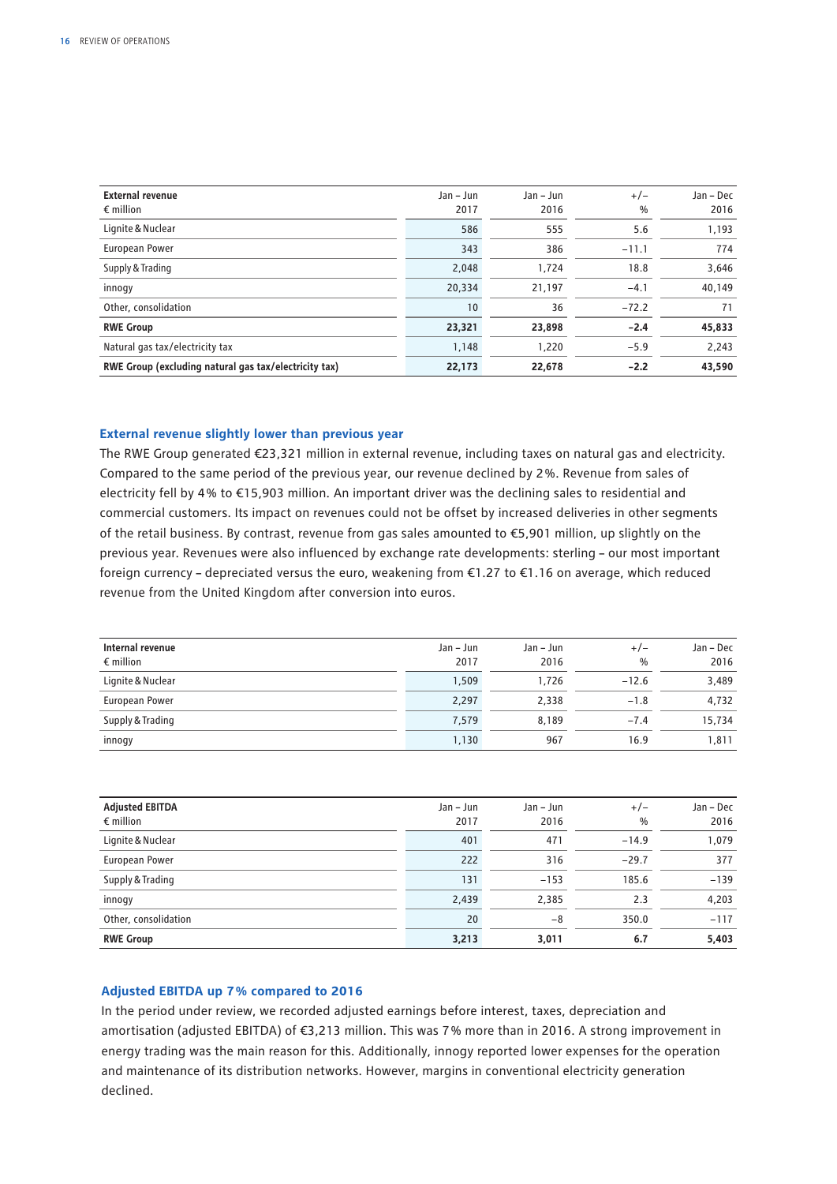| External revenue<br>€ million | Jan – Jun<br>2017 | Jan – Jun<br>2016 | +/–<br>% | Jan – Dec<br>2016 |
|---|---|---|---|---|
| Lignite & Nuclear | 586 | 555 | 5.6 | 1,193 |
| European Power | 343 | 386 | −11.1 | 774 |
| Supply & Trading | 2,048 | 1,724 | 18.8 | 3,646 |
| innogy | 20,334 | 21,197 | −4.1 | 40,149 |
| Other, consolidation | 10 | 36 | −72.2 | 71 |
| **RWE Group** | **23,321** | **23,898** | **−2.4** | **45,833** |
| Natural gas tax/electricity tax | 1,148 | 1,220 | −5.9 | 2,243 |
| **RWE Group (excluding natural gas tax/electricity tax)** | **22,173** | **22,678** | **−2.2** | **43,590** |

## External revenue slightly lower than previous year

The RWE Group generated €23,321 million in external revenue, including taxes on natural gas and electricity. Compared to the same period of the previous year, our revenue declined by 2%. Revenue from sales of electricity fell by 4% to €15,903 million. An important driver was the declining sales to residential and commercial customers. Its impact on revenues could not be offset by increased deliveries in other segments of the retail business. By contrast, revenue from gas sales amounted to €5,901 million, up slightly on the previous year. Revenues were also influenced by exchange rate developments: sterling – our most important foreign currency – depreciated versus the euro, weakening from €1.27 to €1.16 on average, which reduced revenue from the United Kingdom after conversion into euros.

| Internal revenue<br>€ million | Jan – Jun<br>2017 | Jan – Jun<br>2016 | +/–<br>% | Jan – Dec<br>2016 |
|---|---|---|---|---|
| Lignite & Nuclear | 1,509 | 1,726 | −12.6 | 3,489 |
| European Power | 2,297 | 2,338 | −1.8 | 4,732 |
| Supply & Trading | 7,579 | 8,189 | −7.4 | 15,734 |
| innogy | 1,130 | 967 | 16.9 | 1,811 |

| Adjusted EBITDA<br>€ million | Jan – Jun<br>2017 | Jan – Jun<br>2016 | +/–<br>% | Jan – Dec<br>2016 |
|---|---|---|---|---|
| Lignite & Nuclear | 401 | 471 | −14.9 | 1,079 |
| European Power | 222 | 316 | −29.7 | 377 |
| Supply & Trading | 131 | −153 | 185.6 | −139 |
| innogy | 2,439 | 2,385 | 2.3 | 4,203 |
| Other, consolidation | 20 | −8 | 350.0 | −117 |
| **RWE Group** | **3,213** | **3,011** | **6.7** | **5,403** |

## Adjusted EBITDA up 7% compared to 2016

In the period under review, we recorded adjusted earnings before interest, taxes, depreciation and amortisation (adjusted EBITDA) of €3,213 million. This was 7% more than in 2016. A strong improvement in energy trading was the main reason for this. Additionally, innogy reported lower expenses for the operation and maintenance of its distribution networks. However, margins in conventional electricity generation declined.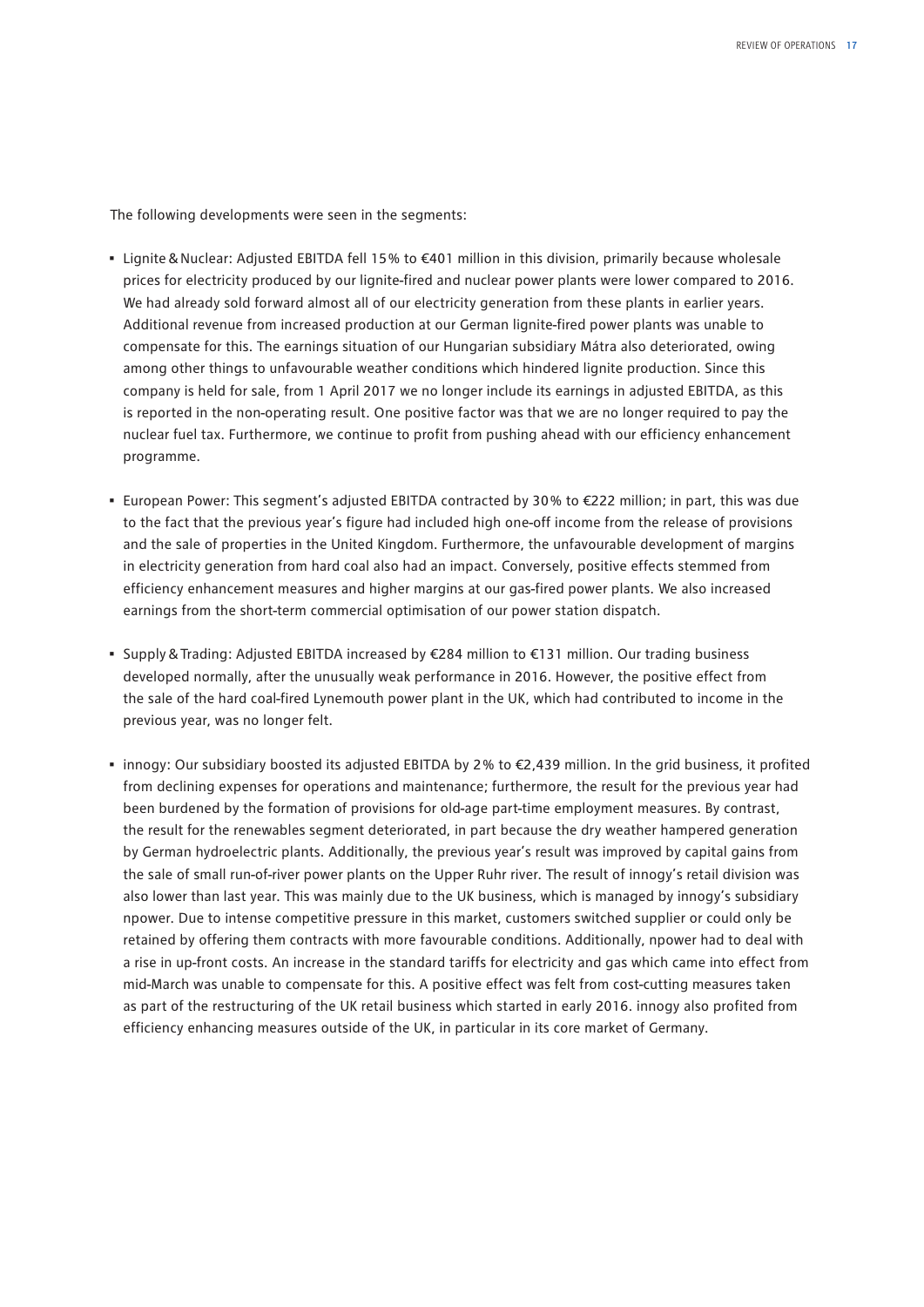The following developments were seen in the segments:

- Lignite & Nuclear: Adjusted EBITDA fell 15% to €401 million in this division, primarily because wholesale prices for electricity produced by our lignite-fired and nuclear power plants were lower compared to 2016. We had already sold forward almost all of our electricity generation from these plants in earlier years. Additional revenue from increased production at our German lignite-fired power plants was unable to compensate for this. The earnings situation of our Hungarian subsidiary Mátra also deteriorated, owing among other things to unfavourable weather conditions which hindered lignite production. Since this company is held for sale, from 1 April 2017 we no longer include its earnings in adjusted EBITDA, as this is reported in the non-operating result. One positive factor was that we are no longer required to pay the nuclear fuel tax. Furthermore, we continue to profit from pushing ahead with our efficiency enhancement programme.

- European Power: This segment's adjusted EBITDA contracted by 30% to €222 million; in part, this was due to the fact that the previous year's figure had included high one-off income from the release of provisions and the sale of properties in the United Kingdom. Furthermore, the unfavourable development of margins in electricity generation from hard coal also had an impact. Conversely, positive effects stemmed from efficiency enhancement measures and higher margins at our gas-fired power plants. We also increased earnings from the short-term commercial optimisation of our power station dispatch.

- Supply & Trading: Adjusted EBITDA increased by €284 million to €131 million. Our trading business developed normally, after the unusually weak performance in 2016. However, the positive effect from the sale of the hard coal-fired Lynemouth power plant in the UK, which had contributed to income in the previous year, was no longer felt.

- innogy: Our subsidiary boosted its adjusted EBITDA by 2% to €2,439 million. In the grid business, it profited from declining expenses for operations and maintenance; furthermore, the result for the previous year had been burdened by the formation of provisions for old-age part-time employment measures. By contrast, the result for the renewables segment deteriorated, in part because the dry weather hampered generation by German hydroelectric plants. Additionally, the previous year's result was improved by capital gains from the sale of small run-of-river power plants on the Upper Ruhr river. The result of innogy's retail division was also lower than last year. This was mainly due to the UK business, which is managed by innogy's subsidiary npower. Due to intense competitive pressure in this market, customers switched supplier or could only be retained by offering them contracts with more favourable conditions. Additionally, npower had to deal with a rise in up-front costs. An increase in the standard tariffs for electricity and gas which came into effect from mid-March was unable to compensate for this. A positive effect was felt from cost-cutting measures taken as part of the restructuring of the UK retail business which started in early 2016. innogy also profited from efficiency enhancing measures outside of the UK, in particular in its core market of Germany.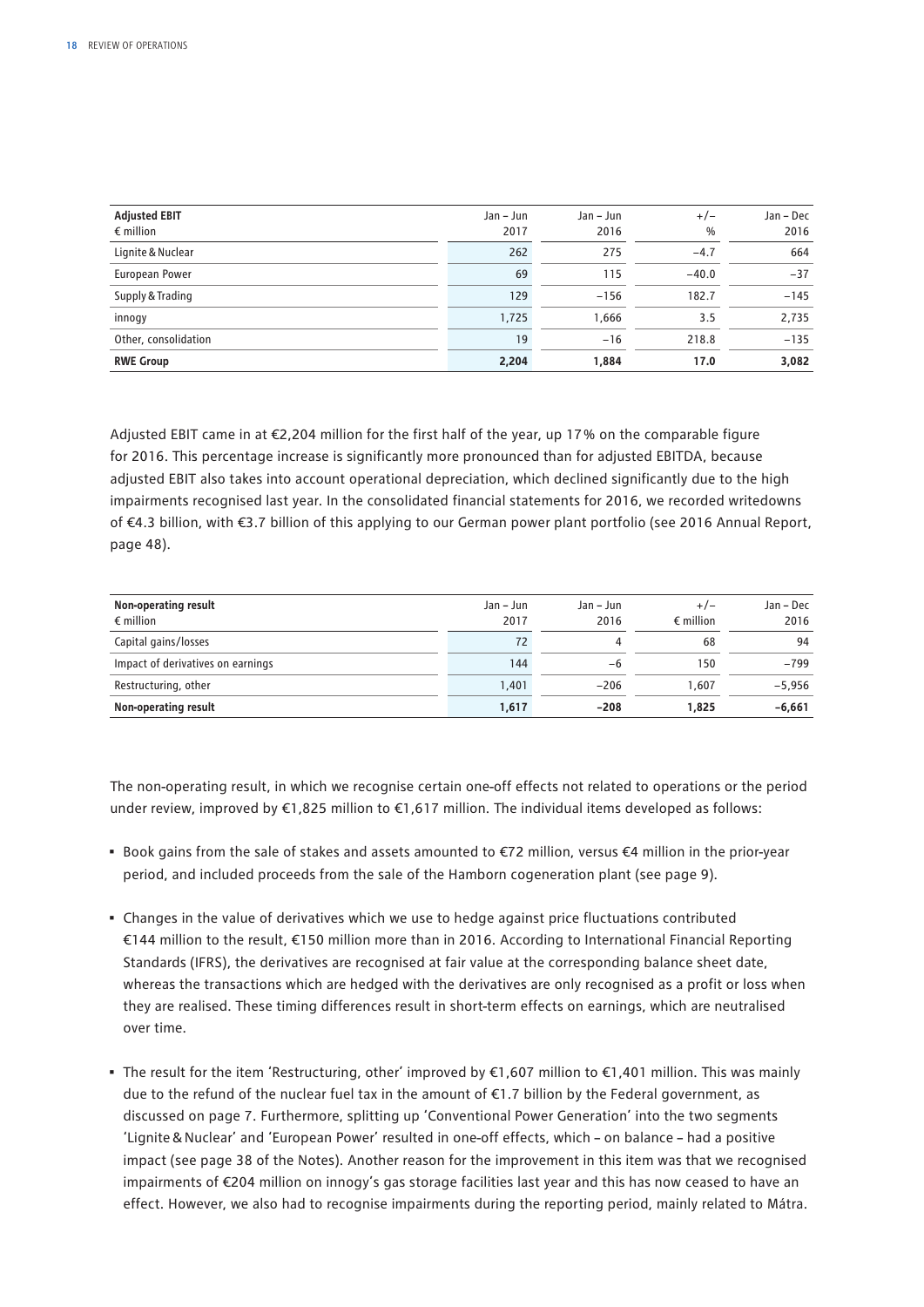| Adjusted EBIT<br>€ million | Jan – Jun<br>2017 | Jan – Jun<br>2016 | +/–<br>% | Jan – Dec<br>2016 |
|---|---|---|---|---|
| Lignite & Nuclear | 262 | 275 | −4.7 | 664 |
| European Power | 69 | 115 | −40.0 | −37 |
| Supply & Trading | 129 | −156 | 182.7 | −145 |
| innogy | 1,725 | 1,666 | 3.5 | 2,735 |
| Other, consolidation | 19 | −16 | 218.8 | −135 |
| **RWE Group** | **2,204** | **1,884** | **17.0** | **3,082** |

Adjusted EBIT came in at €2,204 million for the first half of the year, up 17% on the comparable figure for 2016. This percentage increase is significantly more pronounced than for adjusted EBITDA, because adjusted EBIT also takes into account operational depreciation, which declined significantly due to the high impairments recognised last year. In the consolidated financial statements for 2016, we recorded writedowns of €4.3 billion, with €3.7 billion of this applying to our German power plant portfolio (see 2016 Annual Report, page 48).

| Non-operating result<br>€ million | Jan – Jun<br>2017 | Jan – Jun<br>2016 | +/–<br>€ million | Jan – Dec<br>2016 |
|---|---|---|---|---|
| Capital gains/losses | 72 | 4 | 68 | 94 |
| Impact of derivatives on earnings | 144 | −6 | 150 | −799 |
| Restructuring, other | 1,401 | −206 | 1,607 | −5,956 |
| **Non-operating result** | **1,617** | **−208** | **1,825** | **−6,661** |

The non-operating result, in which we recognise certain one-off effects not related to operations or the period under review, improved by €1,825 million to €1,617 million. The individual items developed as follows:

- Book gains from the sale of stakes and assets amounted to €72 million, versus €4 million in the prior-year period, and included proceeds from the sale of the Hamborn cogeneration plant (see page 9).
- Changes in the value of derivatives which we use to hedge against price fluctuations contributed €144 million to the result, €150 million more than in 2016. According to International Financial Reporting Standards (IFRS), the derivatives are recognised at fair value at the corresponding balance sheet date, whereas the transactions which are hedged with the derivatives are only recognised as a profit or loss when they are realised. These timing differences result in short-term effects on earnings, which are neutralised over time.
- The result for the item 'Restructuring, other' improved by €1,607 million to €1,401 million. This was mainly due to the refund of the nuclear fuel tax in the amount of €1.7 billion by the Federal government, as discussed on page 7. Furthermore, splitting up 'Conventional Power Generation' into the two segments 'Lignite & Nuclear' and 'European Power' resulted in one-off effects, which – on balance – had a positive impact (see page 38 of the Notes). Another reason for the improvement in this item was that we recognised impairments of €204 million on innogy's gas storage facilities last year and this has now ceased to have an effect. However, we also had to recognise impairments during the reporting period, mainly related to Mátra.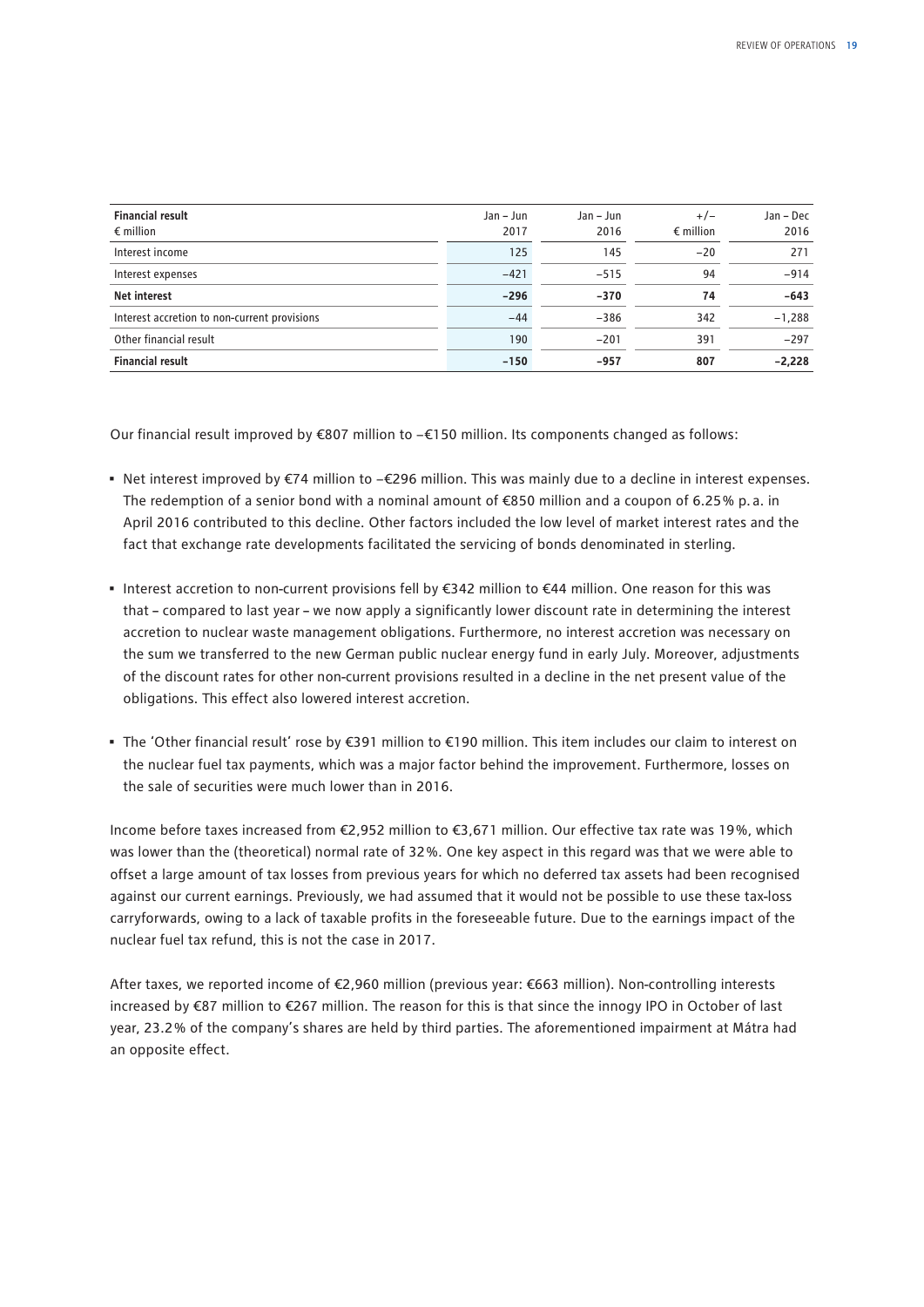| **Financial result**<br>€ million | Jan – Jun<br>2017 | Jan – Jun<br>2016 | +/–<br>€ million | Jan – Dec<br>2016 |
|---|---|---|---|---|
| Interest income | 125 | 145 | −20 | 271 |
| Interest expenses | −421 | −515 | 94 | −914 |
| **Net interest** | **−296** | **−370** | **74** | **−643** |
| Interest accretion to non-current provisions | −44 | −386 | 342 | −1,288 |
| Other financial result | 190 | −201 | 391 | −297 |
| **Financial result** | **−150** | **−957** | **807** | **−2,228** |

Our financial result improved by €807 million to –€150 million. Its components changed as follows:

- Net interest improved by €74 million to –€296 million. This was mainly due to a decline in interest expenses. The redemption of a senior bond with a nominal amount of €850 million and a coupon of 6.25% p.a. in April 2016 contributed to this decline. Other factors included the low level of market interest rates and the fact that exchange rate developments facilitated the servicing of bonds denominated in sterling.
- Interest accretion to non-current provisions fell by €342 million to €44 million. One reason for this was that – compared to last year – we now apply a significantly lower discount rate in determining the interest accretion to nuclear waste management obligations. Furthermore, no interest accretion was necessary on the sum we transferred to the new German public nuclear energy fund in early July. Moreover, adjustments of the discount rates for other non-current provisions resulted in a decline in the net present value of the obligations. This effect also lowered interest accretion.
- The 'Other financial result' rose by €391 million to €190 million. This item includes our claim to interest on the nuclear fuel tax payments, which was a major factor behind the improvement. Furthermore, losses on the sale of securities were much lower than in 2016.

Income before taxes increased from €2,952 million to €3,671 million. Our effective tax rate was 19%, which was lower than the (theoretical) normal rate of 32%. One key aspect in this regard was that we were able to offset a large amount of tax losses from previous years for which no deferred tax assets had been recognised against our current earnings. Previously, we had assumed that it would not be possible to use these tax-loss carryforwards, owing to a lack of taxable profits in the foreseeable future. Due to the earnings impact of the nuclear fuel tax refund, this is not the case in 2017.

After taxes, we reported income of €2,960 million (previous year: €663 million). Non-controlling interests increased by €87 million to €267 million. The reason for this is that since the innogy IPO in October of last year, 23.2% of the company's shares are held by third parties. The aforementioned impairment at Mátra had an opposite effect.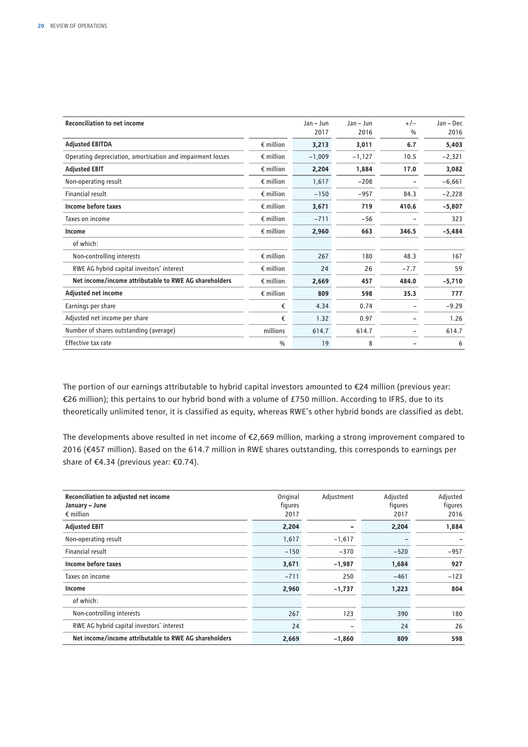| Reconciliation to net income | | Jan – Jun 2017 | Jan – Jun 2016 | +/– % | Jan – Dec 2016 |
|---|---|---|---|---|---|
| **Adjusted EBITDA** | € million | **3,213** | **3,011** | **6.7** | **5,403** |
| Operating depreciation, amortisation and impairment losses | € million | –1,009 | –1,127 | 10.5 | –2,321 |
| **Adjusted EBIT** | € million | **2,204** | **1,884** | **17.0** | **3,082** |
| Non-operating result | € million | 1,617 | –208 | – | –6,661 |
| Financial result | € million | –150 | –957 | 84.3 | –2,228 |
| **Income before taxes** | € million | **3,671** | **719** | **410.6** | **–5,807** |
| Taxes on income | € million | –711 | –56 | – | 323 |
| **Income** | € million | **2,960** | **663** | **346.5** | **–5,484** |
| of which: | | | | | |
| Non-controlling interests | € million | 267 | 180 | 48.3 | 167 |
| RWE AG hybrid capital investors' interest | € million | 24 | 26 | –7.7 | 59 |
| **Net income/income attributable to RWE AG shareholders** | € million | **2,669** | **457** | **484.0** | **–5,710** |
| **Adjusted net income** | € million | **809** | **598** | **35.3** | **777** |
| Earnings per share | € | 4.34 | 0.74 | – | –9.29 |
| Adjusted net income per share | € | 1.32 | 0.97 | – | 1.26 |
| Number of shares outstanding (average) | millions | 614.7 | 614.7 | – | 614.7 |
| Effective tax rate | % | 19 | 8 | – | 6 |

The portion of our earnings attributable to hybrid capital investors amounted to €24 million (previous year: €26 million); this pertains to our hybrid bond with a volume of £750 million. According to IFRS, due to its theoretically unlimited tenor, it is classified as equity, whereas RWE's other hybrid bonds are classified as debt.

The developments above resulted in net income of €2,669 million, marking a strong improvement compared to 2016 (€457 million). Based on the 614.7 million in RWE shares outstanding, this corresponds to earnings per share of €4.34 (previous year: €0.74).

| Reconciliation to adjusted net income January – June € million | Original figures 2017 | Adjustment | Adjusted figures 2017 | Adjusted figures 2016 |
|---|---|---|---|---|
| **Adjusted EBIT** | **2,204** | **–** | **2,204** | **1,884** |
| Non-operating result | 1,617 | –1,617 | – | – |
| Financial result | –150 | –370 | –520 | –957 |
| **Income before taxes** | **3,671** | **–1,987** | **1,684** | **927** |
| Taxes on income | –711 | 250 | –461 | –123 |
| **Income** | **2,960** | **–1,737** | **1,223** | **804** |
| of which: | | | | |
| Non-controlling interests | 267 | 123 | 390 | 180 |
| RWE AG hybrid capital investors' interest | 24 | – | 24 | 26 |
| **Net income/income attributable to RWE AG shareholders** | **2,669** | **–1,860** | **809** | **598** |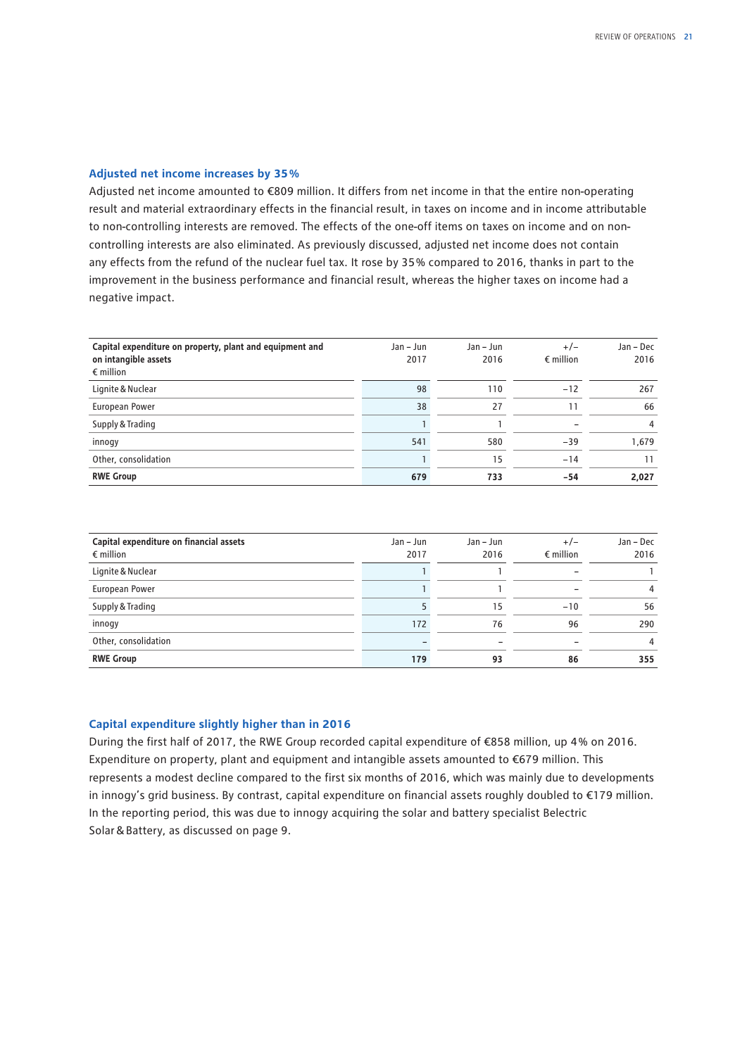### Adjusted net income increases by 35 %

Adjusted net income amounted to €809 million. It differs from net income in that the entire non-operating result and material extraordinary effects in the financial result, in taxes on income and in income attributable to non-controlling interests are removed. The effects of the one-off items on taxes on income and on non-controlling interests are also eliminated. As previously discussed, adjusted net income does not contain any effects from the refund of the nuclear fuel tax. It rose by 35 % compared to 2016, thanks in part to the improvement in the business performance and financial result, whereas the higher taxes on income had a negative impact.

| Capital expenditure on property, plant and equipment and on intangible assets<br>€ million | Jan – Jun 2017 | Jan – Jun 2016 | +/– € million | Jan – Dec 2016 |
|---|---|---|---|---|
| Lignite & Nuclear | 98 | 110 | –12 | 267 |
| European Power | 38 | 27 | 11 | 66 |
| Supply & Trading | 1 | 1 | – | 4 |
| innogy | 541 | 580 | –39 | 1,679 |
| Other, consolidation | 1 | 15 | –14 | 11 |
| **RWE Group** | **679** | **733** | **–54** | **2,027** |

| Capital expenditure on financial assets<br>€ million | Jan – Jun 2017 | Jan – Jun 2016 | +/– € million | Jan – Dec 2016 |
|---|---|---|---|---|
| Lignite & Nuclear | 1 | 1 | – | 1 |
| European Power | 1 | 1 | – | 4 |
| Supply & Trading | 5 | 15 | –10 | 56 |
| innogy | 172 | 76 | 96 | 290 |
| Other, consolidation | – | – | – | 4 |
| **RWE Group** | **179** | **93** | **86** | **355** |

### Capital expenditure slightly higher than in 2016

During the first half of 2017, the RWE Group recorded capital expenditure of €858 million, up 4 % on 2016. Expenditure on property, plant and equipment and intangible assets amounted to €679 million. This represents a modest decline compared to the first six months of 2016, which was mainly due to developments in innogy's grid business. By contrast, capital expenditure on financial assets roughly doubled to €179 million. In the reporting period, this was due to innogy acquiring the solar and battery specialist Belectric Solar & Battery, as discussed on page 9.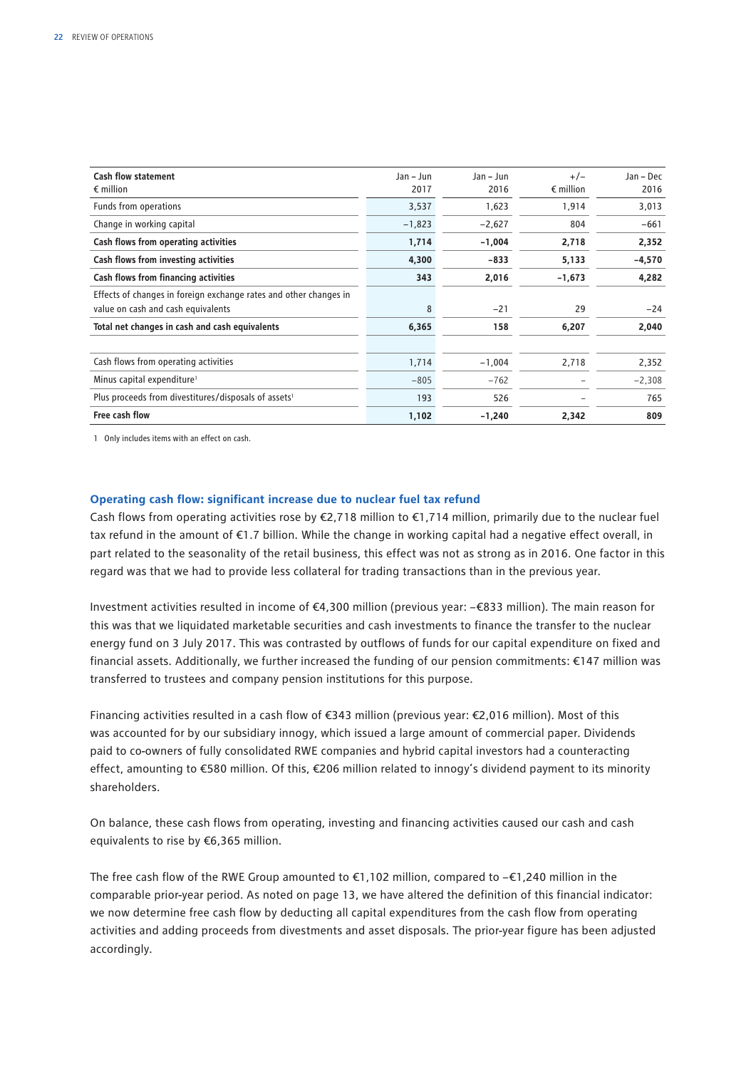| Cash flow statement<br>€ million | Jan – Jun 2017 | Jan – Jun 2016 | +/–<br>€ million | Jan – Dec 2016 |
|---|---|---|---|---|
| Funds from operations | 3,537 | 1,623 | 1,914 | 3,013 |
| Change in working capital | –1,823 | –2,627 | 804 | –661 |
| **Cash flows from operating activities** | **1,714** | **–1,004** | **2,718** | **2,352** |
| **Cash flows from investing activities** | **4,300** | **–833** | **5,133** | **–4,570** |
| **Cash flows from financing activities** | **343** | **2,016** | **–1,673** | **4,282** |
| Effects of changes in foreign exchange rates and other changes in value on cash and cash equivalents | 8 | –21 | 29 | –24 |
| **Total net changes in cash and cash equivalents** | **6,365** | **158** | **6,207** | **2,040** |
| | | | | |
| Cash flows from operating activities | 1,714 | –1,004 | 2,718 | 2,352 |
| Minus capital expenditure[1] | –805 | –762 | – | –2,308 |
| Plus proceeds from divestitures/disposals of assets[1] | 193 | 526 | – | 765 |
| **Free cash flow** | **1,102** | **–1,240** | **2,342** | **809** |

1 Only includes items with an effect on cash.

### Operating cash flow: significant increase due to nuclear fuel tax refund

Cash flows from operating activities rose by €2,718 million to €1,714 million, primarily due to the nuclear fuel tax refund in the amount of €1.7 billion. While the change in working capital had a negative effect overall, in part related to the seasonality of the retail business, this effect was not as strong as in 2016. One factor in this regard was that we had to provide less collateral for trading transactions than in the previous year.

Investment activities resulted in income of €4,300 million (previous year: –€833 million). The main reason for this was that we liquidated marketable securities and cash investments to finance the transfer to the nuclear energy fund on 3 July 2017. This was contrasted by outflows of funds for our capital expenditure on fixed and financial assets. Additionally, we further increased the funding of our pension commitments: €147 million was transferred to trustees and company pension institutions for this purpose.

Financing activities resulted in a cash flow of €343 million (previous year: €2,016 million). Most of this was accounted for by our subsidiary innogy, which issued a large amount of commercial paper. Dividends paid to co-owners of fully consolidated RWE companies and hybrid capital investors had a counteracting effect, amounting to €580 million. Of this, €206 million related to innogy's dividend payment to its minority shareholders.

On balance, these cash flows from operating, investing and financing activities caused our cash and cash equivalents to rise by €6,365 million.

The free cash flow of the RWE Group amounted to €1,102 million, compared to –€1,240 million in the comparable prior-year period. As noted on page 13, we have altered the definition of this financial indicator: we now determine free cash flow by deducting all capital expenditures from the cash flow from operating activities and adding proceeds from divestments and asset disposals. The prior-year figure has been adjusted accordingly.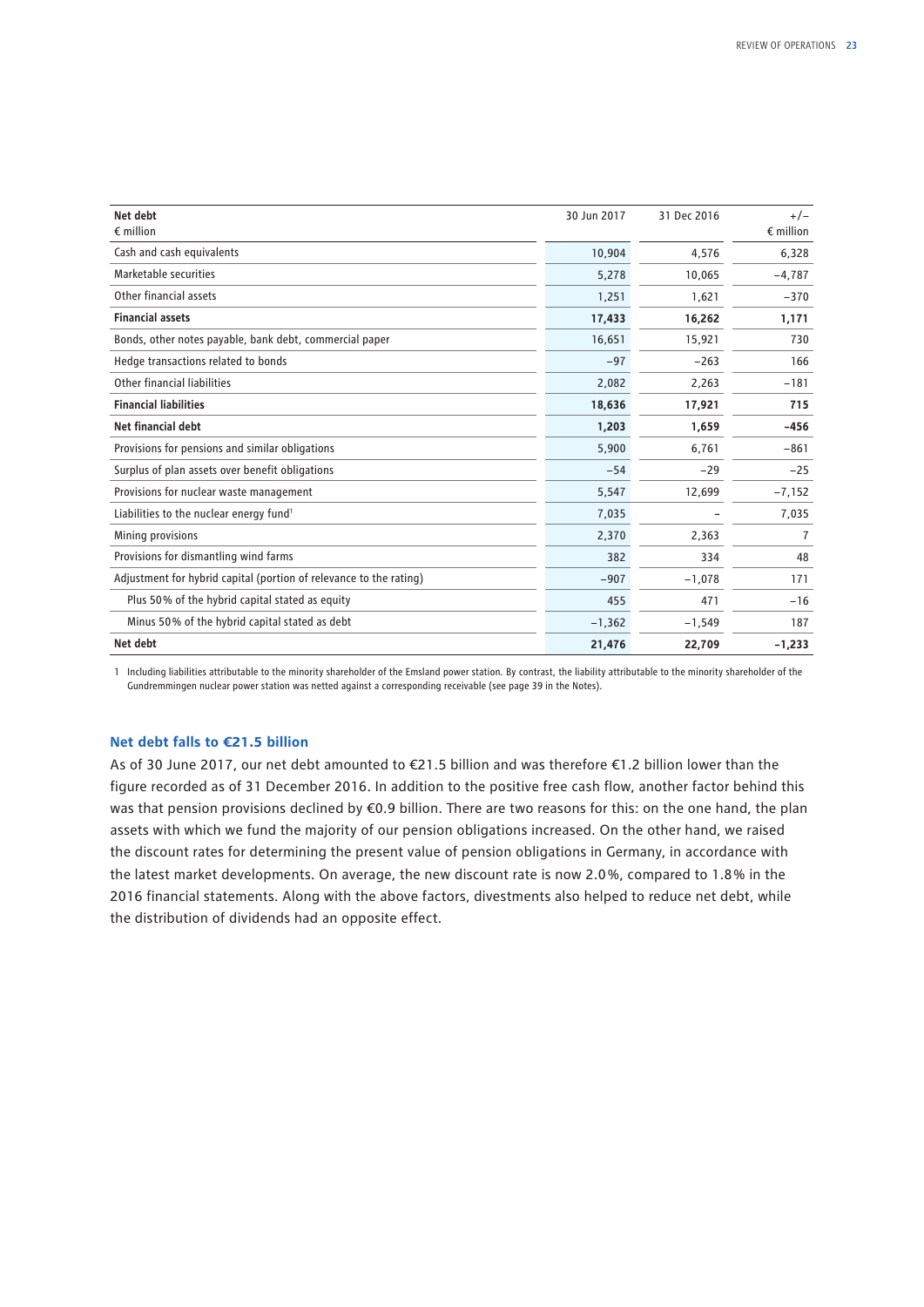| **Net debt**<br>€ million | 30 Jun 2017 | 31 Dec 2016 | +/–<br>€ million |
|---|---|---|---|
| Cash and cash equivalents | 10,904 | 4,576 | 6,328 |
| Marketable securities | 5,278 | 10,065 | −4,787 |
| Other financial assets | 1,251 | 1,621 | −370 |
| **Financial assets** | **17,433** | **16,262** | **1,171** |
| Bonds, other notes payable, bank debt, commercial paper | 16,651 | 15,921 | 730 |
| Hedge transactions related to bonds | −97 | −263 | 166 |
| Other financial liabilities | 2,082 | 2,263 | −181 |
| **Financial liabilities** | **18,636** | **17,921** | **715** |
| **Net financial debt** | **1,203** | **1,659** | **−456** |
| Provisions for pensions and similar obligations | 5,900 | 6,761 | −861 |
| Surplus of plan assets over benefit obligations | −54 | −29 | −25 |
| Provisions for nuclear waste management | 5,547 | 12,699 | −7,152 |
| Liabilities to the nuclear energy fund[1] | 7,035 | – | 7,035 |
| Mining provisions | 2,370 | 2,363 | 7 |
| Provisions for dismantling wind farms | 382 | 334 | 48 |
| Adjustment for hybrid capital (portion of relevance to the rating) | −907 | −1,078 | 171 |
| Plus 50 % of the hybrid capital stated as equity | 455 | 471 | −16 |
| Minus 50 % of the hybrid capital stated as debt | −1,362 | −1,549 | 187 |
| **Net debt** | **21,476** | **22,709** | **−1,233** |

1 Including liabilities attributable to the minority shareholder of the Emsland power station. By contrast, the liability attributable to the minority shareholder of the Gundremmingen nuclear power station was netted against a corresponding receivable (see page 39 in the Notes).

### Net debt falls to €21.5 billion

As of 30 June 2017, our net debt amounted to €21.5 billion and was therefore €1.2 billion lower than the figure recorded as of 31 December 2016. In addition to the positive free cash flow, another factor behind this was that pension provisions declined by €0.9 billion. There are two reasons for this: on the one hand, the plan assets with which we fund the majority of our pension obligations increased. On the other hand, we raised the discount rates for determining the present value of pension obligations in Germany, in accordance with the latest market developments. On average, the new discount rate is now 2.0 %, compared to 1.8 % in the 2016 financial statements. Along with the above factors, divestments also helped to reduce net debt, while the distribution of dividends had an opposite effect.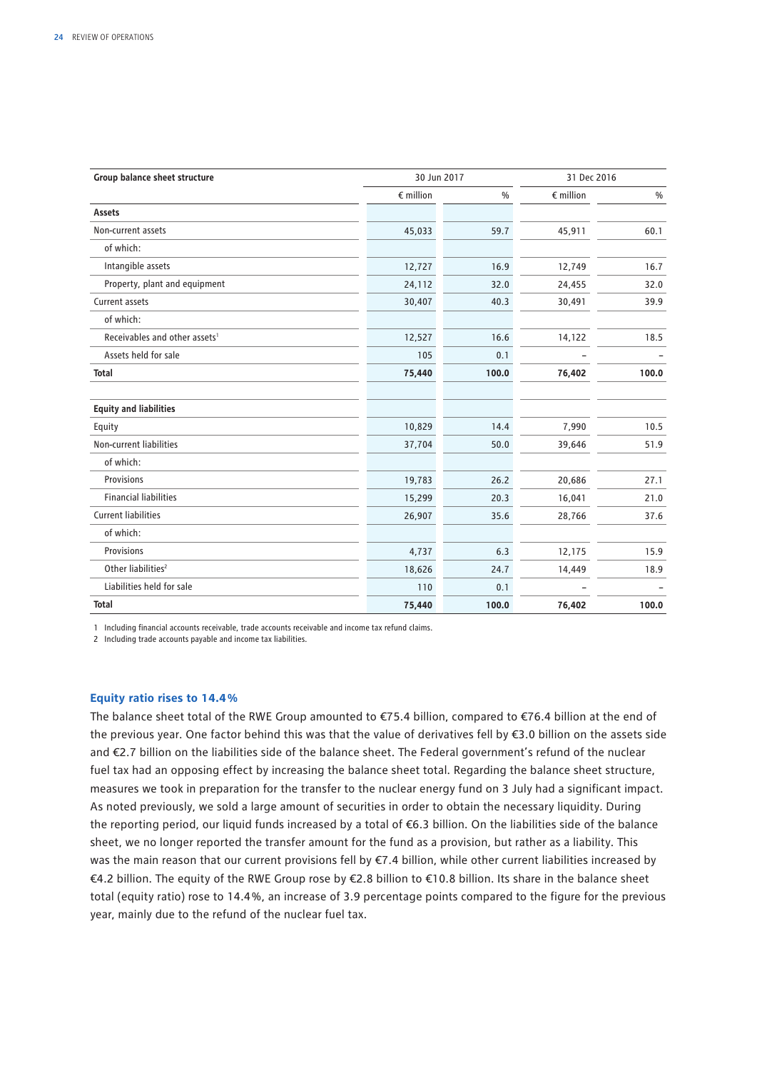| Group balance sheet structure | 30 Jun 2017 | | 31 Dec 2016 | |
|---|---|---|---|---|
| | € million | % | € million | % |
| **Assets** | | | | |
| Non-current assets | 45,033 | 59.7 | 45,911 | 60.1 |
| of which: | | | | |
| Intangible assets | 12,727 | 16.9 | 12,749 | 16.7 |
| Property, plant and equipment | 24,112 | 32.0 | 24,455 | 32.0 |
| Current assets | 30,407 | 40.3 | 30,491 | 39.9 |
| of which: | | | | |
| Receivables and other assets[1] | 12,527 | 16.6 | 14,122 | 18.5 |
| Assets held for sale | 105 | 0.1 | – | – |
| **Total** | **75,440** | **100.0** | **76,402** | **100.0** |
| | | | | |
| **Equity and liabilities** | | | | |
| Equity | 10,829 | 14.4 | 7,990 | 10.5 |
| Non-current liabilities | 37,704 | 50.0 | 39,646 | 51.9 |
| of which: | | | | |
| Provisions | 19,783 | 26.2 | 20,686 | 27.1 |
| Financial liabilities | 15,299 | 20.3 | 16,041 | 21.0 |
| Current liabilities | 26,907 | 35.6 | 28,766 | 37.6 |
| of which: | | | | |
| Provisions | 4,737 | 6.3 | 12,175 | 15.9 |
| Other liabilities[2] | 18,626 | 24.7 | 14,449 | 18.9 |
| Liabilities held for sale | 110 | 0.1 | – | – |
| **Total** | **75,440** | **100.0** | **76,402** | **100.0** |

1 Including financial accounts receivable, trade accounts receivable and income tax refund claims.

2 Including trade accounts payable and income tax liabilities.

### Equity ratio rises to 14.4%

The balance sheet total of the RWE Group amounted to €75.4 billion, compared to €76.4 billion at the end of the previous year. One factor behind this was that the value of derivatives fell by €3.0 billion on the assets side and €2.7 billion on the liabilities side of the balance sheet. The Federal government's refund of the nuclear fuel tax had an opposing effect by increasing the balance sheet total. Regarding the balance sheet structure, measures we took in preparation for the transfer to the nuclear energy fund on 3 July had a significant impact. As noted previously, we sold a large amount of securities in order to obtain the necessary liquidity. During the reporting period, our liquid funds increased by a total of €6.3 billion. On the liabilities side of the balance sheet, we no longer reported the transfer amount for the fund as a provision, but rather as a liability. This was the main reason that our current provisions fell by €7.4 billion, while other current liabilities increased by €4.2 billion. The equity of the RWE Group rose by €2.8 billion to €10.8 billion. Its share in the balance sheet total (equity ratio) rose to 14.4%, an increase of 3.9 percentage points compared to the figure for the previous year, mainly due to the refund of the nuclear fuel tax.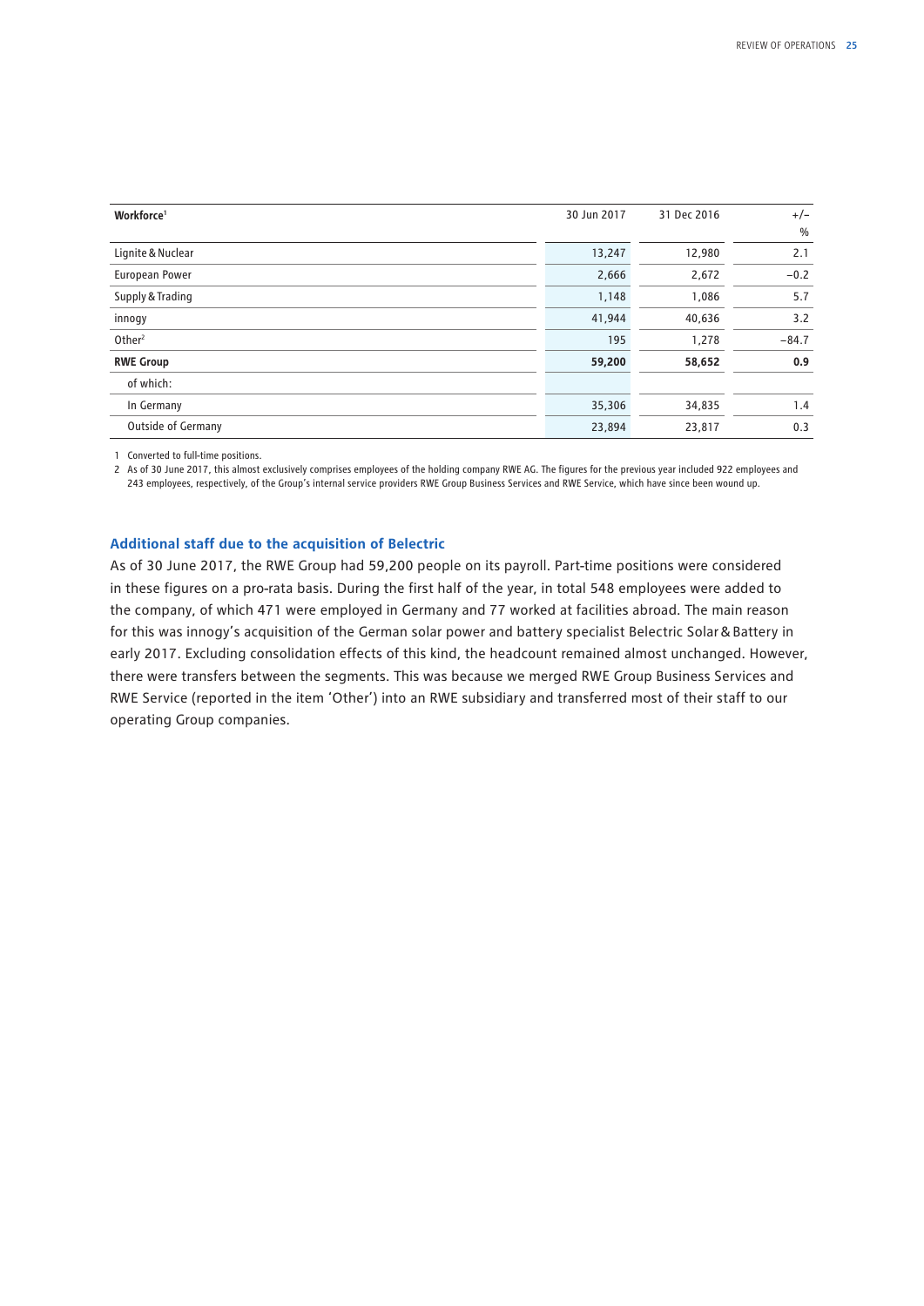| Workforce[1] | 30 Jun 2017 | 31 Dec 2016 | +/– % |
|---|---|---|---|
| Lignite & Nuclear | 13,247 | 12,980 | 2.1 |
| European Power | 2,666 | 2,672 | −0.2 |
| Supply & Trading | 1,148 | 1,086 | 5.7 |
| innogy | 41,944 | 40,636 | 3.2 |
| Other[2] | 195 | 1,278 | −84.7 |
| **RWE Group** | **59,200** | **58,652** | **0.9** |
| of which: | | | |
| In Germany | 35,306 | 34,835 | 1.4 |
| Outside of Germany | 23,894 | 23,817 | 0.3 |

1 Converted to full-time positions.

2 As of 30 June 2017, this almost exclusively comprises employees of the holding company RWE AG. The figures for the previous year included 922 employees and 243 employees, respectively, of the Group's internal service providers RWE Group Business Services and RWE Service, which have since been wound up.

### Additional staff due to the acquisition of Belectric

As of 30 June 2017, the RWE Group had 59,200 people on its payroll. Part-time positions were considered in these figures on a pro-rata basis. During the first half of the year, in total 548 employees were added to the company, of which 471 were employed in Germany and 77 worked at facilities abroad. The main reason for this was innogy's acquisition of the German solar power and battery specialist Belectric Solar & Battery in early 2017. Excluding consolidation effects of this kind, the headcount remained almost unchanged. However, there were transfers between the segments. This was because we merged RWE Group Business Services and RWE Service (reported in the item 'Other') into an RWE subsidiary and transferred most of their staff to our operating Group companies.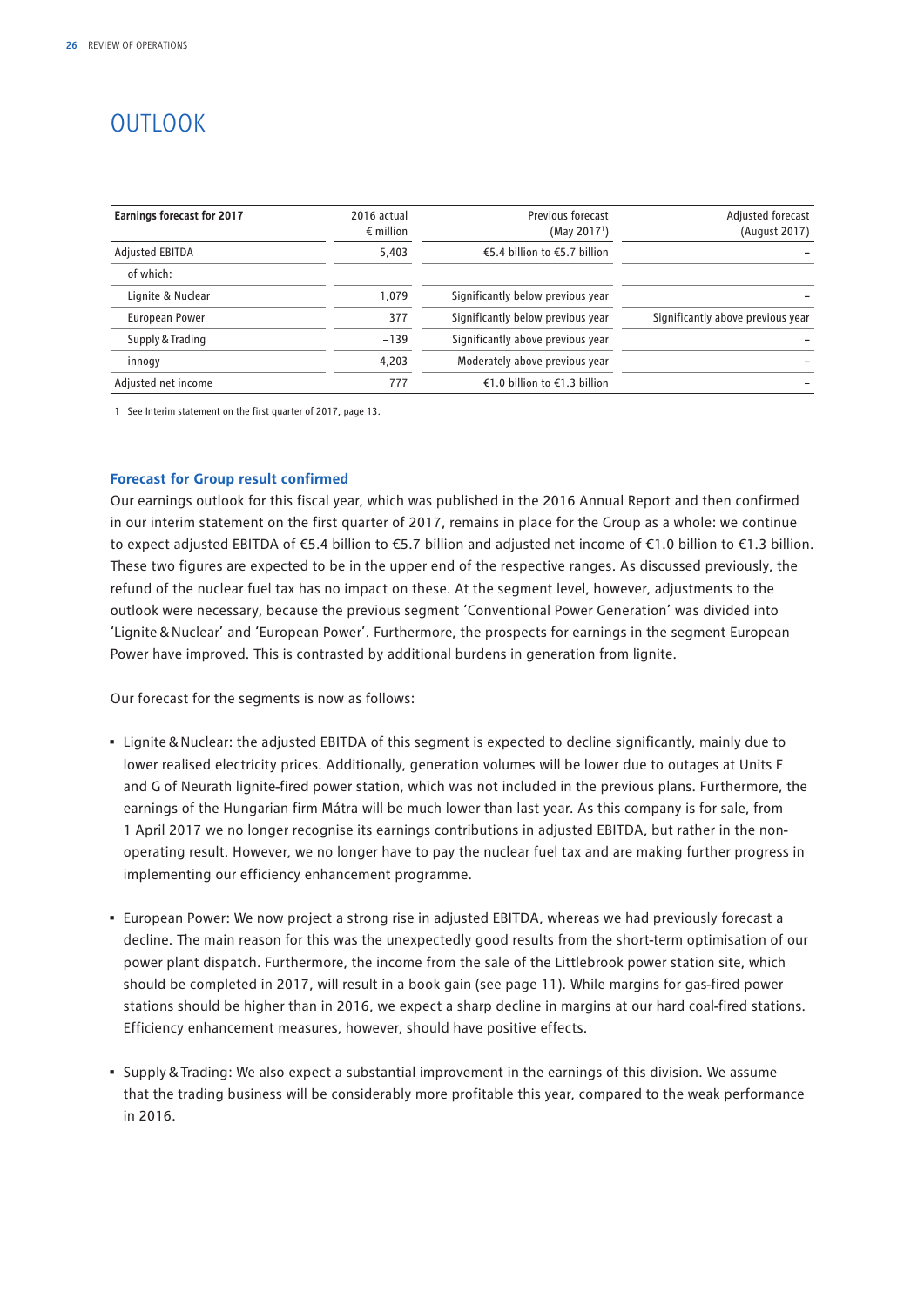# OUTLOOK

| Earnings forecast for 2017 | 2016 actual € million | Previous forecast (May 2017[1]) | Adjusted forecast (August 2017) |
|---|---|---|---|
| Adjusted EBITDA | 5,403 | €5.4 billion to €5.7 billion | – |
| of which: | | | |
| Lignite & Nuclear | 1,079 | Significantly below previous year | – |
| European Power | 377 | Significantly below previous year | Significantly above previous year |
| Supply & Trading | –139 | Significantly above previous year | – |
| innogy | 4,203 | Moderately above previous year | – |
| Adjusted net income | 777 | €1.0 billion to €1.3 billion | – |

1 See Interim statement on the first quarter of 2017, page 13.

**Forecast for Group result confirmed**

Our earnings outlook for this fiscal year, which was published in the 2016 Annual Report and then confirmed in our interim statement on the first quarter of 2017, remains in place for the Group as a whole: we continue to expect adjusted EBITDA of €5.4 billion to €5.7 billion and adjusted net income of €1.0 billion to €1.3 billion. These two figures are expected to be in the upper end of the respective ranges. As discussed previously, the refund of the nuclear fuel tax has no impact on these. At the segment level, however, adjustments to the outlook were necessary, because the previous segment 'Conventional Power Generation' was divided into 'Lignite & Nuclear' and 'European Power'. Furthermore, the prospects for earnings in the segment European Power have improved. This is contrasted by additional burdens in generation from lignite.

Our forecast for the segments is now as follows:

- Lignite & Nuclear: the adjusted EBITDA of this segment is expected to decline significantly, mainly due to lower realised electricity prices. Additionally, generation volumes will be lower due to outages at Units F and G of Neurath lignite-fired power station, which was not included in the previous plans. Furthermore, the earnings of the Hungarian firm Mátra will be much lower than last year. As this company is for sale, from 1 April 2017 we no longer recognise its earnings contributions in adjusted EBITDA, but rather in the non-operating result. However, we no longer have to pay the nuclear fuel tax and are making further progress in implementing our efficiency enhancement programme.

- European Power: We now project a strong rise in adjusted EBITDA, whereas we had previously forecast a decline. The main reason for this was the unexpectedly good results from the short-term optimisation of our power plant dispatch. Furthermore, the income from the sale of the Littlebrook power station site, which should be completed in 2017, will result in a book gain (see page 11). While margins for gas-fired power stations should be higher than in 2016, we expect a sharp decline in margins at our hard coal-fired stations. Efficiency enhancement measures, however, should have positive effects.

- Supply & Trading: We also expect a substantial improvement in the earnings of this division. We assume that the trading business will be considerably more profitable this year, compared to the weak performance in 2016.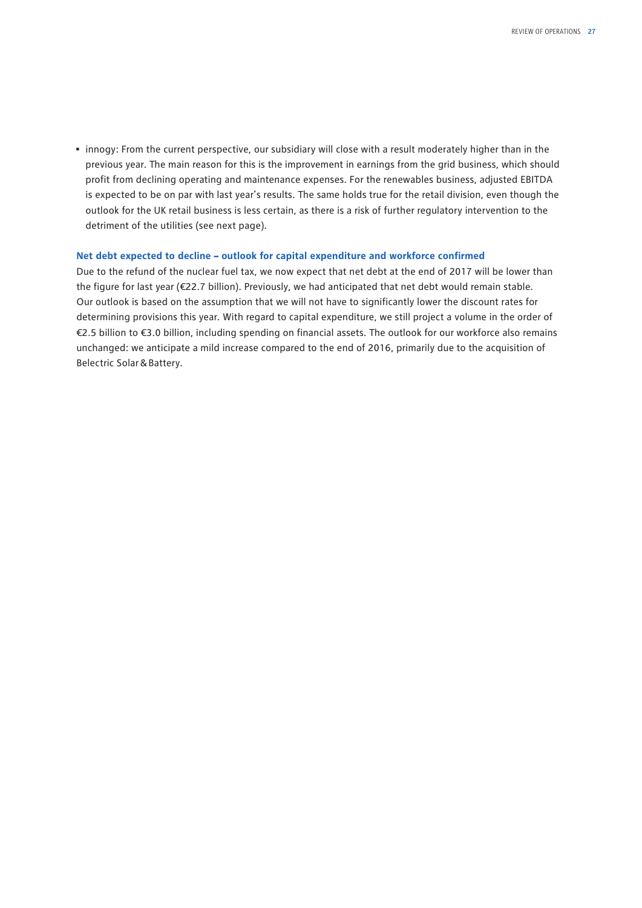- innogy: From the current perspective, our subsidiary will close with a result moderately higher than in the previous year. The main reason for this is the improvement in earnings from the grid business, which should profit from declining operating and maintenance expenses. For the renewables business, adjusted EBITDA is expected to be on par with last year's results. The same holds true for the retail division, even though the outlook for the UK retail business is less certain, as there is a risk of further regulatory intervention to the detriment of the utilities (see next page).

**Net debt expected to decline – outlook for capital expenditure and workforce confirmed**

Due to the refund of the nuclear fuel tax, we now expect that net debt at the end of 2017 will be lower than the figure for last year (€22.7 billion). Previously, we had anticipated that net debt would remain stable. Our outlook is based on the assumption that we will not have to significantly lower the discount rates for determining provisions this year. With regard to capital expenditure, we still project a volume in the order of €2.5 billion to €3.0 billion, including spending on financial assets. The outlook for our workforce also remains unchanged: we anticipate a mild increase compared to the end of 2016, primarily due to the acquisition of Belectric Solar & Battery.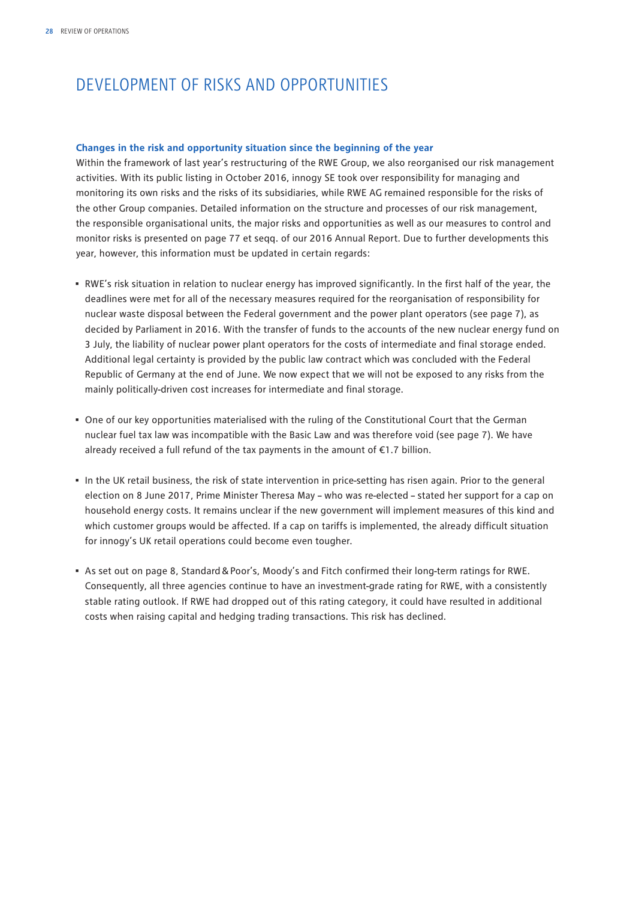# DEVELOPMENT OF RISKS AND OPPORTUNITIES

### Changes in the risk and opportunity situation since the beginning of the year

Within the framework of last year's restructuring of the RWE Group, we also reorganised our risk management activities. With its public listing in October 2016, innogy SE took over responsibility for managing and monitoring its own risks and the risks of its subsidiaries, while RWE AG remained responsible for the risks of the other Group companies. Detailed information on the structure and processes of our risk management, the responsible organisational units, the major risks and opportunities as well as our measures to control and monitor risks is presented on page 77 et seqq. of our 2016 Annual Report. Due to further developments this year, however, this information must be updated in certain regards:

- RWE's risk situation in relation to nuclear energy has improved significantly. In the first half of the year, the deadlines were met for all of the necessary measures required for the reorganisation of responsibility for nuclear waste disposal between the Federal government and the power plant operators (see page 7), as decided by Parliament in 2016. With the transfer of funds to the accounts of the new nuclear energy fund on 3 July, the liability of nuclear power plant operators for the costs of intermediate and final storage ended. Additional legal certainty is provided by the public law contract which was concluded with the Federal Republic of Germany at the end of June. We now expect that we will not be exposed to any risks from the mainly politically-driven cost increases for intermediate and final storage.

- One of our key opportunities materialised with the ruling of the Constitutional Court that the German nuclear fuel tax law was incompatible with the Basic Law and was therefore void (see page 7). We have already received a full refund of the tax payments in the amount of €1.7 billion.

- In the UK retail business, the risk of state intervention in price-setting has risen again. Prior to the general election on 8 June 2017, Prime Minister Theresa May – who was re-elected – stated her support for a cap on household energy costs. It remains unclear if the new government will implement measures of this kind and which customer groups would be affected. If a cap on tariffs is implemented, the already difficult situation for innogy's UK retail operations could become even tougher.

- As set out on page 8, Standard & Poor's, Moody's and Fitch confirmed their long-term ratings for RWE. Consequently, all three agencies continue to have an investment-grade rating for RWE, with a consistently stable rating outlook. If RWE had dropped out of this rating category, it could have resulted in additional costs when raising capital and hedging trading transactions. This risk has declined.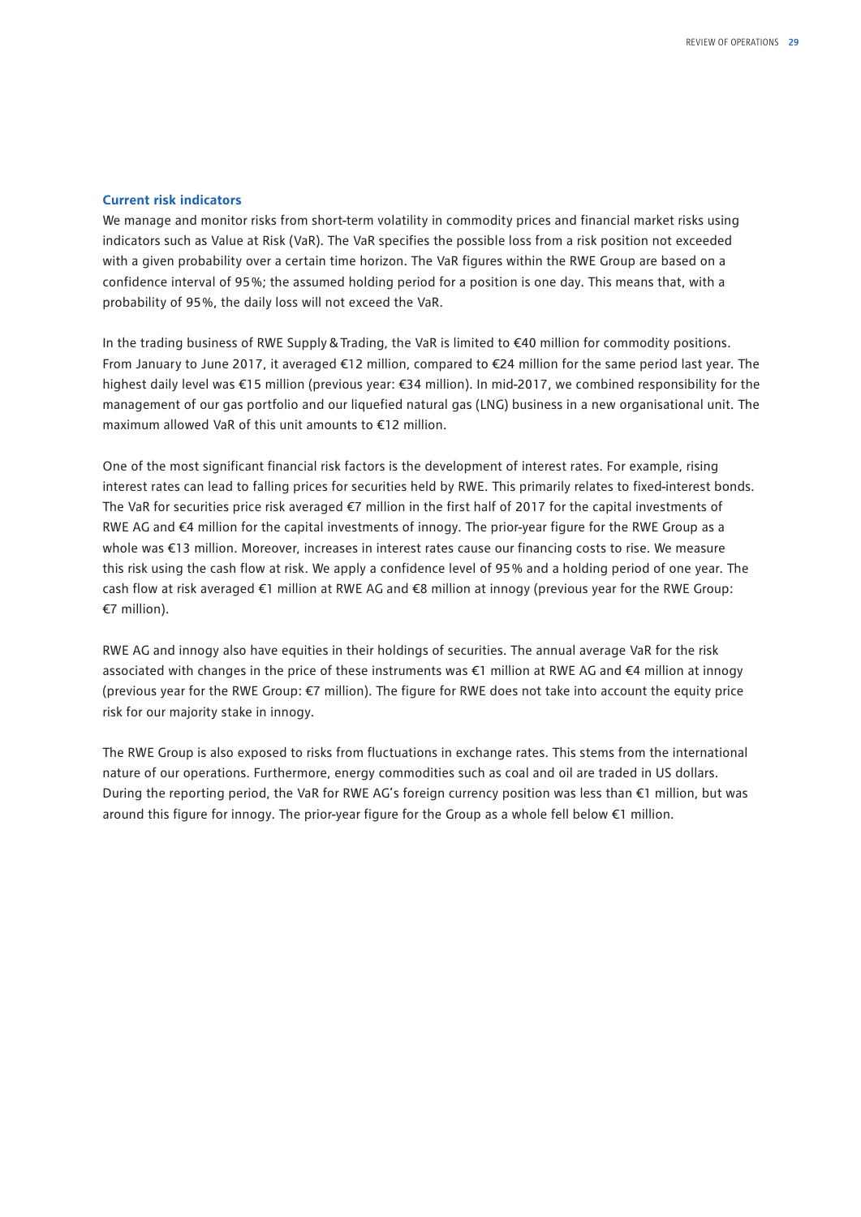### Current risk indicators

We manage and monitor risks from short-term volatility in commodity prices and financial market risks using indicators such as Value at Risk (VaR). The VaR specifies the possible loss from a risk position not exceeded with a given probability over a certain time horizon. The VaR figures within the RWE Group are based on a confidence interval of 95%; the assumed holding period for a position is one day. This means that, with a probability of 95%, the daily loss will not exceed the VaR.

In the trading business of RWE Supply & Trading, the VaR is limited to €40 million for commodity positions. From January to June 2017, it averaged €12 million, compared to €24 million for the same period last year. The highest daily level was €15 million (previous year: €34 million). In mid-2017, we combined responsibility for the management of our gas portfolio and our liquefied natural gas (LNG) business in a new organisational unit. The maximum allowed VaR of this unit amounts to €12 million.

One of the most significant financial risk factors is the development of interest rates. For example, rising interest rates can lead to falling prices for securities held by RWE. This primarily relates to fixed-interest bonds. The VaR for securities price risk averaged €7 million in the first half of 2017 for the capital investments of RWE AG and €4 million for the capital investments of innogy. The prior-year figure for the RWE Group as a whole was €13 million. Moreover, increases in interest rates cause our financing costs to rise. We measure this risk using the cash flow at risk. We apply a confidence level of 95% and a holding period of one year. The cash flow at risk averaged €1 million at RWE AG and €8 million at innogy (previous year for the RWE Group: €7 million).

RWE AG and innogy also have equities in their holdings of securities. The annual average VaR for the risk associated with changes in the price of these instruments was €1 million at RWE AG and €4 million at innogy (previous year for the RWE Group: €7 million). The figure for RWE does not take into account the equity price risk for our majority stake in innogy.

The RWE Group is also exposed to risks from fluctuations in exchange rates. This stems from the international nature of our operations. Furthermore, energy commodities such as coal and oil are traded in US dollars. During the reporting period, the VaR for RWE AG's foreign currency position was less than €1 million, but was around this figure for innogy. The prior-year figure for the Group as a whole fell below €1 million.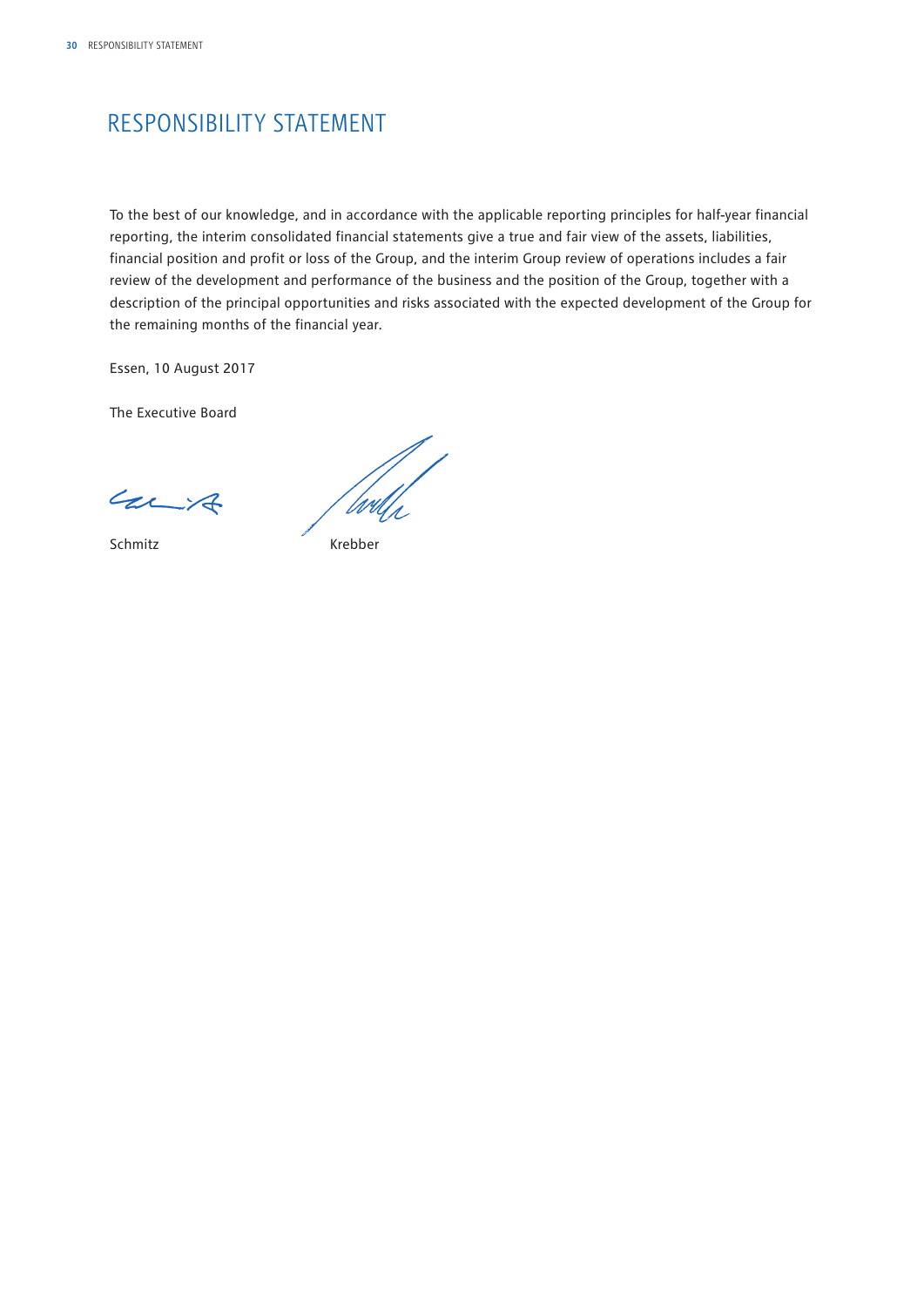# RESPONSIBILITY STATEMENT

To the best of our knowledge, and in accordance with the applicable reporting principles for half-year financial reporting, the interim consolidated financial statements give a true and fair view of the assets, liabilities, financial position and profit or loss of the Group, and the interim Group review of operations includes a fair review of the development and performance of the business and the position of the Group, together with a description of the principal opportunities and risks associated with the expected development of the Group for the remaining months of the financial year.

Essen, 10 August 2017

The Executive Board

Schmitz Krebber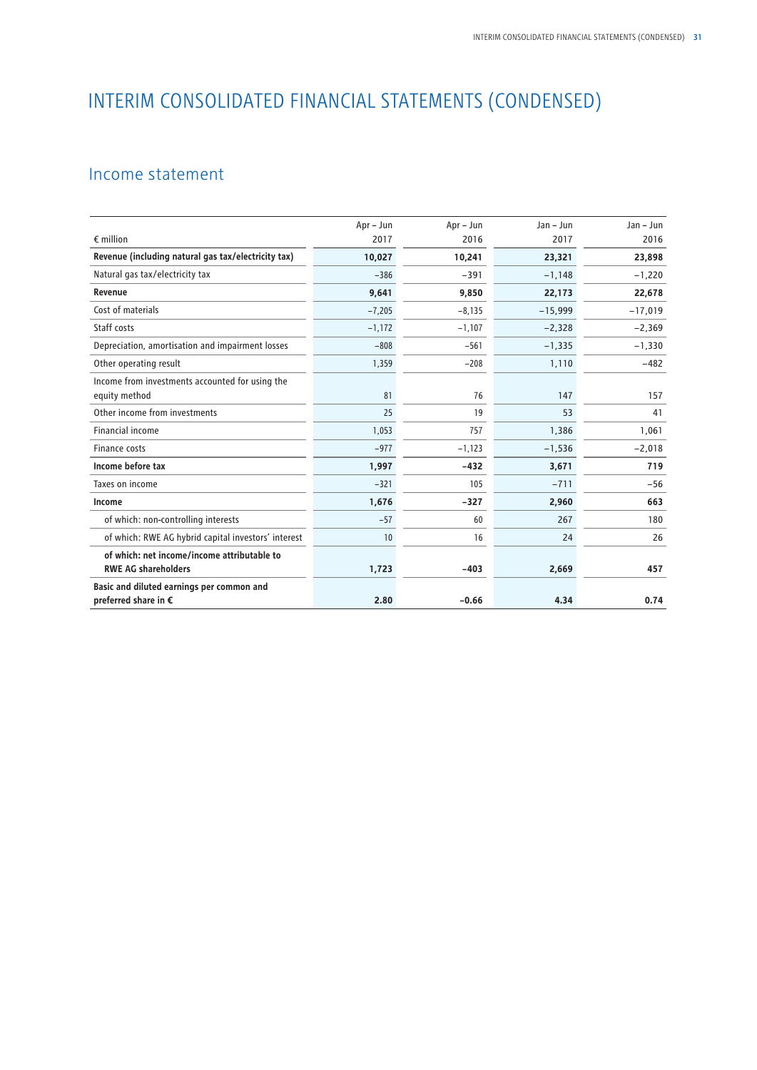# INTERIM CONSOLIDATED FINANCIAL STATEMENTS (CONDENSED)

## Income statement

| € million | Apr – Jun 2017 | Apr – Jun 2016 | Jan – Jun 2017 | Jan – Jun 2016 |
|---|---|---|---|---|
| **Revenue (including natural gas tax/electricity tax)** | **10,027** | **10,241** | **23,321** | **23,898** |
| Natural gas tax/electricity tax | −386 | −391 | −1,148 | −1,220 |
| **Revenue** | **9,641** | **9,850** | **22,173** | **22,678** |
| Cost of materials | −7,205 | −8,135 | −15,999 | −17,019 |
| Staff costs | −1,172 | −1,107 | −2,328 | −2,369 |
| Depreciation, amortisation and impairment losses | −808 | −561 | −1,335 | −1,330 |
| Other operating result | 1,359 | −208 | 1,110 | −482 |
| Income from investments accounted for using the equity method | 81 | 76 | 147 | 157 |
| Other income from investments | 25 | 19 | 53 | 41 |
| Financial income | 1,053 | 757 | 1,386 | 1,061 |
| Finance costs | −977 | −1,123 | −1,536 | −2,018 |
| **Income before tax** | **1,997** | **−432** | **3,671** | **719** |
| Taxes on income | −321 | 105 | −711 | −56 |
| **Income** | **1,676** | **−327** | **2,960** | **663** |
| of which: non-controlling interests | −57 | 60 | 267 | 180 |
| of which: RWE AG hybrid capital investors' interest | 10 | 16 | 24 | 26 |
| **of which: net income/income attributable to RWE AG shareholders** | **1,723** | **−403** | **2,669** | **457** |
| **Basic and diluted earnings per common and preferred share in €** | **2.80** | **−0.66** | **4.34** | **0.74** |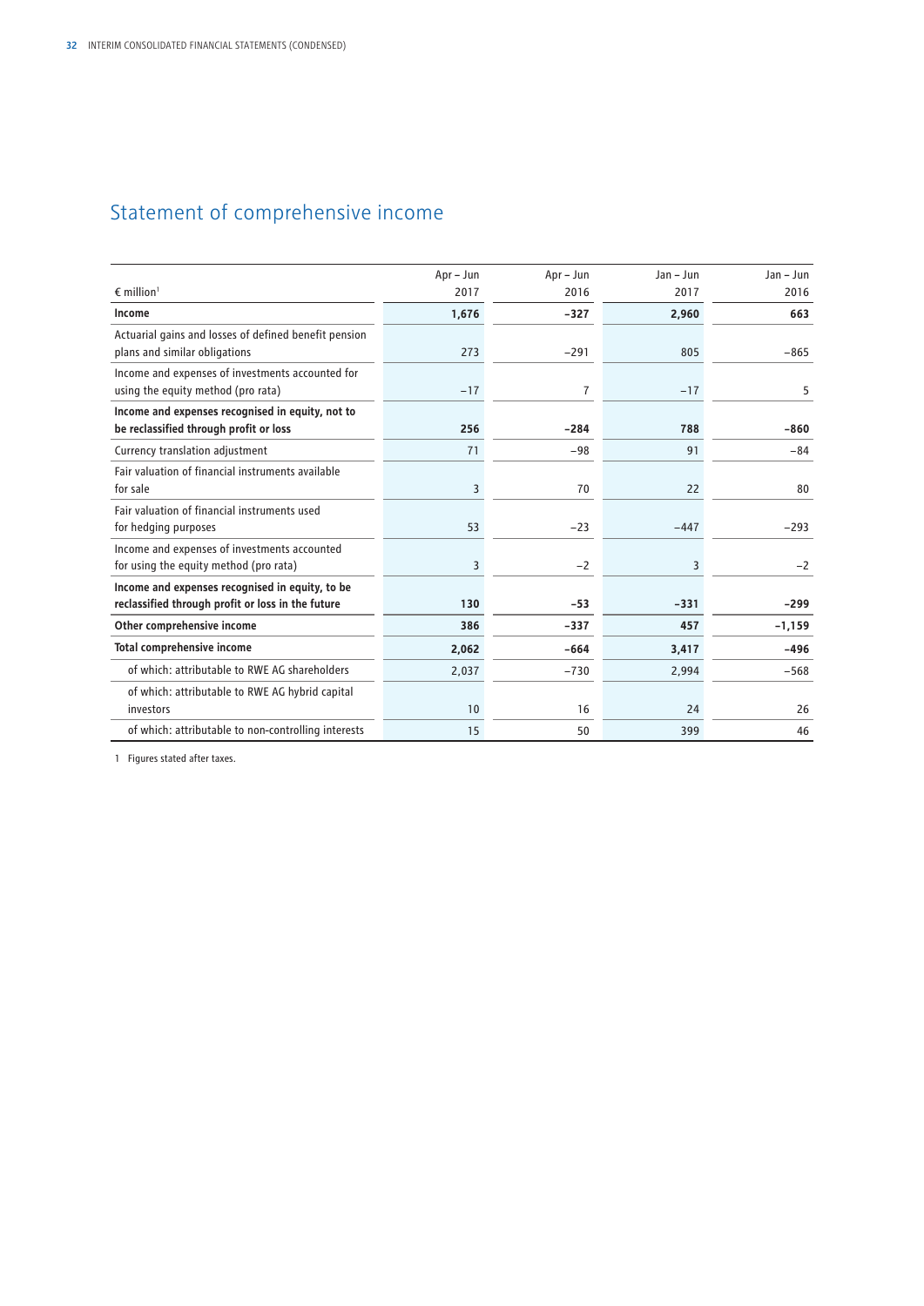# Statement of comprehensive income

| € million[1] | Apr – Jun 2017 | Apr – Jun 2016 | Jan – Jun 2017 | Jan – Jun 2016 |
|---|---|---|---|---|
| **Income** | **1,676** | **-327** | **2,960** | **663** |
| Actuarial gains and losses of defined benefit pension plans and similar obligations | 273 | −291 | 805 | −865 |
| Income and expenses of investments accounted for using the equity method (pro rata) | −17 | 7 | −17 | 5 |
| **Income and expenses recognised in equity, not to be reclassified through profit or loss** | **256** | **-284** | **788** | **-860** |
| Currency translation adjustment | 71 | −98 | 91 | −84 |
| Fair valuation of financial instruments available for sale | 3 | 70 | 22 | 80 |
| Fair valuation of financial instruments used for hedging purposes | 53 | −23 | −447 | −293 |
| Income and expenses of investments accounted for using the equity method (pro rata) | 3 | −2 | 3 | −2 |
| **Income and expenses recognised in equity, to be reclassified through profit or loss in the future** | **130** | **-53** | **-331** | **-299** |
| **Other comprehensive income** | **386** | **-337** | **457** | **-1,159** |
| **Total comprehensive income** | **2,062** | **-664** | **3,417** | **-496** |
| of which: attributable to RWE AG shareholders | 2,037 | −730 | 2,994 | −568 |
| of which: attributable to RWE AG hybrid capital investors | 10 | 16 | 24 | 26 |
| of which: attributable to non-controlling interests | 15 | 50 | 399 | 46 |

1 Figures stated after taxes.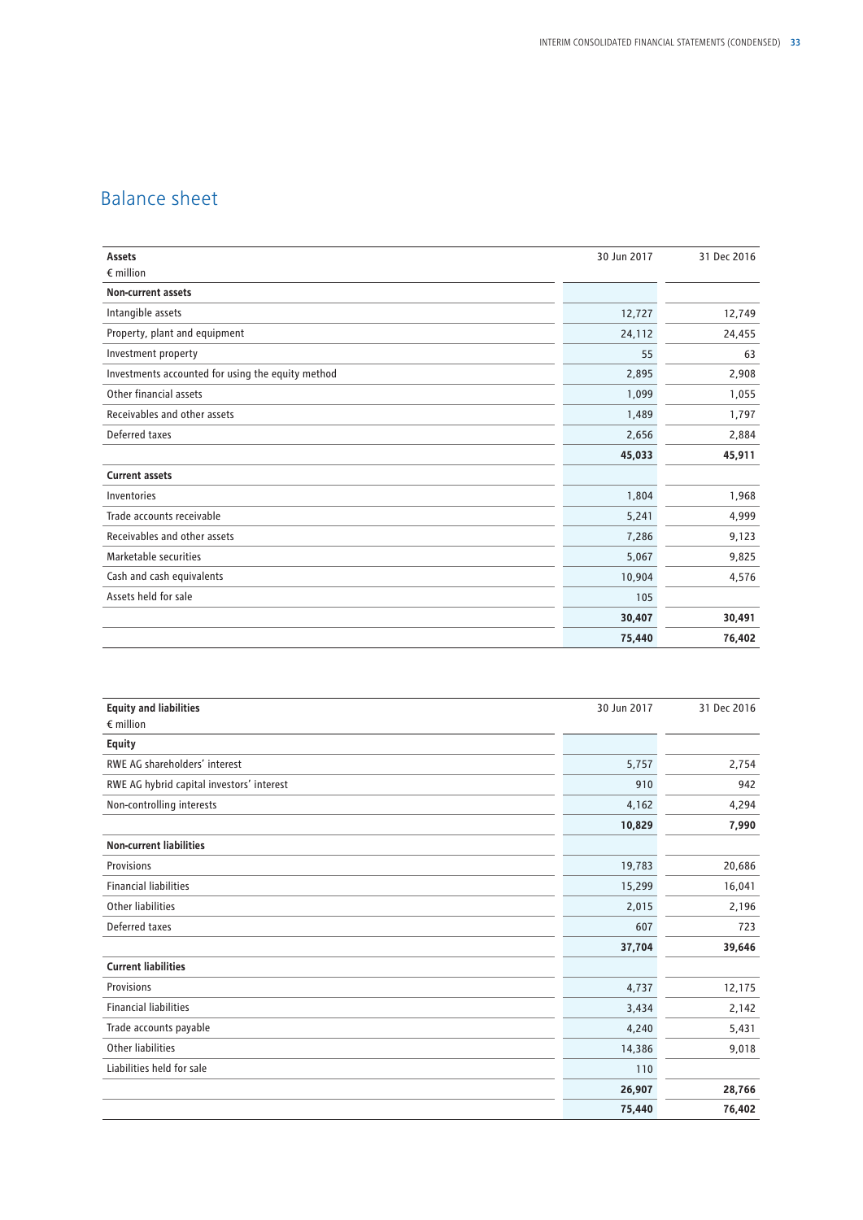# Balance sheet

| Assets<br>€ million | 30 Jun 2017 | 31 Dec 2016 |
|---|---|---|
| **Non-current assets** | | |
| Intangible assets | 12,727 | 12,749 |
| Property, plant and equipment | 24,112 | 24,455 |
| Investment property | 55 | 63 |
| Investments accounted for using the equity method | 2,895 | 2,908 |
| Other financial assets | 1,099 | 1,055 |
| Receivables and other assets | 1,489 | 1,797 |
| Deferred taxes | 2,656 | 2,884 |
| | **45,033** | **45,911** |
| **Current assets** | | |
| Inventories | 1,804 | 1,968 |
| Trade accounts receivable | 5,241 | 4,999 |
| Receivables and other assets | 7,286 | 9,123 |
| Marketable securities | 5,067 | 9,825 |
| Cash and cash equivalents | 10,904 | 4,576 |
| Assets held for sale | 105 | |
| | **30,407** | **30,491** |
| | **75,440** | **76,402** |

| Equity and liabilities<br>€ million | 30 Jun 2017 | 31 Dec 2016 |
|---|---|---|
| **Equity** | | |
| RWE AG shareholders' interest | 5,757 | 2,754 |
| RWE AG hybrid capital investors' interest | 910 | 942 |
| Non-controlling interests | 4,162 | 4,294 |
| | **10,829** | **7,990** |
| **Non-current liabilities** | | |
| Provisions | 19,783 | 20,686 |
| Financial liabilities | 15,299 | 16,041 |
| Other liabilities | 2,015 | 2,196 |
| Deferred taxes | 607 | 723 |
| | **37,704** | **39,646** |
| **Current liabilities** | | |
| Provisions | 4,737 | 12,175 |
| Financial liabilities | 3,434 | 2,142 |
| Trade accounts payable | 4,240 | 5,431 |
| Other liabilities | 14,386 | 9,018 |
| Liabilities held for sale | 110 | |
| | **26,907** | **28,766** |
| | **75,440** | **76,402** |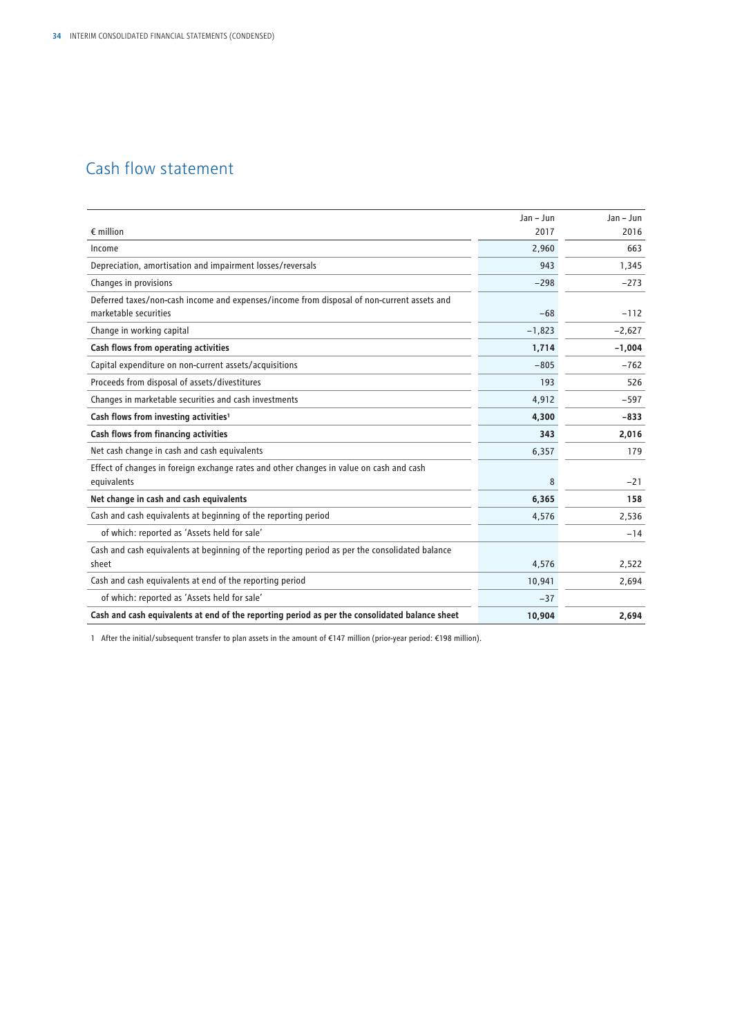# Cash flow statement

| € million | Jan – Jun 2017 | Jan – Jun 2016 |
|---|---|---|
| Income | 2,960 | 663 |
| Depreciation, amortisation and impairment losses/reversals | 943 | 1,345 |
| Changes in provisions | −298 | −273 |
| Deferred taxes/non-cash income and expenses/income from disposal of non-current assets and marketable securities | −68 | −112 |
| Change in working capital | −1,823 | −2,627 |
| **Cash flows from operating activities** | **1,714** | **−1,004** |
| Capital expenditure on non-current assets/acquisitions | −805 | −762 |
| Proceeds from disposal of assets/divestitures | 193 | 526 |
| Changes in marketable securities and cash investments | 4,912 | −597 |
| **Cash flows from investing activities**[1] | **4,300** | **−833** |
| **Cash flows from financing activities** | **343** | **2,016** |
| Net cash change in cash and cash equivalents | 6,357 | 179 |
| Effect of changes in foreign exchange rates and other changes in value on cash and cash equivalents | 8 | −21 |
| **Net change in cash and cash equivalents** | **6,365** | **158** |
| Cash and cash equivalents at beginning of the reporting period | 4,576 | 2,536 |
| of which: reported as 'Assets held for sale' | | −14 |
| Cash and cash equivalents at beginning of the reporting period as per the consolidated balance sheet | 4,576 | 2,522 |
| Cash and cash equivalents at end of the reporting period | 10,941 | 2,694 |
| of which: reported as 'Assets held for sale' | −37 | |
| **Cash and cash equivalents at end of the reporting period as per the consolidated balance sheet** | **10,904** | **2,694** |

1 After the initial/subsequent transfer to plan assets in the amount of €147 million (prior-year period: €198 million).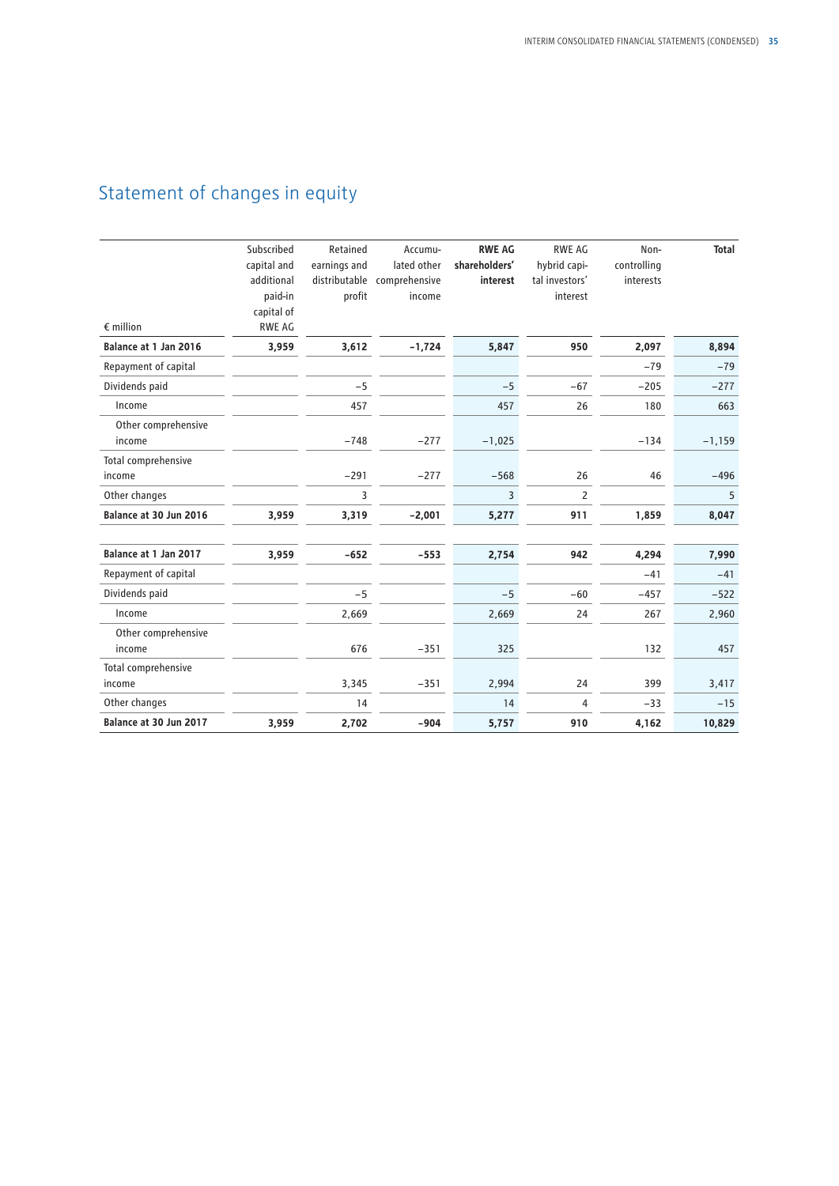# Statement of changes in equity

| € million | Subscribed capital and additional paid-in capital of RWE AG | Retained earnings and distributable profit | Accumulated other comprehensive income | **RWE AG shareholders' interest** | RWE AG hybrid capital investors' interest | Non-controlling interests | **Total** |
|---|---|---|---|---|---|---|---|
| **Balance at 1 Jan 2016** | **3,959** | **3,612** | **−1,724** | **5,847** | **950** | **2,097** | **8,894** |
| Repayment of capital | | | | | | −79 | −79 |
| Dividends paid | | −5 | | −5 | −67 | −205 | −277 |
| Income | | 457 | | 457 | 26 | 180 | 663 |
| Other comprehensive income | | −748 | −277 | −1,025 | | −134 | −1,159 |
| Total comprehensive income | | −291 | −277 | −568 | 26 | 46 | −496 |
| Other changes | | 3 | | 3 | 2 | | 5 |
| **Balance at 30 Jun 2016** | **3,959** | **3,319** | **−2,001** | **5,277** | **911** | **1,859** | **8,047** |
| | | | | | | | |
| **Balance at 1 Jan 2017** | **3,959** | **−652** | **−553** | **2,754** | **942** | **4,294** | **7,990** |
| Repayment of capital | | | | | | −41 | −41 |
| Dividends paid | | −5 | | −5 | −60 | −457 | −522 |
| Income | | 2,669 | | 2,669 | 24 | 267 | 2,960 |
| Other comprehensive income | | 676 | −351 | 325 | | 132 | 457 |
| Total comprehensive income | | 3,345 | −351 | 2,994 | 24 | 399 | 3,417 |
| Other changes | | 14 | | 14 | 4 | −33 | −15 |
| **Balance at 30 Jun 2017** | **3,959** | **2,702** | **−904** | **5,757** | **910** | **4,162** | **10,829** |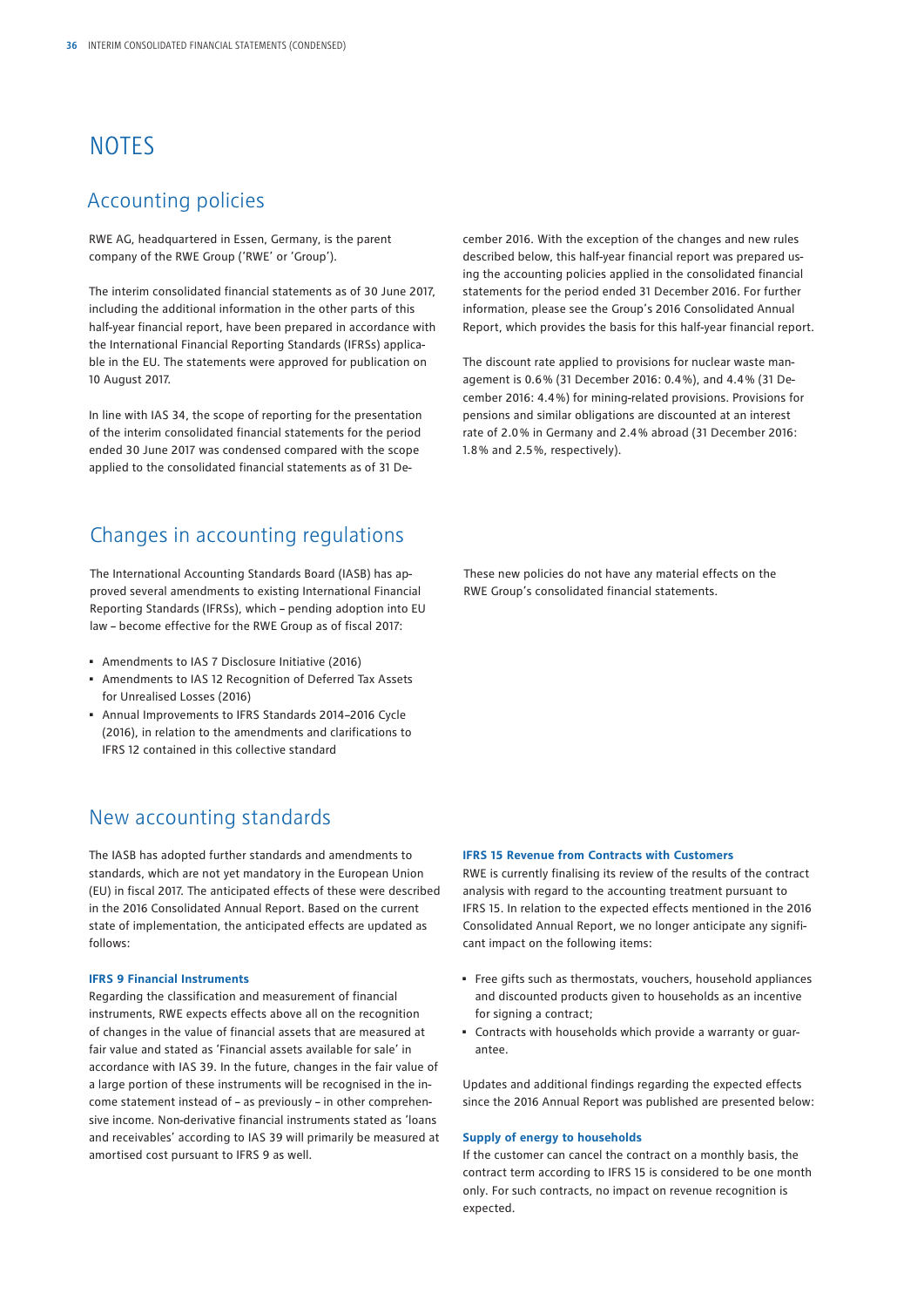# NOTES

## Accounting policies

RWE AG, headquartered in Essen, Germany, is the parent company of the RWE Group ('RWE' or 'Group').

The interim consolidated financial statements as of 30 June 2017, including the additional information in the other parts of this half-year financial report, have been prepared in accordance with the International Financial Reporting Standards (IFRSs) applicable in the EU. The statements were approved for publication on 10 August 2017.

In line with IAS 34, the scope of reporting for the presentation of the interim consolidated financial statements for the period ended 30 June 2017 was condensed compared with the scope applied to the consolidated financial statements as of 31 December 2016. With the exception of the changes and new rules described below, this half-year financial report was prepared using the accounting policies applied in the consolidated financial statements for the period ended 31 December 2016. For further information, please see the Group's 2016 Consolidated Annual Report, which provides the basis for this half-year financial report.

The discount rate applied to provisions for nuclear waste management is 0.6% (31 December 2016: 0.4%), and 4.4% (31 December 2016: 4.4%) for mining-related provisions. Provisions for pensions and similar obligations are discounted at an interest rate of 2.0% in Germany and 2.4% abroad (31 December 2016: 1.8% and 2.5%, respectively).

## Changes in accounting regulations

The International Accounting Standards Board (IASB) has approved several amendments to existing International Financial Reporting Standards (IFRSs), which – pending adoption into EU law – become effective for the RWE Group as of fiscal 2017:

- Amendments to IAS 7 Disclosure Initiative (2016)
- Amendments to IAS 12 Recognition of Deferred Tax Assets for Unrealised Losses (2016)
- Annual Improvements to IFRS Standards 2014–2016 Cycle (2016), in relation to the amendments and clarifications to IFRS 12 contained in this collective standard

These new policies do not have any material effects on the RWE Group's consolidated financial statements.

## New accounting standards

The IASB has adopted further standards and amendments to standards, which are not yet mandatory in the European Union (EU) in fiscal 2017. The anticipated effects of these were described in the 2016 Consolidated Annual Report. Based on the current state of implementation, the anticipated effects are updated as follows:

**IFRS 9 Financial Instruments**

Regarding the classification and measurement of financial instruments, RWE expects effects above all on the recognition of changes in the value of financial assets that are measured at fair value and stated as 'Financial assets available for sale' in accordance with IAS 39. In the future, changes in the fair value of a large portion of these instruments will be recognised in the income statement instead of – as previously – in other comprehensive income. Non-derivative financial instruments stated as 'loans and receivables' according to IAS 39 will primarily be measured at amortised cost pursuant to IFRS 9 as well.

**IFRS 15 Revenue from Contracts with Customers**

RWE is currently finalising its review of the results of the contract analysis with regard to the accounting treatment pursuant to IFRS 15. In relation to the expected effects mentioned in the 2016 Consolidated Annual Report, we no longer anticipate any significant impact on the following items:

- Free gifts such as thermostats, vouchers, household appliances and discounted products given to households as an incentive for signing a contract;
- Contracts with households which provide a warranty or guarantee.

Updates and additional findings regarding the expected effects since the 2016 Annual Report was published are presented below:

**Supply of energy to households**

If the customer can cancel the contract on a monthly basis, the contract term according to IFRS 15 is considered to be one month only. For such contracts, no impact on revenue recognition is expected.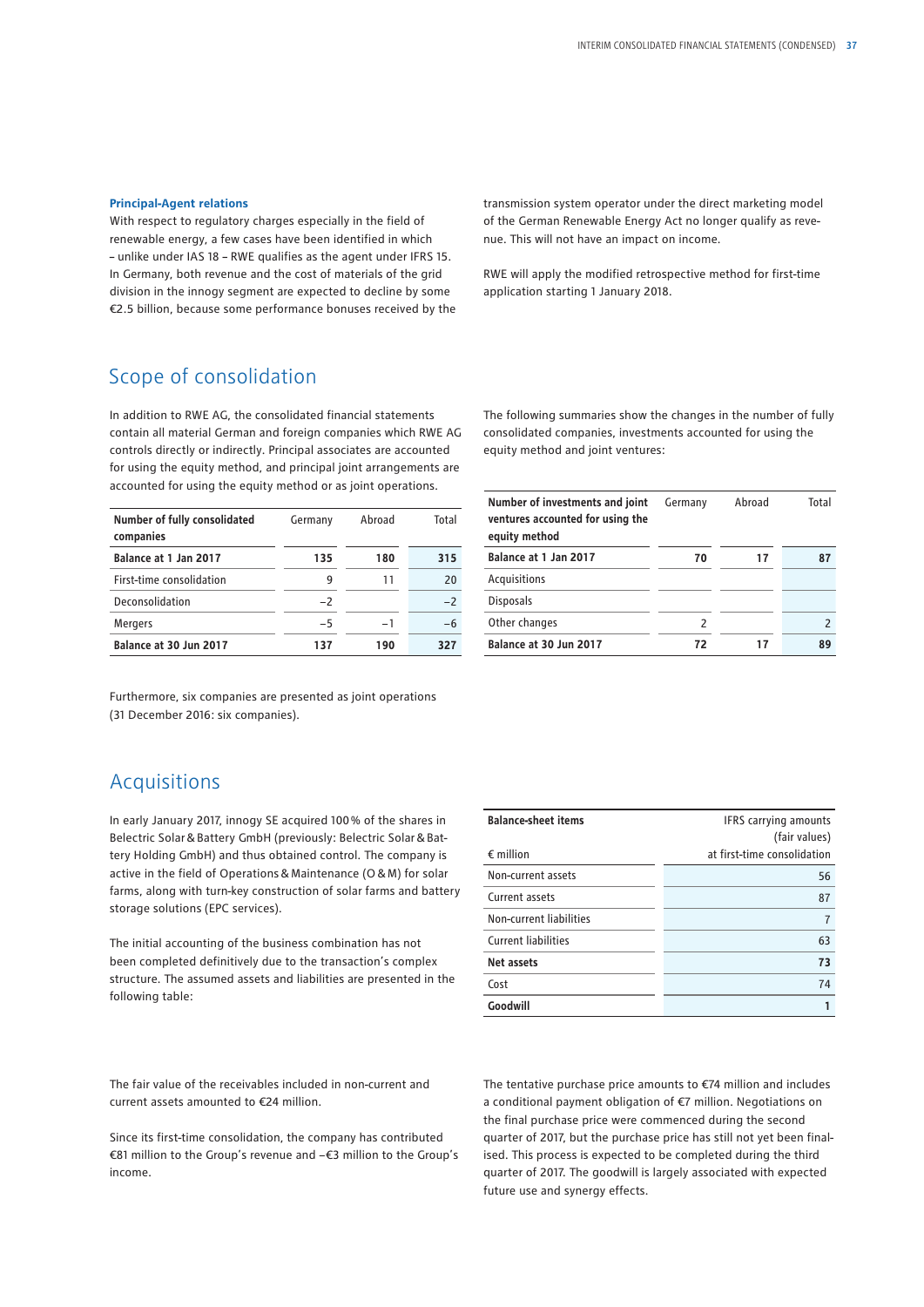**Principal-Agent relations**

With respect to regulatory charges especially in the field of renewable energy, a few cases have been identified in which – unlike under IAS 18 – RWE qualifies as the agent under IFRS 15. In Germany, both revenue and the cost of materials of the grid division in the innogy segment are expected to decline by some €2.5 billion, because some performance bonuses received by the transmission system operator under the direct marketing model of the German Renewable Energy Act no longer qualify as revenue. This will not have an impact on income.

RWE will apply the modified retrospective method for first-time application starting 1 January 2018.

## Scope of consolidation

In addition to RWE AG, the consolidated financial statements contain all material German and foreign companies which RWE AG controls directly or indirectly. Principal associates are accounted for using the equity method, and principal joint arrangements are accounted for using the equity method or as joint operations.

The following summaries show the changes in the number of fully consolidated companies, investments accounted for using the equity method and joint ventures:

| Number of fully consolidated companies | Germany | Abroad | Total |
|---|---|---|---|
| **Balance at 1 Jan 2017** | **135** | **180** | **315** |
| First-time consolidation | 9 | 11 | 20 |
| Deconsolidation | −2 | | −2 |
| Mergers | −5 | −1 | −6 |
| **Balance at 30 Jun 2017** | **137** | **190** | **327** |

| Number of investments and joint ventures accounted for using the equity method | Germany | Abroad | Total |
|---|---|---|---|
| **Balance at 1 Jan 2017** | **70** | **17** | **87** |
| Acquisitions | | | |
| Disposals | | | |
| Other changes | 2 | | 2 |
| **Balance at 30 Jun 2017** | **72** | **17** | **89** |

Furthermore, six companies are presented as joint operations (31 December 2016: six companies).

## Acquisitions

In early January 2017, innogy SE acquired 100% of the shares in Belectric Solar & Battery GmbH (previously: Belectric Solar & Battery Holding GmbH) and thus obtained control. The company is active in the field of Operations & Maintenance (O & M) for solar farms, along with turn-key construction of solar farms and battery storage solutions (EPC services).

The initial accounting of the business combination has not been completed definitively due to the transaction's complex structure. The assumed assets and liabilities are presented in the following table:

| Balance-sheet items<br>€ million | IFRS carrying amounts (fair values) at first-time consolidation |
|---|---|
| Non-current assets | 56 |
| Current assets | 87 |
| Non-current liabilities | 7 |
| Current liabilities | 63 |
| **Net assets** | **73** |
| Cost | 74 |
| **Goodwill** | **1** |

The fair value of the receivables included in non-current and current assets amounted to €24 million.

Since its first-time consolidation, the company has contributed €81 million to the Group's revenue and −€3 million to the Group's income.

The tentative purchase price amounts to €74 million and includes a conditional payment obligation of €7 million. Negotiations on the final purchase price were commenced during the second quarter of 2017, but the purchase price has still not yet been finalised. This process is expected to be completed during the third quarter of 2017. The goodwill is largely associated with expected future use and synergy effects.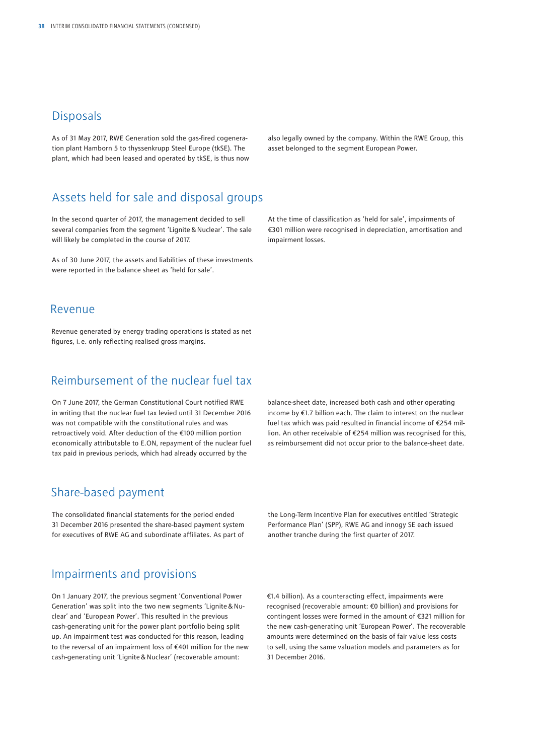## Disposals

As of 31 May 2017, RWE Generation sold the gas-fired cogeneration plant Hamborn 5 to thyssenkrupp Steel Europe (tkSE). The plant, which had been leased and operated by tkSE, is thus now also legally owned by the company. Within the RWE Group, this asset belonged to the segment European Power.

## Assets held for sale and disposal groups

In the second quarter of 2017, the management decided to sell several companies from the segment 'Lignite & Nuclear'. The sale will likely be completed in the course of 2017.

As of 30 June 2017, the assets and liabilities of these investments were reported in the balance sheet as 'held for sale'.

At the time of classification as 'held for sale', impairments of €301 million were recognised in depreciation, amortisation and impairment losses.

## Revenue

Revenue generated by energy trading operations is stated as net figures, i. e. only reflecting realised gross margins.

## Reimbursement of the nuclear fuel tax

On 7 June 2017, the German Constitutional Court notified RWE in writing that the nuclear fuel tax levied until 31 December 2016 was not compatible with the constitutional rules and was retroactively void. After deduction of the €100 million portion economically attributable to E.ON, repayment of the nuclear fuel tax paid in previous periods, which had already occurred by the balance-sheet date, increased both cash and other operating income by €1.7 billion each. The claim to interest on the nuclear fuel tax which was paid resulted in financial income of €254 million. An other receivable of €254 million was recognised for this, as reimbursement did not occur prior to the balance-sheet date.

## Share-based payment

The consolidated financial statements for the period ended 31 December 2016 presented the share-based payment system for executives of RWE AG and subordinate affiliates. As part of the Long-Term Incentive Plan for executives entitled 'Strategic Performance Plan' (SPP), RWE AG and innogy SE each issued another tranche during the first quarter of 2017.

## Impairments and provisions

On 1 January 2017, the previous segment 'Conventional Power Generation' was split into the two new segments 'Lignite & Nuclear' and 'European Power'. This resulted in the previous cash-generating unit for the power plant portfolio being split up. An impairment test was conducted for this reason, leading to the reversal of an impairment loss of €401 million for the new cash-generating unit 'Lignite & Nuclear' (recoverable amount: €1.4 billion). As a counteracting effect, impairments were recognised (recoverable amount: €0 billion) and provisions for contingent losses were formed in the amount of €321 million for the new cash-generating unit 'European Power'. The recoverable amounts were determined on the basis of fair value less costs to sell, using the same valuation models and parameters as for 31 December 2016.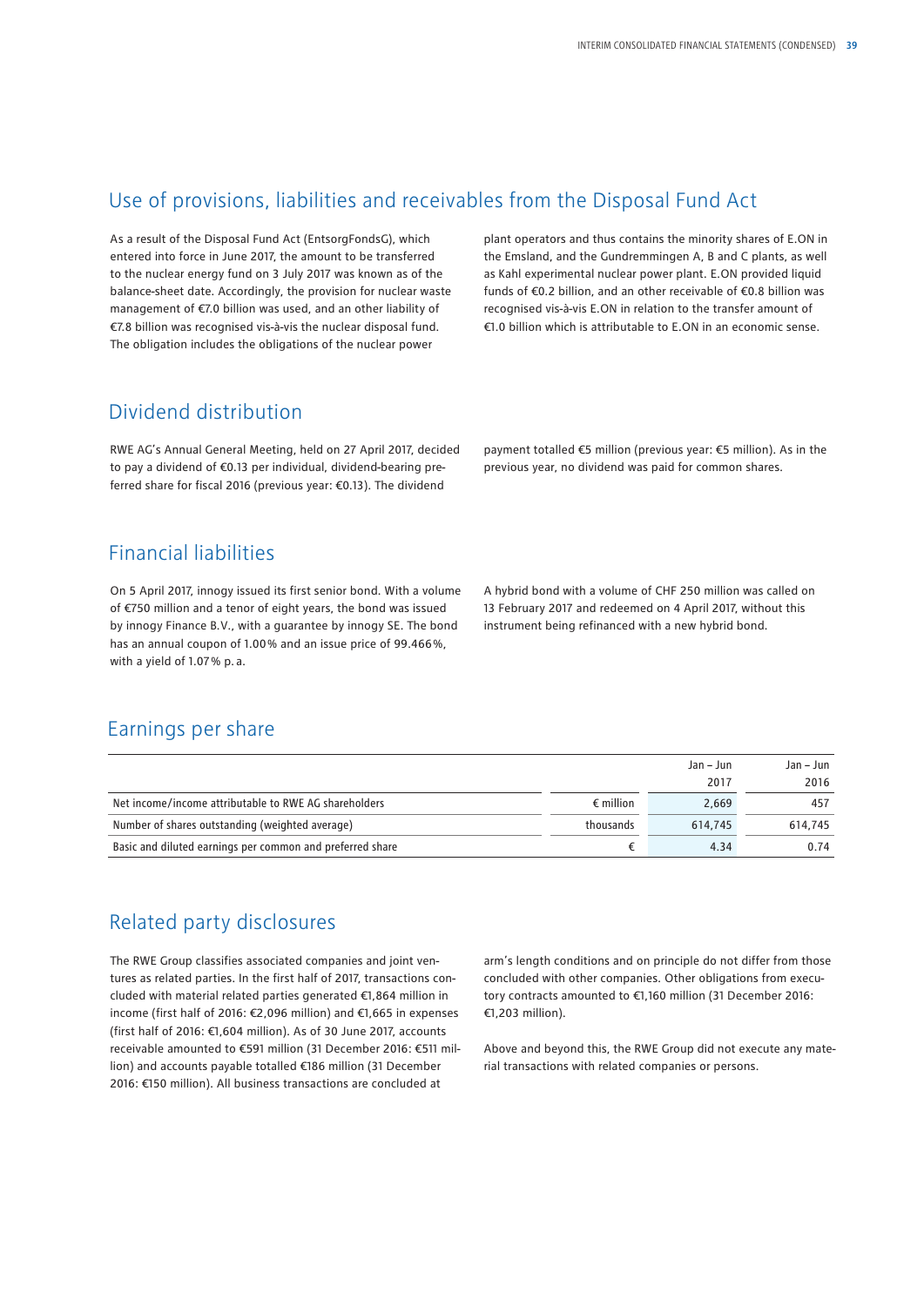## Use of provisions, liabilities and receivables from the Disposal Fund Act

As a result of the Disposal Fund Act (EntsorgFondsG), which entered into force in June 2017, the amount to be transferred to the nuclear energy fund on 3 July 2017 was known as of the balance-sheet date. Accordingly, the provision for nuclear waste management of €7.0 billion was used, and an other liability of €7.8 billion was recognised vis-à-vis the nuclear disposal fund. The obligation includes the obligations of the nuclear power plant operators and thus contains the minority shares of E.ON in the Emsland, and the Gundremmingen A, B and C plants, as well as Kahl experimental nuclear power plant. E.ON provided liquid funds of €0.2 billion, and an other receivable of €0.8 billion was recognised vis-à-vis E.ON in relation to the transfer amount of €1.0 billion which is attributable to E.ON in an economic sense.

## Dividend distribution

RWE AG's Annual General Meeting, held on 27 April 2017, decided to pay a dividend of €0.13 per individual, dividend-bearing preferred share for fiscal 2016 (previous year: €0.13). The dividend payment totalled €5 million (previous year: €5 million). As in the previous year, no dividend was paid for common shares.

## Financial liabilities

On 5 April 2017, innogy issued its first senior bond. With a volume of €750 million and a tenor of eight years, the bond was issued by innogy Finance B.V., with a guarantee by innogy SE. The bond has an annual coupon of 1.00% and an issue price of 99.466%, with a yield of 1.07% p. a.

A hybrid bond with a volume of CHF 250 million was called on 13 February 2017 and redeemed on 4 April 2017, without this instrument being refinanced with a new hybrid bond.

## Earnings per share

| | | Jan – Jun 2017 | Jan – Jun 2016 |
|---|---|---|---|
| Net income/income attributable to RWE AG shareholders | € million | 2,669 | 457 |
| Number of shares outstanding (weighted average) | thousands | 614,745 | 614,745 |
| Basic and diluted earnings per common and preferred share | € | 4.34 | 0.74 |

## Related party disclosures

The RWE Group classifies associated companies and joint ventures as related parties. In the first half of 2017, transactions concluded with material related parties generated €1,864 million in income (first half of 2016: €2,096 million) and €1,665 in expenses (first half of 2016: €1,604 million). As of 30 June 2017, accounts receivable amounted to €591 million (31 December 2016: €511 million) and accounts payable totalled €186 million (31 December 2016: €150 million). All business transactions are concluded at arm's length conditions and on principle do not differ from those concluded with other companies. Other obligations from executory contracts amounted to €1,160 million (31 December 2016: €1,203 million).

Above and beyond this, the RWE Group did not execute any material transactions with related companies or persons.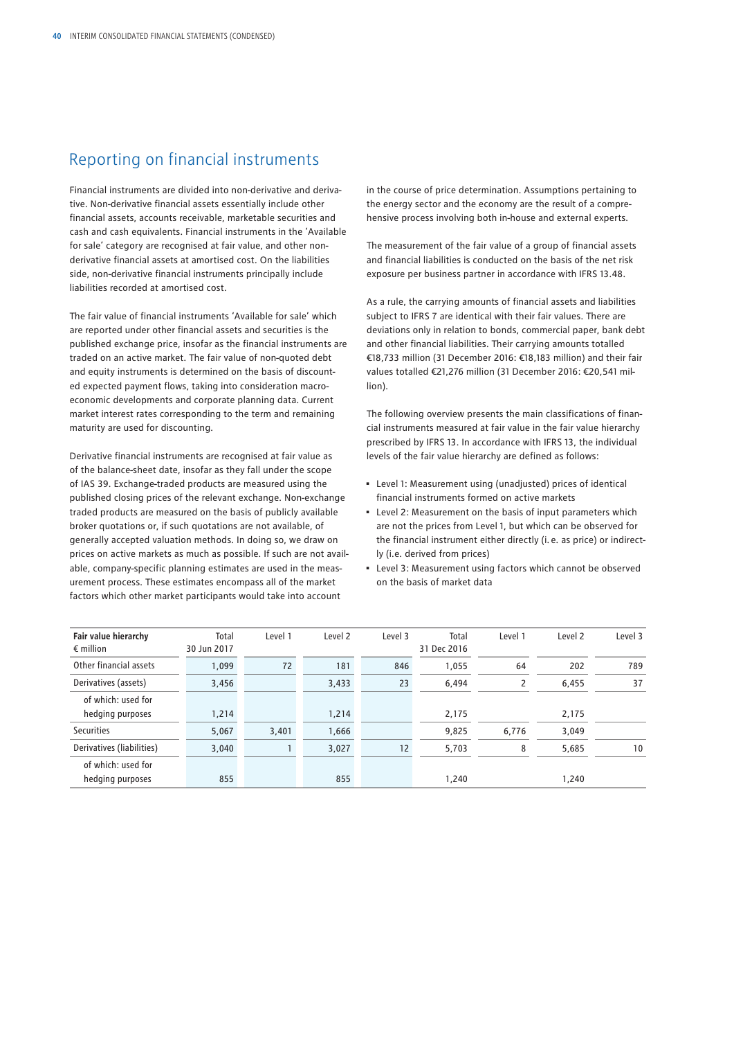## Reporting on financial instruments

Financial instruments are divided into non-derivative and derivative. Non-derivative financial assets essentially include other financial assets, accounts receivable, marketable securities and cash and cash equivalents. Financial instruments in the 'Available for sale' category are recognised at fair value, and other non-derivative financial assets at amortised cost. On the liabilities side, non-derivative financial instruments principally include liabilities recorded at amortised cost.

The fair value of financial instruments 'Available for sale' which are reported under other financial assets and securities is the published exchange price, insofar as the financial instruments are traded on an active market. The fair value of non-quoted debt and equity instruments is determined on the basis of discounted expected payment flows, taking into consideration macroeconomic developments and corporate planning data. Current market interest rates corresponding to the term and remaining maturity are used for discounting.

Derivative financial instruments are recognised at fair value as of the balance-sheet date, insofar as they fall under the scope of IAS 39. Exchange-traded products are measured using the published closing prices of the relevant exchange. Non-exchange traded products are measured on the basis of publicly available broker quotations or, if such quotations are not available, of generally accepted valuation methods. In doing so, we draw on prices on active markets as much as possible. If such are not available, company-specific planning estimates are used in the measurement process. These estimates encompass all of the market factors which other market participants would take into account in the course of price determination. Assumptions pertaining to the energy sector and the economy are the result of a comprehensive process involving both in-house and external experts.

The measurement of the fair value of a group of financial assets and financial liabilities is conducted on the basis of the net risk exposure per business partner in accordance with IFRS 13.48.

As a rule, the carrying amounts of financial assets and liabilities subject to IFRS 7 are identical with their fair values. There are deviations only in relation to bonds, commercial paper, bank debt and other financial liabilities. Their carrying amounts totalled €18,733 million (31 December 2016: €18,183 million) and their fair values totalled €21,276 million (31 December 2016: €20,541 million).

The following overview presents the main classifications of financial instruments measured at fair value in the fair value hierarchy prescribed by IFRS 13. In accordance with IFRS 13, the individual levels of the fair value hierarchy are defined as follows:

- Level 1: Measurement using (unadjusted) prices of identical financial instruments formed on active markets
- Level 2: Measurement on the basis of input parameters which are not the prices from Level 1, but which can be observed for the financial instrument either directly (i. e. as price) or indirectly (i.e. derived from prices)
- Level 3: Measurement using factors which cannot be observed on the basis of market data

| **Fair value hierarchy** € million | Total 30 Jun 2017 | Level 1 | Level 2 | Level 3 | Total 31 Dec 2016 | Level 1 | Level 2 | Level 3 |
|---|---|---|---|---|---|---|---|---|
| Other financial assets | 1,099 | 72 | 181 | 846 | 1,055 | 64 | 202 | 789 |
| Derivatives (assets) | 3,456 | | 3,433 | 23 | 6,494 | 2 | 6,455 | 37 |
| of which: used for hedging purposes | 1,214 | | 1,214 | | 2,175 | | 2,175 | |
| Securities | 5,067 | 3,401 | 1,666 | | 9,825 | 6,776 | 3,049 | |
| Derivatives (liabilities) | 3,040 | 1 | 3,027 | 12 | 5,703 | 8 | 5,685 | 10 |
| of which: used for hedging purposes | 855 | | 855 | | 1,240 | | 1,240 | |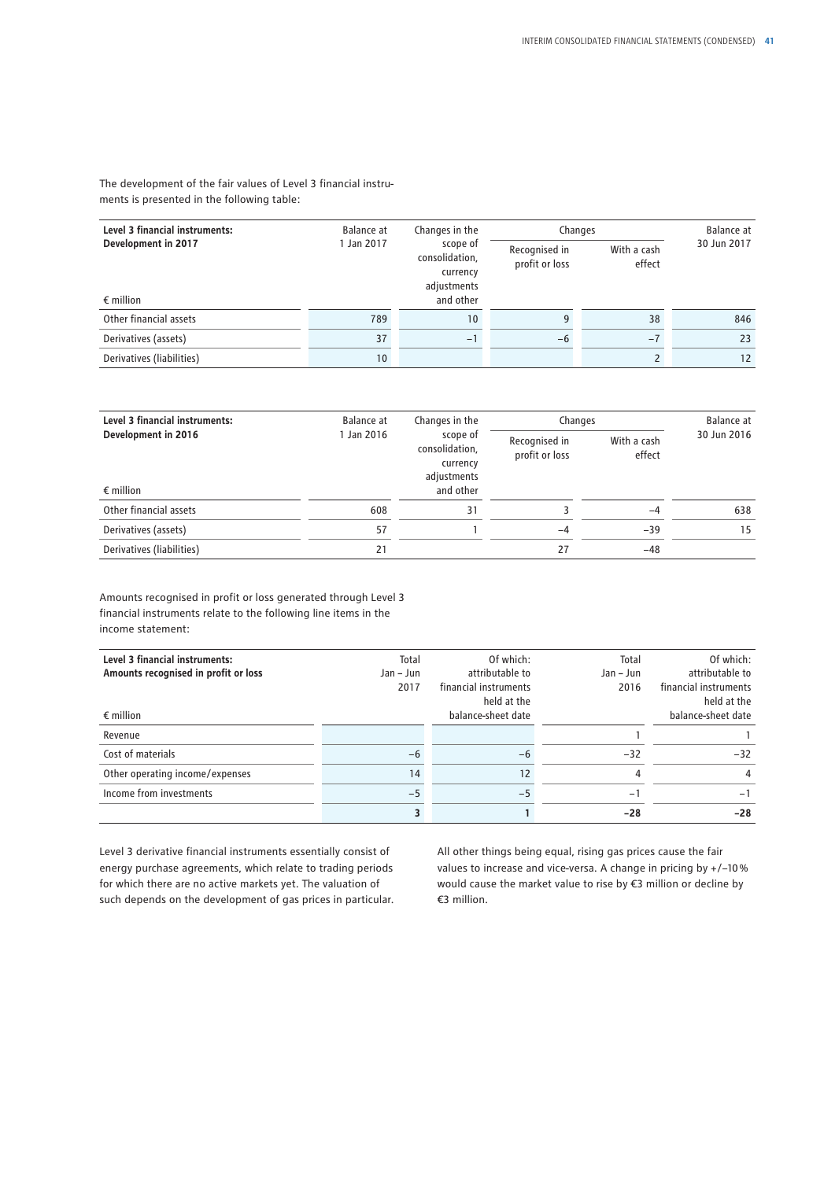The development of the fair values of Level 3 financial instruments is presented in the following table:

| **Level 3 financial instruments: Development in 2017**<br><br>€ million | Balance at 1 Jan 2017 | Changes in the scope of consolidation, currency adjustments and other | Changes | | Balance at 30 Jun 2017 |
|---|---|---|---|---|---|
| | | | Recognised in profit or loss | With a cash effect | |
| Other financial assets | 789 | 10 | 9 | 38 | 846 |
| Derivatives (assets) | 37 | −1 | −6 | −7 | 23 |
| Derivatives (liabilities) | 10 | | | 2 | 12 |

| **Level 3 financial instruments: Development in 2016**<br><br>€ million | Balance at 1 Jan 2016 | Changes in the scope of consolidation, currency adjustments and other | Changes | | Balance at 30 Jun 2016 |
|---|---|---|---|---|---|
| | | | Recognised in profit or loss | With a cash effect | |
| Other financial assets | 608 | 31 | 3 | −4 | 638 |
| Derivatives (assets) | 57 | 1 | −4 | −39 | 15 |
| Derivatives (liabilities) | 21 | | 27 | −48 | |

Amounts recognised in profit or loss generated through Level 3 financial instruments relate to the following line items in the income statement:

| **Level 3 financial instruments: Amounts recognised in profit or loss**<br><br>€ million | Total Jan – Jun 2017 | Of which: attributable to financial instruments held at the balance-sheet date | Total Jan – Jun 2016 | Of which: attributable to financial instruments held at the balance-sheet date |
|---|---|---|---|---|
| Revenue | | | 1 | 1 |
| Cost of materials | −6 | −6 | −32 | −32 |
| Other operating income/expenses | 14 | 12 | 4 | 4 |
| Income from investments | −5 | −5 | −1 | −1 |
| | **3** | **1** | **−28** | **−28** |

Level 3 derivative financial instruments essentially consist of energy purchase agreements, which relate to trading periods for which there are no active markets yet. The valuation of such depends on the development of gas prices in particular. All other things being equal, rising gas prices cause the fair values to increase and vice-versa. A change in pricing by +/−10% would cause the market value to rise by €3 million or decline by €3 million.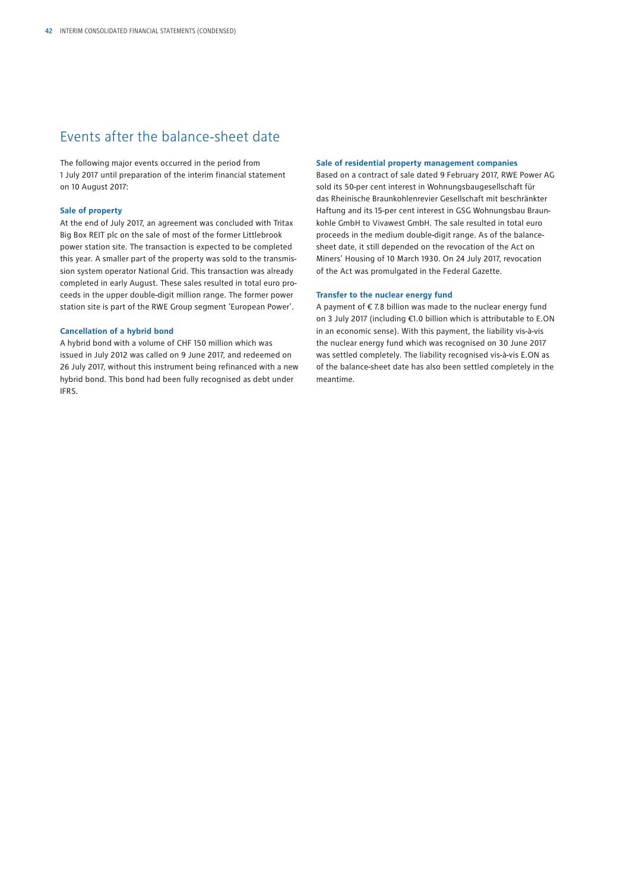# Events after the balance-sheet date

The following major events occurred in the period from 1 July 2017 until preparation of the interim financial statement on 10 August 2017:

### Sale of property

At the end of July 2017, an agreement was concluded with Tritax Big Box REIT plc on the sale of most of the former Littlebrook power station site. The transaction is expected to be completed this year. A smaller part of the property was sold to the transmission system operator National Grid. This transaction was already completed in early August. These sales resulted in total euro proceeds in the upper double-digit million range. The former power station site is part of the RWE Group segment 'European Power'.

### Cancellation of a hybrid bond

A hybrid bond with a volume of CHF 150 million which was issued in July 2012 was called on 9 June 2017, and redeemed on 26 July 2017, without this instrument being refinanced with a new hybrid bond. This bond had been fully recognised as debt under IFRS.

### Sale of residential property management companies

Based on a contract of sale dated 9 February 2017, RWE Power AG sold its 50-per cent interest in Wohnungsbaugesellschaft für das Rheinische Braunkohlenrevier Gesellschaft mit beschränkter Haftung and its 15-per cent interest in GSG Wohnungsbau Braunkohle GmbH to Vivawest GmbH. The sale resulted in total euro proceeds in the medium double-digit range. As of the balance-sheet date, it still depended on the revocation of the Act on Miners' Housing of 10 March 1930. On 24 July 2017, revocation of the Act was promulgated in the Federal Gazette.

### Transfer to the nuclear energy fund

A payment of € 7.8 billion was made to the nuclear energy fund on 3 July 2017 (including €1.0 billion which is attributable to E.ON in an economic sense). With this payment, the liability vis-à-vis the nuclear energy fund which was recognised on 30 June 2017 was settled completely. The liability recognised vis-à-vis E.ON as of the balance-sheet date has also been settled completely in the meantime.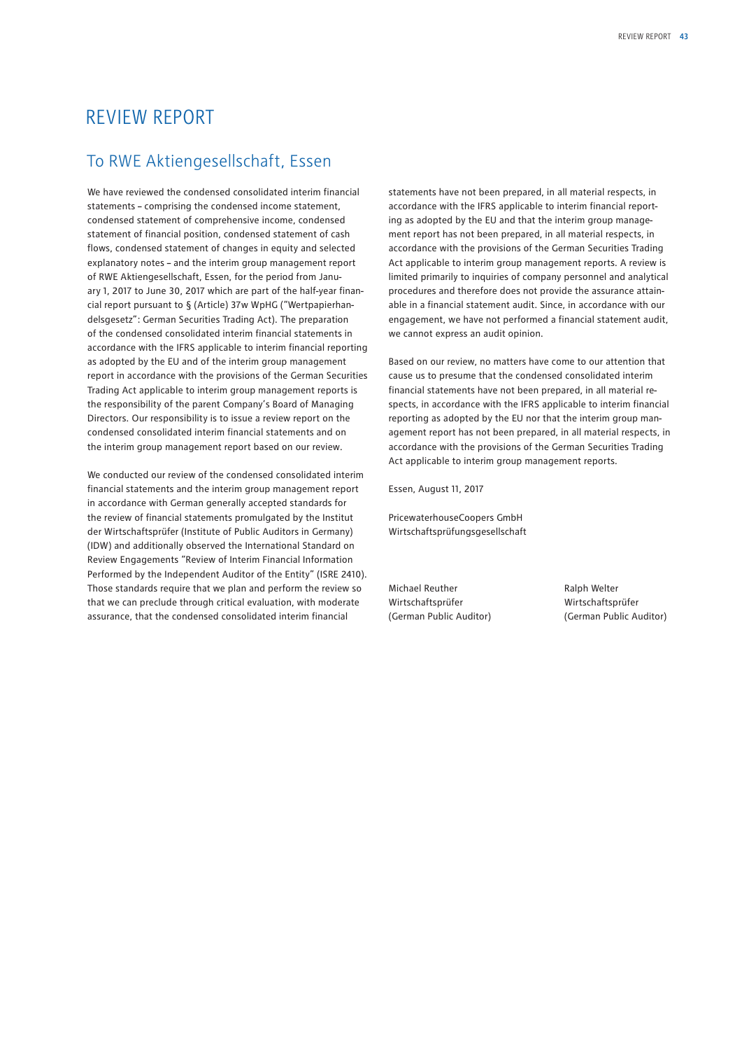# REVIEW REPORT

## To RWE Aktiengesellschaft, Essen

We have reviewed the condensed consolidated interim financial statements – comprising the condensed income statement, condensed statement of comprehensive income, condensed statement of financial position, condensed statement of cash flows, condensed statement of changes in equity and selected explanatory notes – and the interim group management report of RWE Aktiengesellschaft, Essen, for the period from January 1, 2017 to June 30, 2017 which are part of the half-year financial report pursuant to § (Article) 37w WpHG ("Wertpapierhandelsgesetz": German Securities Trading Act). The preparation of the condensed consolidated interim financial statements in accordance with the IFRS applicable to interim financial reporting as adopted by the EU and of the interim group management report in accordance with the provisions of the German Securities Trading Act applicable to interim group management reports is the responsibility of the parent Company's Board of Managing Directors. Our responsibility is to issue a review report on the condensed consolidated interim financial statements and on the interim group management report based on our review.

We conducted our review of the condensed consolidated interim financial statements and the interim group management report in accordance with German generally accepted standards for the review of financial statements promulgated by the Institut der Wirtschaftsprüfer (Institute of Public Auditors in Germany) (IDW) and additionally observed the International Standard on Review Engagements "Review of Interim Financial Information Performed by the Independent Auditor of the Entity" (ISRE 2410). Those standards require that we plan and perform the review so that we can preclude through critical evaluation, with moderate assurance, that the condensed consolidated interim financial statements have not been prepared, in all material respects, in accordance with the IFRS applicable to interim financial reporting as adopted by the EU and that the interim group management report has not been prepared, in all material respects, in accordance with the provisions of the German Securities Trading Act applicable to interim group management reports. A review is limited primarily to inquiries of company personnel and analytical procedures and therefore does not provide the assurance attainable in a financial statement audit. Since, in accordance with our engagement, we have not performed a financial statement audit, we cannot express an audit opinion.

Based on our review, no matters have come to our attention that cause us to presume that the condensed consolidated interim financial statements have not been prepared, in all material respects, in accordance with the IFRS applicable to interim financial reporting as adopted by the EU nor that the interim group management report has not been prepared, in all material respects, in accordance with the provisions of the German Securities Trading Act applicable to interim group management reports.

Essen, August 11, 2017

PricewaterhouseCoopers GmbH
Wirtschaftsprüfungsgesellschaft

Michael Reuther
Wirtschaftsprüfer
(German Public Auditor)

Ralph Welter
Wirtschaftsprüfer
(German Public Auditor)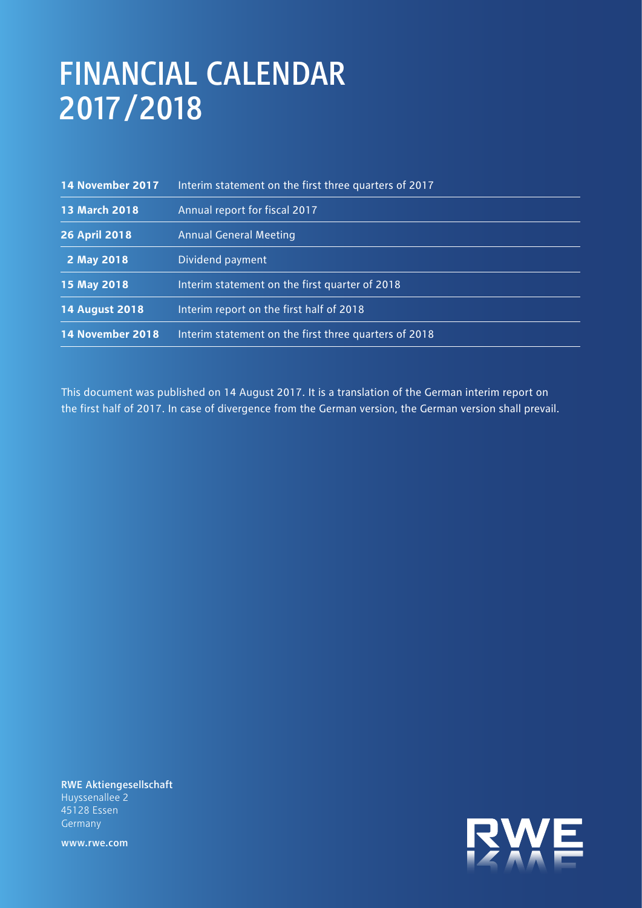# FINANCIAL CALENDAR 2017 / 2018

| | |
|---|---|
| **14 November 2017** | Interim statement on the first three quarters of 2017 |
| **13 March 2018** | Annual report for fiscal 2017 |
| **26 April 2018** | Annual General Meeting |
| **2 May 2018** | Dividend payment |
| **15 May 2018** | Interim statement on the first quarter of 2018 |
| **14 August 2018** | Interim report on the first half of 2018 |
| **14 November 2018** | Interim statement on the first three quarters of 2018 |

This document was published on 14 August 2017. It is a translation of the German interim report on the first half of 2017. In case of divergence from the German version, the German version shall prevail.

**RWE Aktiengesellschaft**
Huyssenallee 2
45128 Essen
Germany

**www.rwe.com**

RWE